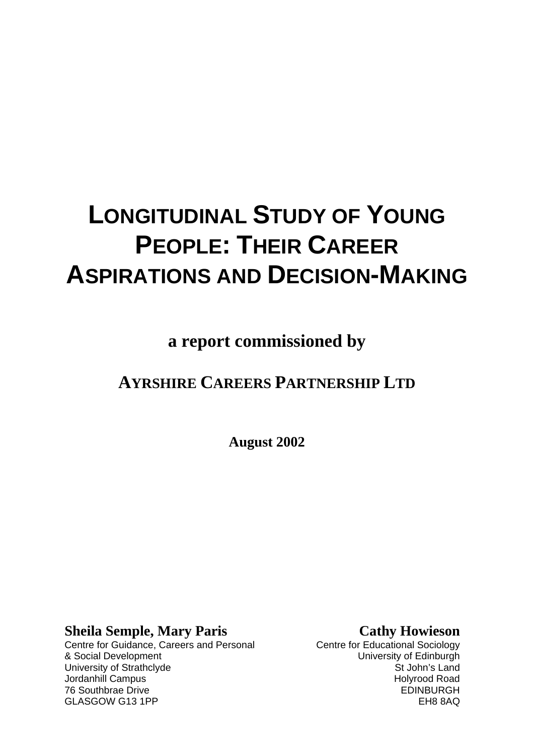# LONGITUDINAL STUDY OF YOUNG PEOPLE: THEIR CAREER ASPIRATIONS AND DECISION-MAKING

**a report commissioned by**

**AYRSHIRE CAREERS PARTNERSHIP LTD**

**August 2002**

**Sheila Semple, Mary Paris**
Centre for Guidance, Careers and Personal & Social Development
University of Strathclyde
Jordanhill Campus
76 Southbrae Drive
GLASGOW G13 1PP

**Cathy Howieson**
Centre for Educational Sociology
University of Edinburgh
St John's Land
Holyrood Road
EDINBURGH
EH8 8AQ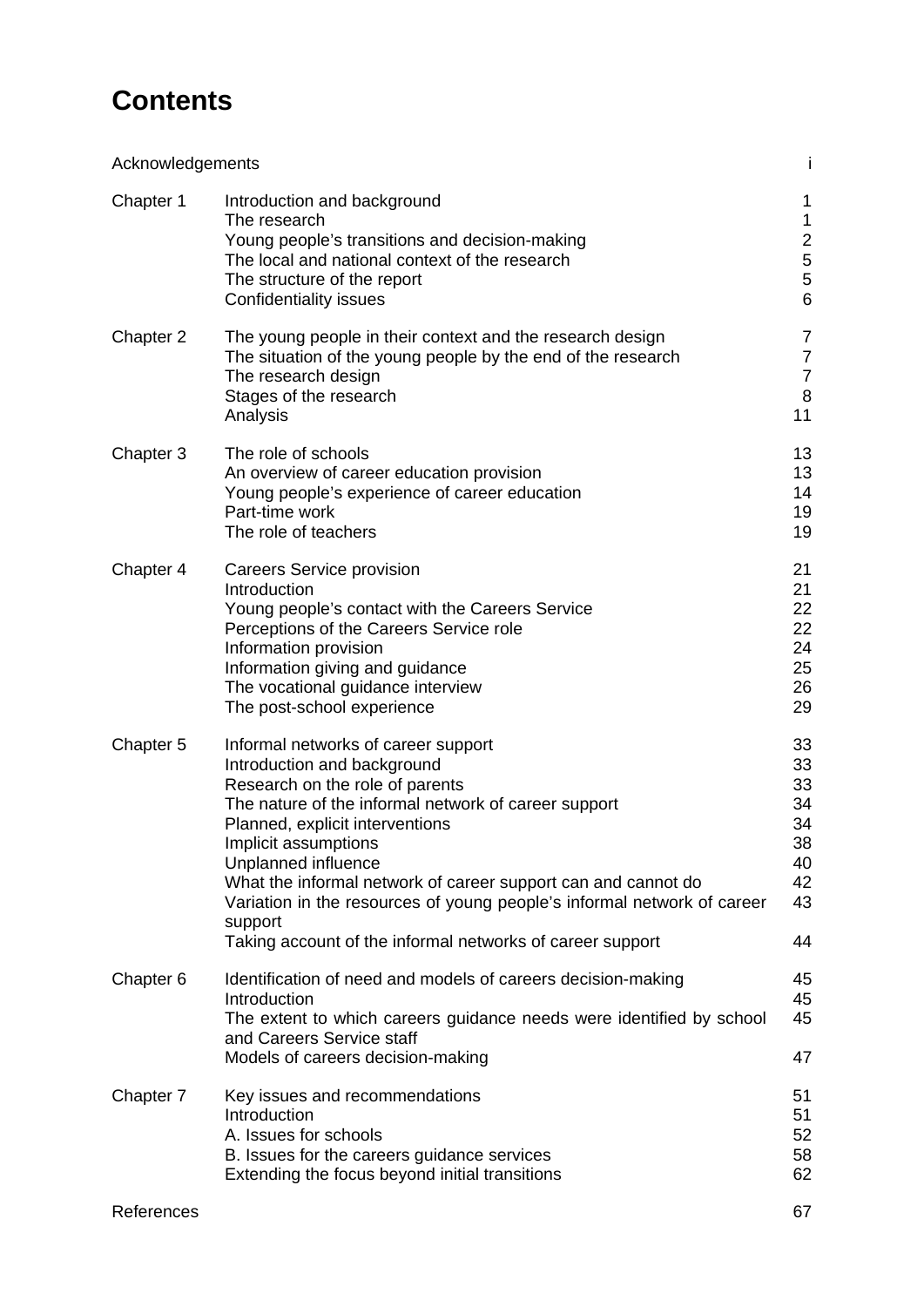# Contents

| | | |
|---|---|---|
| Acknowledgements | | i |
| Chapter 1 | Introduction and background | 1 |
| | The research | 1 |
| | Young people's transitions and decision-making | 2 |
| | The local and national context of the research | 5 |
| | The structure of the report | 5 |
| | Confidentiality issues | 6 |
| Chapter 2 | The young people in their context and the research design | 7 |
| | The situation of the young people by the end of the research | 7 |
| | The research design | 7 |
| | Stages of the research | 8 |
| | Analysis | 11 |
| Chapter 3 | The role of schools | 13 |
| | An overview of career education provision | 13 |
| | Young people's experience of career education | 14 |
| | Part-time work | 19 |
| | The role of teachers | 19 |
| Chapter 4 | Careers Service provision | 21 |
| | Introduction | 21 |
| | Young people's contact with the Careers Service | 22 |
| | Perceptions of the Careers Service role | 22 |
| | Information provision | 24 |
| | Information giving and guidance | 25 |
| | The vocational guidance interview | 26 |
| | The post-school experience | 29 |
| Chapter 5 | Informal networks of career support | 33 |
| | Introduction and background | 33 |
| | Research on the role of parents | 33 |
| | The nature of the informal network of career support | 34 |
| | Planned, explicit interventions | 34 |
| | Implicit assumptions | 38 |
| | Unplanned influence | 40 |
| | What the informal network of career support can and cannot do | 42 |
| | Variation in the resources of young people's informal network of career support | 43 |
| | Taking account of the informal networks of career support | 44 |
| Chapter 6 | Identification of need and models of careers decision-making | 45 |
| | Introduction | 45 |
| | The extent to which careers guidance needs were identified by school and Careers Service staff | 45 |
| | Models of careers decision-making | 47 |
| Chapter 7 | Key issues and recommendations | 51 |
| | Introduction | 51 |
| | A. Issues for schools | 52 |
| | B. Issues for the careers guidance services | 58 |
| | Extending the focus beyond initial transitions | 62 |
| References | | 67 |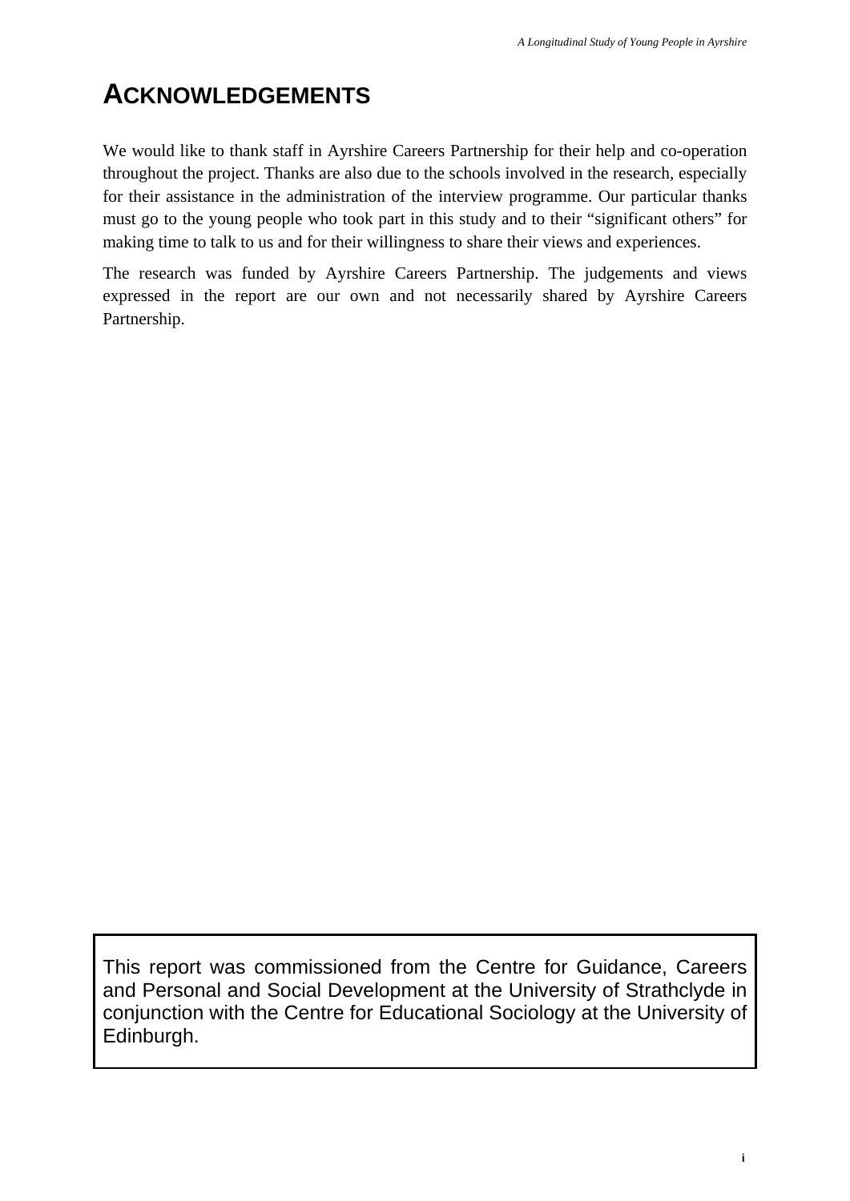# ACKNOWLEDGEMENTS

We would like to thank staff in Ayrshire Careers Partnership for their help and co-operation throughout the project. Thanks are also due to the schools involved in the research, especially for their assistance in the administration of the interview programme. Our particular thanks must go to the young people who took part in this study and to their "significant others" for making time to talk to us and for their willingness to share their views and experiences.

The research was funded by Ayrshire Careers Partnership. The judgements and views expressed in the report are our own and not necessarily shared by Ayrshire Careers Partnership.

This report was commissioned from the Centre for Guidance, Careers and Personal and Social Development at the University of Strathclyde in conjunction with the Centre for Educational Sociology at the University of Edinburgh.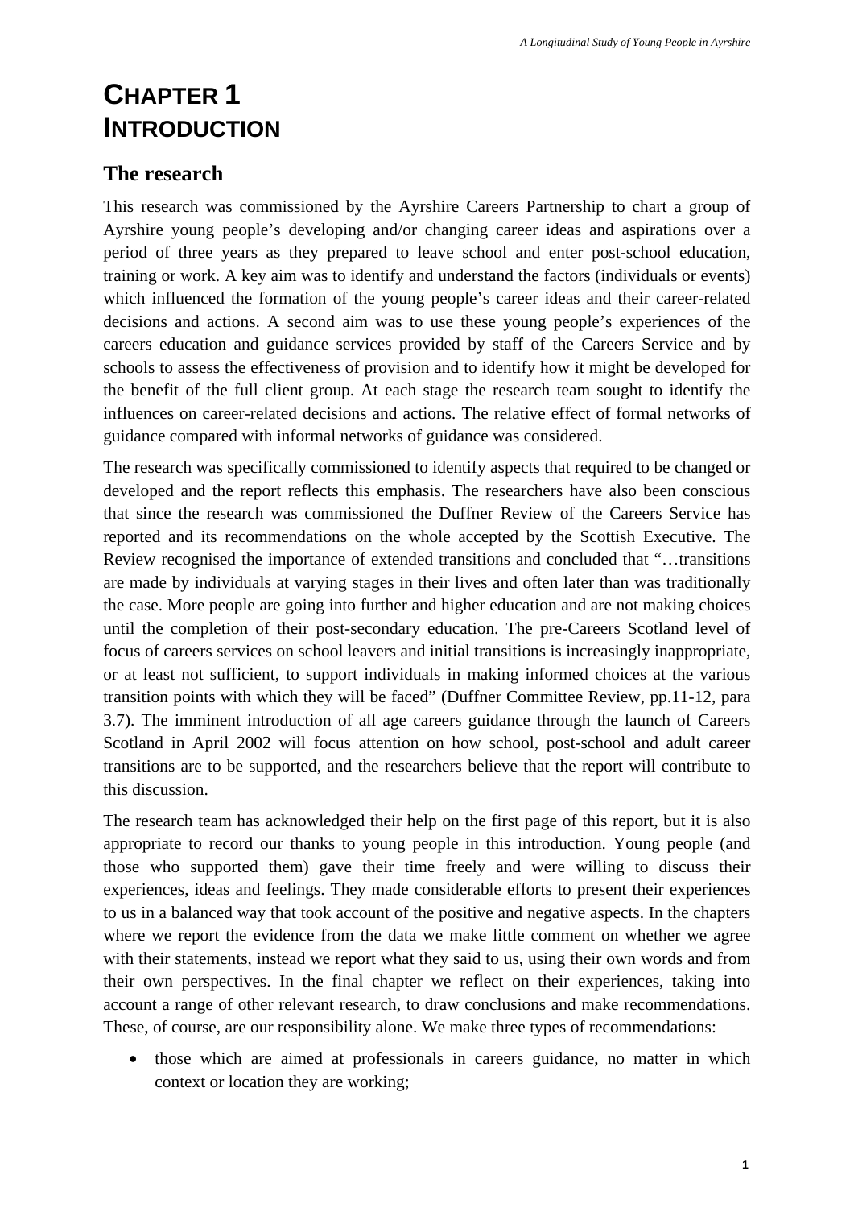# CHAPTER 1
# INTRODUCTION

## The research

This research was commissioned by the Ayrshire Careers Partnership to chart a group of Ayrshire young people's developing and/or changing career ideas and aspirations over a period of three years as they prepared to leave school and enter post-school education, training or work. A key aim was to identify and understand the factors (individuals or events) which influenced the formation of the young people's career ideas and their career-related decisions and actions. A second aim was to use these young people's experiences of the careers education and guidance services provided by staff of the Careers Service and by schools to assess the effectiveness of provision and to identify how it might be developed for the benefit of the full client group. At each stage the research team sought to identify the influences on career-related decisions and actions. The relative effect of formal networks of guidance compared with informal networks of guidance was considered.

The research was specifically commissioned to identify aspects that required to be changed or developed and the report reflects this emphasis. The researchers have also been conscious that since the research was commissioned the Duffner Review of the Careers Service has reported and its recommendations on the whole accepted by the Scottish Executive. The Review recognised the importance of extended transitions and concluded that "…transitions are made by individuals at varying stages in their lives and often later than was traditionally the case. More people are going into further and higher education and are not making choices until the completion of their post-secondary education. The pre-Careers Scotland level of focus of careers services on school leavers and initial transitions is increasingly inappropriate, or at least not sufficient, to support individuals in making informed choices at the various transition points with which they will be faced" (Duffner Committee Review, pp.11-12, para 3.7). The imminent introduction of all age careers guidance through the launch of Careers Scotland in April 2002 will focus attention on how school, post-school and adult career transitions are to be supported, and the researchers believe that the report will contribute to this discussion.

The research team has acknowledged their help on the first page of this report, but it is also appropriate to record our thanks to young people in this introduction. Young people (and those who supported them) gave their time freely and were willing to discuss their experiences, ideas and feelings. They made considerable efforts to present their experiences to us in a balanced way that took account of the positive and negative aspects. In the chapters where we report the evidence from the data we make little comment on whether we agree with their statements, instead we report what they said to us, using their own words and from their own perspectives. In the final chapter we reflect on their experiences, taking into account a range of other relevant research, to draw conclusions and make recommendations. These, of course, are our responsibility alone. We make three types of recommendations:

- those which are aimed at professionals in careers guidance, no matter in which context or location they are working;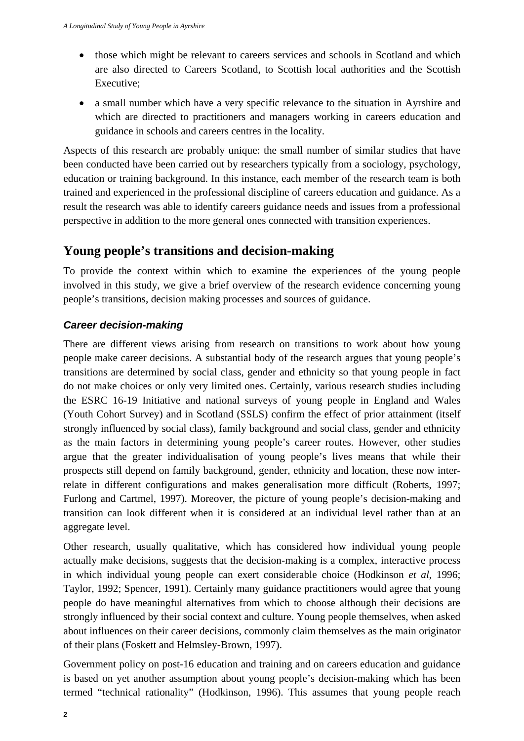- those which might be relevant to careers services and schools in Scotland and which are also directed to Careers Scotland, to Scottish local authorities and the Scottish Executive;
- a small number which have a very specific relevance to the situation in Ayrshire and which are directed to practitioners and managers working in careers education and guidance in schools and careers centres in the locality.

Aspects of this research are probably unique: the small number of similar studies that have been conducted have been carried out by researchers typically from a sociology, psychology, education or training background. In this instance, each member of the research team is both trained and experienced in the professional discipline of careers education and guidance. As a result the research was able to identify careers guidance needs and issues from a professional perspective in addition to the more general ones connected with transition experiences.

## Young people's transitions and decision-making

To provide the context within which to examine the experiences of the young people involved in this study, we give a brief overview of the research evidence concerning young people's transitions, decision making processes and sources of guidance.

### *Career decision-making*

There are different views arising from research on transitions to work about how young people make career decisions. A substantial body of the research argues that young people's transitions are determined by social class, gender and ethnicity so that young people in fact do not make choices or only very limited ones. Certainly, various research studies including the ESRC 16-19 Initiative and national surveys of young people in England and Wales (Youth Cohort Survey) and in Scotland (SSLS) confirm the effect of prior attainment (itself strongly influenced by social class), family background and social class, gender and ethnicity as the main factors in determining young people's career routes. However, other studies argue that the greater individualisation of young people's lives means that while their prospects still depend on family background, gender, ethnicity and location, these now inter-relate in different configurations and makes generalisation more difficult (Roberts, 1997; Furlong and Cartmel, 1997). Moreover, the picture of young people's decision-making and transition can look different when it is considered at an individual level rather than at an aggregate level.

Other research, usually qualitative, which has considered how individual young people actually make decisions, suggests that the decision-making is a complex, interactive process in which individual young people can exert considerable choice (Hodkinson *et al*, 1996; Taylor, 1992; Spencer, 1991). Certainly many guidance practitioners would agree that young people do have meaningful alternatives from which to choose although their decisions are strongly influenced by their social context and culture. Young people themselves, when asked about influences on their career decisions, commonly claim themselves as the main originator of their plans (Foskett and Helmsley-Brown, 1997).

Government policy on post-16 education and training and on careers education and guidance is based on yet another assumption about young people's decision-making which has been termed "technical rationality" (Hodkinson, 1996). This assumes that young people reach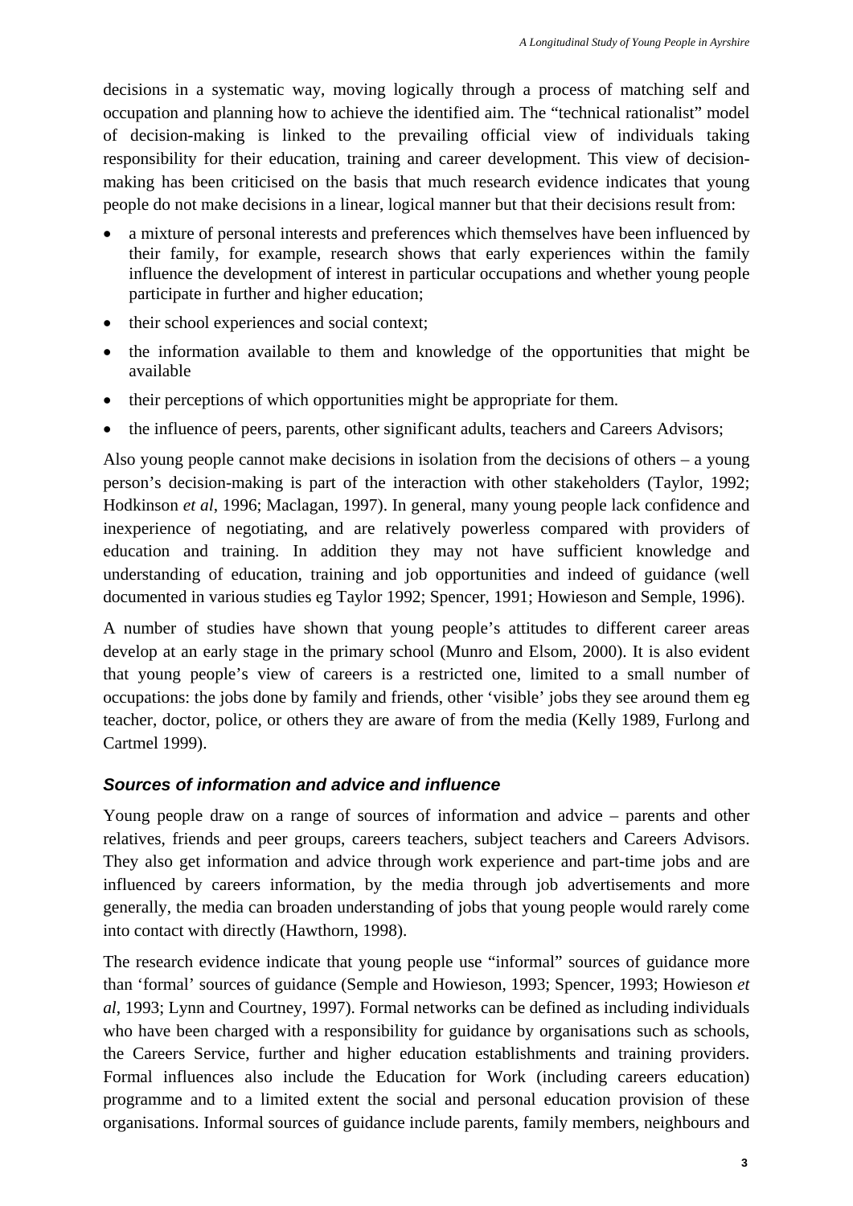decisions in a systematic way, moving logically through a process of matching self and occupation and planning how to achieve the identified aim. The "technical rationalist" model of decision-making is linked to the prevailing official view of individuals taking responsibility for their education, training and career development. This view of decision-making has been criticised on the basis that much research evidence indicates that young people do not make decisions in a linear, logical manner but that their decisions result from:

- a mixture of personal interests and preferences which themselves have been influenced by their family, for example, research shows that early experiences within the family influence the development of interest in particular occupations and whether young people participate in further and higher education;
- their school experiences and social context;
- the information available to them and knowledge of the opportunities that might be available
- their perceptions of which opportunities might be appropriate for them.
- the influence of peers, parents, other significant adults, teachers and Careers Advisors;

Also young people cannot make decisions in isolation from the decisions of others – a young person's decision-making is part of the interaction with other stakeholders (Taylor, 1992; Hodkinson *et al*, 1996; Maclagan, 1997). In general, many young people lack confidence and inexperience of negotiating, and are relatively powerless compared with providers of education and training. In addition they may not have sufficient knowledge and understanding of education, training and job opportunities and indeed of guidance (well documented in various studies eg Taylor 1992; Spencer, 1991; Howieson and Semple, 1996).

A number of studies have shown that young people's attitudes to different career areas develop at an early stage in the primary school (Munro and Elsom, 2000). It is also evident that young people's view of careers is a restricted one, limited to a small number of occupations: the jobs done by family and friends, other 'visible' jobs they see around them eg teacher, doctor, police, or others they are aware of from the media (Kelly 1989, Furlong and Cartmel 1999).

### *Sources of information and advice and influence*

Young people draw on a range of sources of information and advice – parents and other relatives, friends and peer groups, careers teachers, subject teachers and Careers Advisors. They also get information and advice through work experience and part-time jobs and are influenced by careers information, by the media through job advertisements and more generally, the media can broaden understanding of jobs that young people would rarely come into contact with directly (Hawthorn, 1998).

The research evidence indicate that young people use "informal" sources of guidance more than 'formal' sources of guidance (Semple and Howieson, 1993; Spencer, 1993; Howieson *et al*, 1993; Lynn and Courtney, 1997). Formal networks can be defined as including individuals who have been charged with a responsibility for guidance by organisations such as schools, the Careers Service, further and higher education establishments and training providers. Formal influences also include the Education for Work (including careers education) programme and to a limited extent the social and personal education provision of these organisations. Informal sources of guidance include parents, family members, neighbours and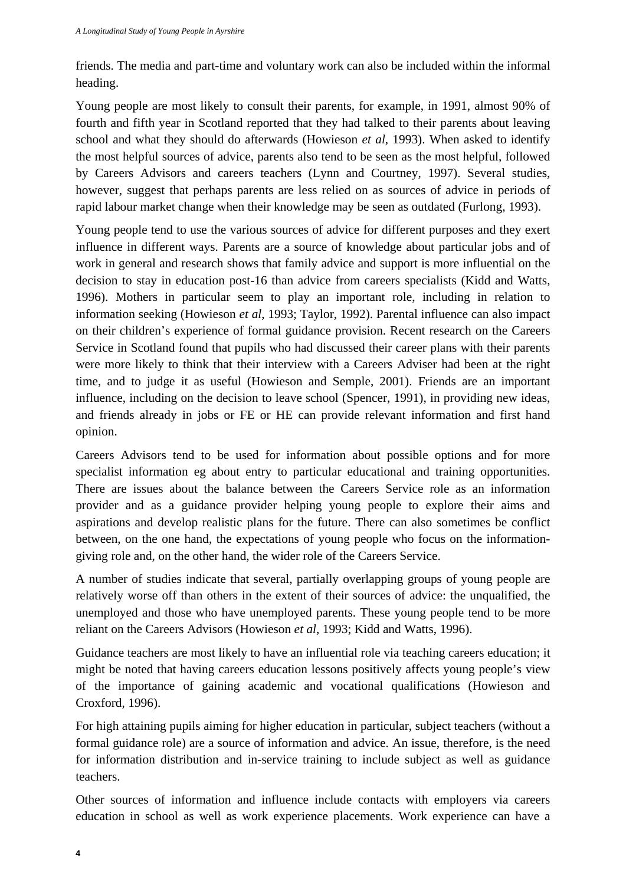friends. The media and part-time and voluntary work can also be included within the informal heading.

Young people are most likely to consult their parents, for example, in 1991, almost 90% of fourth and fifth year in Scotland reported that they had talked to their parents about leaving school and what they should do afterwards (Howieson *et al*, 1993). When asked to identify the most helpful sources of advice, parents also tend to be seen as the most helpful, followed by Careers Advisors and careers teachers (Lynn and Courtney, 1997). Several studies, however, suggest that perhaps parents are less relied on as sources of advice in periods of rapid labour market change when their knowledge may be seen as outdated (Furlong, 1993).

Young people tend to use the various sources of advice for different purposes and they exert influence in different ways. Parents are a source of knowledge about particular jobs and of work in general and research shows that family advice and support is more influential on the decision to stay in education post-16 than advice from careers specialists (Kidd and Watts, 1996). Mothers in particular seem to play an important role, including in relation to information seeking (Howieson *et al*, 1993; Taylor, 1992). Parental influence can also impact on their children's experience of formal guidance provision. Recent research on the Careers Service in Scotland found that pupils who had discussed their career plans with their parents were more likely to think that their interview with a Careers Adviser had been at the right time, and to judge it as useful (Howieson and Semple, 2001). Friends are an important influence, including on the decision to leave school (Spencer, 1991), in providing new ideas, and friends already in jobs or FE or HE can provide relevant information and first hand opinion.

Careers Advisors tend to be used for information about possible options and for more specialist information eg about entry to particular educational and training opportunities. There are issues about the balance between the Careers Service role as an information provider and as a guidance provider helping young people to explore their aims and aspirations and develop realistic plans for the future. There can also sometimes be conflict between, on the one hand, the expectations of young people who focus on the information-giving role and, on the other hand, the wider role of the Careers Service.

A number of studies indicate that several, partially overlapping groups of young people are relatively worse off than others in the extent of their sources of advice: the unqualified, the unemployed and those who have unemployed parents. These young people tend to be more reliant on the Careers Advisors (Howieson *et al*, 1993; Kidd and Watts, 1996).

Guidance teachers are most likely to have an influential role via teaching careers education; it might be noted that having careers education lessons positively affects young people's view of the importance of gaining academic and vocational qualifications (Howieson and Croxford, 1996).

For high attaining pupils aiming for higher education in particular, subject teachers (without a formal guidance role) are a source of information and advice. An issue, therefore, is the need for information distribution and in-service training to include subject as well as guidance teachers.

Other sources of information and influence include contacts with employers via careers education in school as well as work experience placements. Work experience can have a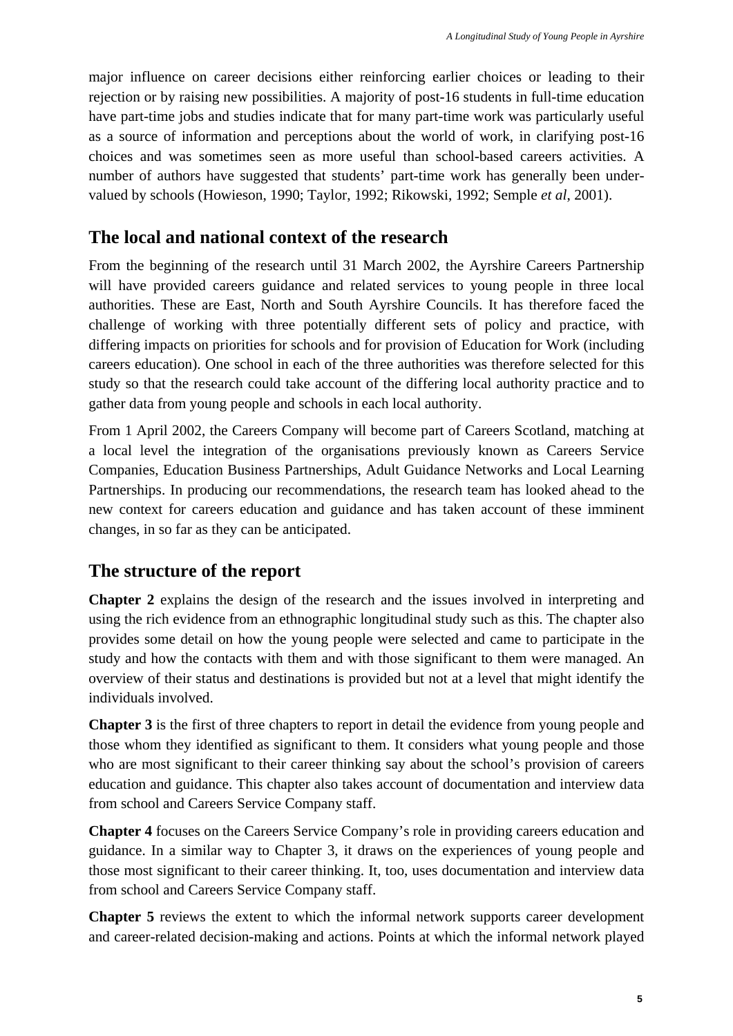major influence on career decisions either reinforcing earlier choices or leading to their rejection or by raising new possibilities. A majority of post-16 students in full-time education have part-time jobs and studies indicate that for many part-time work was particularly useful as a source of information and perceptions about the world of work, in clarifying post-16 choices and was sometimes seen as more useful than school-based careers activities. A number of authors have suggested that students' part-time work has generally been under-valued by schools (Howieson, 1990; Taylor, 1992; Rikowski, 1992; Semple *et al*, 2001).

## The local and national context of the research

From the beginning of the research until 31 March 2002, the Ayrshire Careers Partnership will have provided careers guidance and related services to young people in three local authorities. These are East, North and South Ayrshire Councils. It has therefore faced the challenge of working with three potentially different sets of policy and practice, with differing impacts on priorities for schools and for provision of Education for Work (including careers education). One school in each of the three authorities was therefore selected for this study so that the research could take account of the differing local authority practice and to gather data from young people and schools in each local authority.

From 1 April 2002, the Careers Company will become part of Careers Scotland, matching at a local level the integration of the organisations previously known as Careers Service Companies, Education Business Partnerships, Adult Guidance Networks and Local Learning Partnerships. In producing our recommendations, the research team has looked ahead to the new context for careers education and guidance and has taken account of these imminent changes, in so far as they can be anticipated.

## The structure of the report

**Chapter 2** explains the design of the research and the issues involved in interpreting and using the rich evidence from an ethnographic longitudinal study such as this. The chapter also provides some detail on how the young people were selected and came to participate in the study and how the contacts with them and with those significant to them were managed. An overview of their status and destinations is provided but not at a level that might identify the individuals involved.

**Chapter 3** is the first of three chapters to report in detail the evidence from young people and those whom they identified as significant to them. It considers what young people and those who are most significant to their career thinking say about the school's provision of careers education and guidance. This chapter also takes account of documentation and interview data from school and Careers Service Company staff.

**Chapter 4** focuses on the Careers Service Company's role in providing careers education and guidance. In a similar way to Chapter 3, it draws on the experiences of young people and those most significant to their career thinking. It, too, uses documentation and interview data from school and Careers Service Company staff.

**Chapter 5** reviews the extent to which the informal network supports career development and career-related decision-making and actions. Points at which the informal network played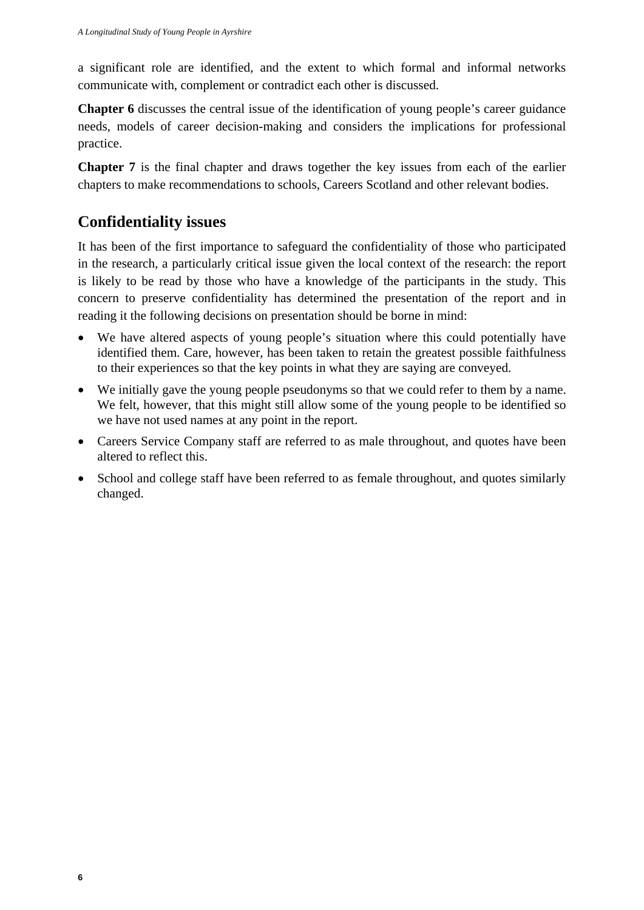a significant role are identified, and the extent to which formal and informal networks communicate with, complement or contradict each other is discussed.

**Chapter 6** discusses the central issue of the identification of young people's career guidance needs, models of career decision-making and considers the implications for professional practice.

**Chapter 7** is the final chapter and draws together the key issues from each of the earlier chapters to make recommendations to schools, Careers Scotland and other relevant bodies.

## Confidentiality issues

It has been of the first importance to safeguard the confidentiality of those who participated in the research, a particularly critical issue given the local context of the research: the report is likely to be read by those who have a knowledge of the participants in the study. This concern to preserve confidentiality has determined the presentation of the report and in reading it the following decisions on presentation should be borne in mind:

- We have altered aspects of young people's situation where this could potentially have identified them. Care, however, has been taken to retain the greatest possible faithfulness to their experiences so that the key points in what they are saying are conveyed.
- We initially gave the young people pseudonyms so that we could refer to them by a name. We felt, however, that this might still allow some of the young people to be identified so we have not used names at any point in the report.
- Careers Service Company staff are referred to as male throughout, and quotes have been altered to reflect this.
- School and college staff have been referred to as female throughout, and quotes similarly changed.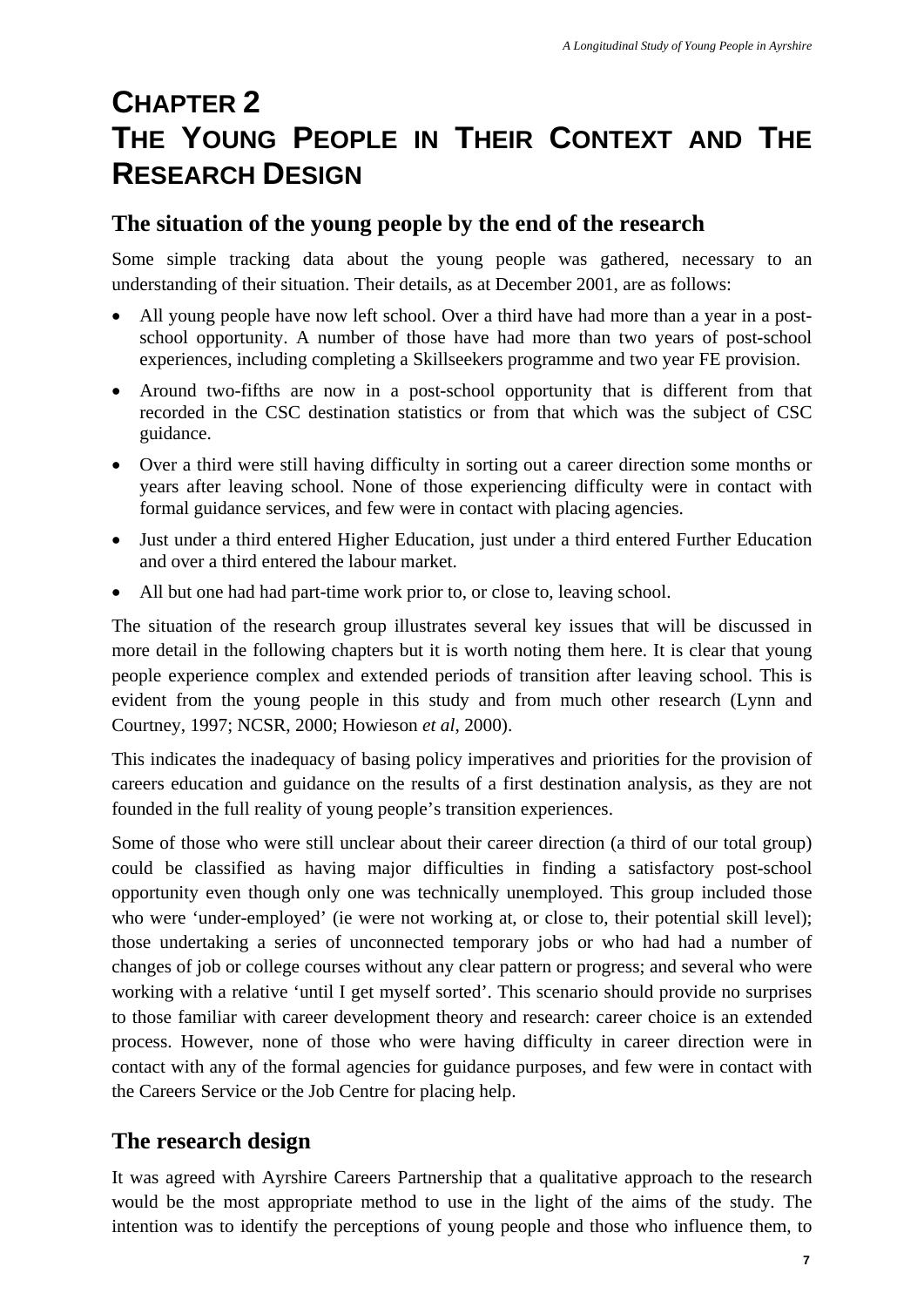# CHAPTER 2
# THE YOUNG PEOPLE IN THEIR CONTEXT AND THE RESEARCH DESIGN

## The situation of the young people by the end of the research

Some simple tracking data about the young people was gathered, necessary to an understanding of their situation. Their details, as at December 2001, are as follows:

- All young people have now left school. Over a third have had more than a year in a post-school opportunity. A number of those have had more than two years of post-school experiences, including completing a Skillseekers programme and two year FE provision.
- Around two-fifths are now in a post-school opportunity that is different from that recorded in the CSC destination statistics or from that which was the subject of CSC guidance.
- Over a third were still having difficulty in sorting out a career direction some months or years after leaving school. None of those experiencing difficulty were in contact with formal guidance services, and few were in contact with placing agencies.
- Just under a third entered Higher Education, just under a third entered Further Education and over a third entered the labour market.
- All but one had had part-time work prior to, or close to, leaving school.

The situation of the research group illustrates several key issues that will be discussed in more detail in the following chapters but it is worth noting them here. It is clear that young people experience complex and extended periods of transition after leaving school. This is evident from the young people in this study and from much other research (Lynn and Courtney, 1997; NCSR, 2000; Howieson *et al*, 2000).

This indicates the inadequacy of basing policy imperatives and priorities for the provision of careers education and guidance on the results of a first destination analysis, as they are not founded in the full reality of young people's transition experiences.

Some of those who were still unclear about their career direction (a third of our total group) could be classified as having major difficulties in finding a satisfactory post-school opportunity even though only one was technically unemployed. This group included those who were 'under-employed' (ie were not working at, or close to, their potential skill level); those undertaking a series of unconnected temporary jobs or who had had a number of changes of job or college courses without any clear pattern or progress; and several who were working with a relative 'until I get myself sorted'. This scenario should provide no surprises to those familiar with career development theory and research: career choice is an extended process. However, none of those who were having difficulty in career direction were in contact with any of the formal agencies for guidance purposes, and few were in contact with the Careers Service or the Job Centre for placing help.

## The research design

It was agreed with Ayrshire Careers Partnership that a qualitative approach to the research would be the most appropriate method to use in the light of the aims of the study. The intention was to identify the perceptions of young people and those who influence them, to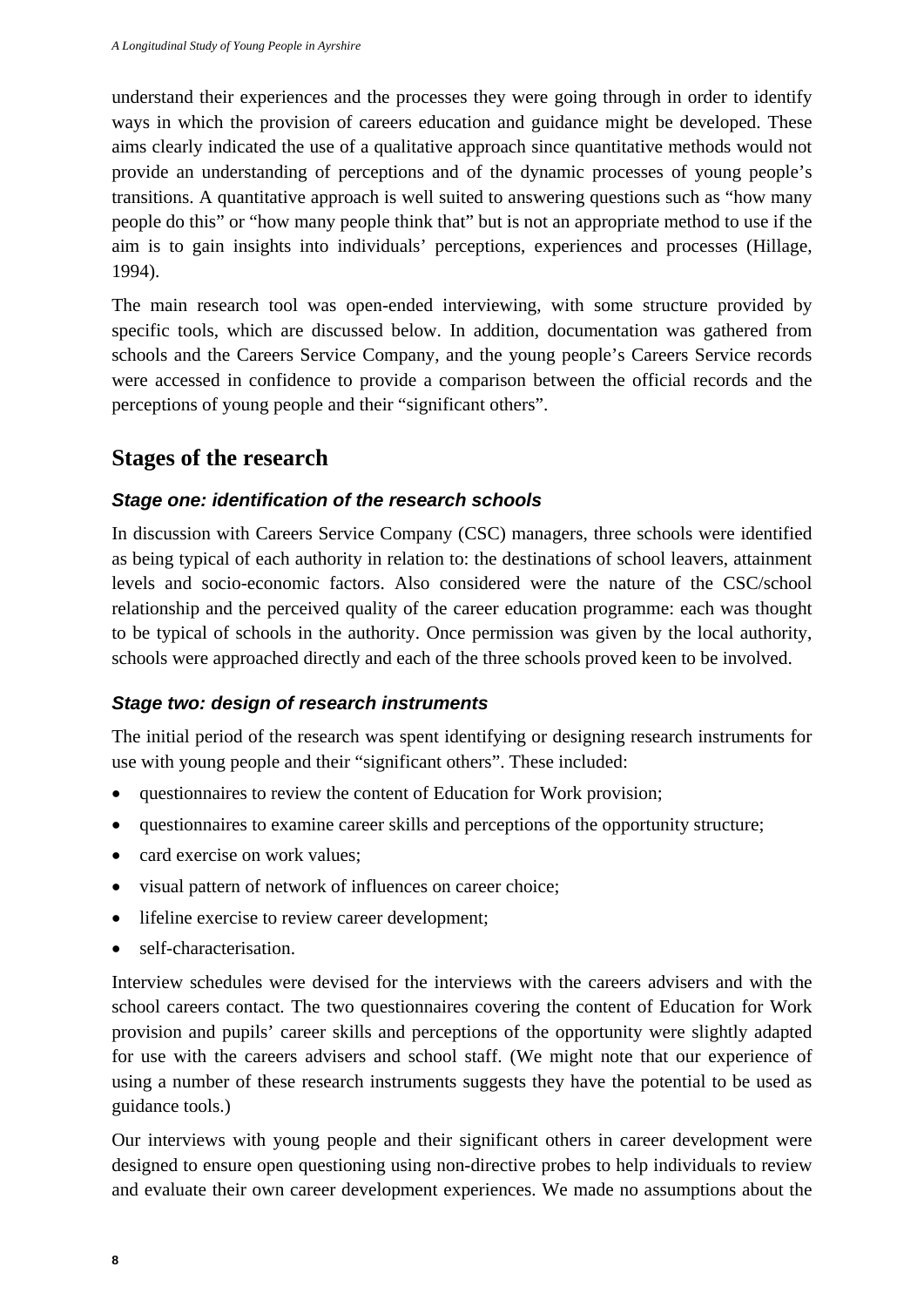understand their experiences and the processes they were going through in order to identify ways in which the provision of careers education and guidance might be developed. These aims clearly indicated the use of a qualitative approach since quantitative methods would not provide an understanding of perceptions and of the dynamic processes of young people's transitions. A quantitative approach is well suited to answering questions such as "how many people do this" or "how many people think that" but is not an appropriate method to use if the aim is to gain insights into individuals' perceptions, experiences and processes (Hillage, 1994).

The main research tool was open-ended interviewing, with some structure provided by specific tools, which are discussed below. In addition, documentation was gathered from schools and the Careers Service Company, and the young people's Careers Service records were accessed in confidence to provide a comparison between the official records and the perceptions of young people and their "significant others".

## Stages of the research

### *Stage one: identification of the research schools*

In discussion with Careers Service Company (CSC) managers, three schools were identified as being typical of each authority in relation to: the destinations of school leavers, attainment levels and socio-economic factors. Also considered were the nature of the CSC/school relationship and the perceived quality of the career education programme: each was thought to be typical of schools in the authority. Once permission was given by the local authority, schools were approached directly and each of the three schools proved keen to be involved.

### *Stage two: design of research instruments*

The initial period of the research was spent identifying or designing research instruments for use with young people and their "significant others". These included:

- questionnaires to review the content of Education for Work provision;
- questionnaires to examine career skills and perceptions of the opportunity structure;
- card exercise on work values;
- visual pattern of network of influences on career choice;
- lifeline exercise to review career development;
- self-characterisation.

Interview schedules were devised for the interviews with the careers advisers and with the school careers contact. The two questionnaires covering the content of Education for Work provision and pupils' career skills and perceptions of the opportunity were slightly adapted for use with the careers advisers and school staff. (We might note that our experience of using a number of these research instruments suggests they have the potential to be used as guidance tools.)

Our interviews with young people and their significant others in career development were designed to ensure open questioning using non-directive probes to help individuals to review and evaluate their own career development experiences. We made no assumptions about the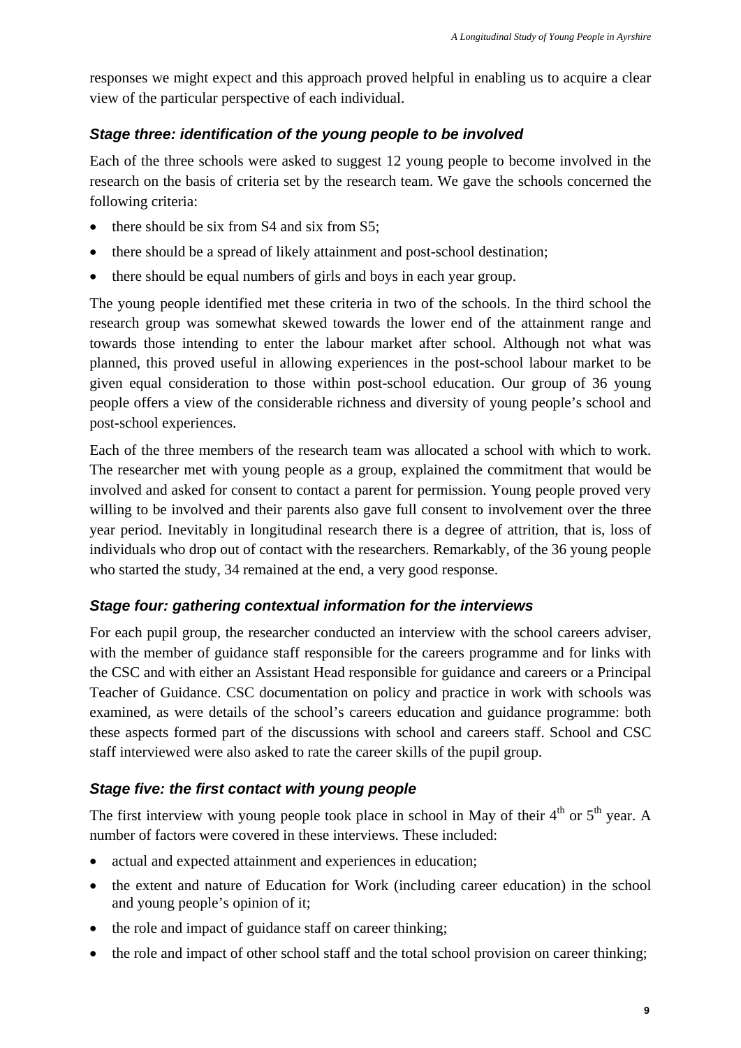responses we might expect and this approach proved helpful in enabling us to acquire a clear view of the particular perspective of each individual.

### *Stage three: identification of the young people to be involved*

Each of the three schools were asked to suggest 12 young people to become involved in the research on the basis of criteria set by the research team. We gave the schools concerned the following criteria:

- there should be six from S4 and six from S5;
- there should be a spread of likely attainment and post-school destination;
- there should be equal numbers of girls and boys in each year group.

The young people identified met these criteria in two of the schools. In the third school the research group was somewhat skewed towards the lower end of the attainment range and towards those intending to enter the labour market after school. Although not what was planned, this proved useful in allowing experiences in the post-school labour market to be given equal consideration to those within post-school education. Our group of 36 young people offers a view of the considerable richness and diversity of young people's school and post-school experiences.

Each of the three members of the research team was allocated a school with which to work. The researcher met with young people as a group, explained the commitment that would be involved and asked for consent to contact a parent for permission. Young people proved very willing to be involved and their parents also gave full consent to involvement over the three year period. Inevitably in longitudinal research there is a degree of attrition, that is, loss of individuals who drop out of contact with the researchers. Remarkably, of the 36 young people who started the study, 34 remained at the end, a very good response.

### *Stage four: gathering contextual information for the interviews*

For each pupil group, the researcher conducted an interview with the school careers adviser, with the member of guidance staff responsible for the careers programme and for links with the CSC and with either an Assistant Head responsible for guidance and careers or a Principal Teacher of Guidance. CSC documentation on policy and practice in work with schools was examined, as were details of the school's careers education and guidance programme: both these aspects formed part of the discussions with school and careers staff. School and CSC staff interviewed were also asked to rate the career skills of the pupil group.

### *Stage five: the first contact with young people*

The first interview with young people took place in school in May of their 4th or 5th year. A number of factors were covered in these interviews. These included:

- actual and expected attainment and experiences in education;
- the extent and nature of Education for Work (including career education) in the school and young people's opinion of it;
- the role and impact of guidance staff on career thinking;
- the role and impact of other school staff and the total school provision on career thinking;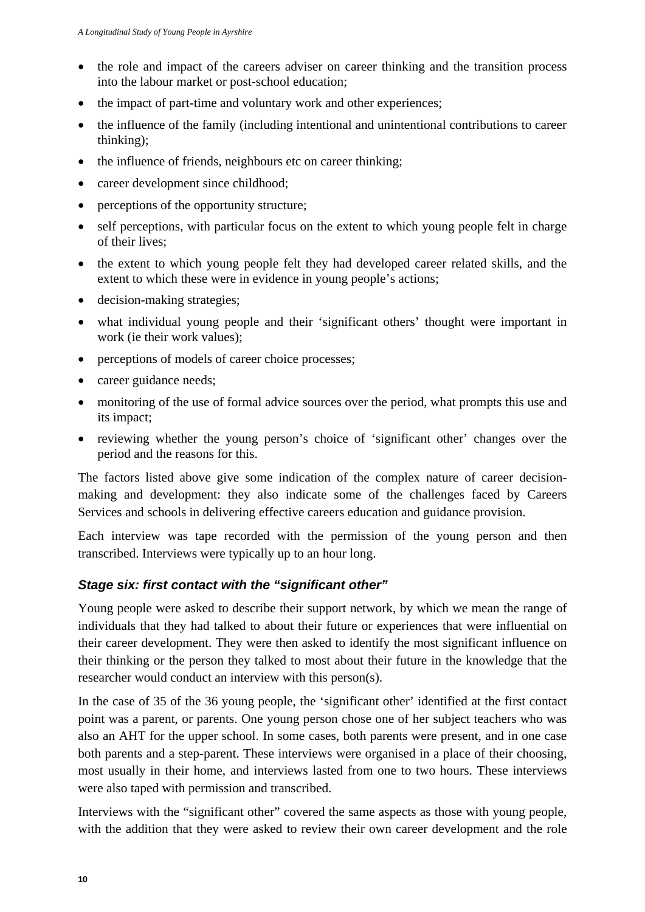- the role and impact of the careers adviser on career thinking and the transition process into the labour market or post-school education;
- the impact of part-time and voluntary work and other experiences;
- the influence of the family (including intentional and unintentional contributions to career thinking);
- the influence of friends, neighbours etc on career thinking;
- career development since childhood;
- perceptions of the opportunity structure;
- self perceptions, with particular focus on the extent to which young people felt in charge of their lives;
- the extent to which young people felt they had developed career related skills, and the extent to which these were in evidence in young people's actions;
- decision-making strategies;
- what individual young people and their 'significant others' thought were important in work (ie their work values);
- perceptions of models of career choice processes;
- career guidance needs;
- monitoring of the use of formal advice sources over the period, what prompts this use and its impact;
- reviewing whether the young person's choice of 'significant other' changes over the period and the reasons for this.

The factors listed above give some indication of the complex nature of career decision-making and development: they also indicate some of the challenges faced by Careers Services and schools in delivering effective careers education and guidance provision.

Each interview was tape recorded with the permission of the young person and then transcribed. Interviews were typically up to an hour long.

### *Stage six: first contact with the "significant other"*

Young people were asked to describe their support network, by which we mean the range of individuals that they had talked to about their future or experiences that were influential on their career development. They were then asked to identify the most significant influence on their thinking or the person they talked to most about their future in the knowledge that the researcher would conduct an interview with this person(s).

In the case of 35 of the 36 young people, the 'significant other' identified at the first contact point was a parent, or parents. One young person chose one of her subject teachers who was also an AHT for the upper school. In some cases, both parents were present, and in one case both parents and a step-parent. These interviews were organised in a place of their choosing, most usually in their home, and interviews lasted from one to two hours. These interviews were also taped with permission and transcribed.

Interviews with the "significant other" covered the same aspects as those with young people, with the addition that they were asked to review their own career development and the role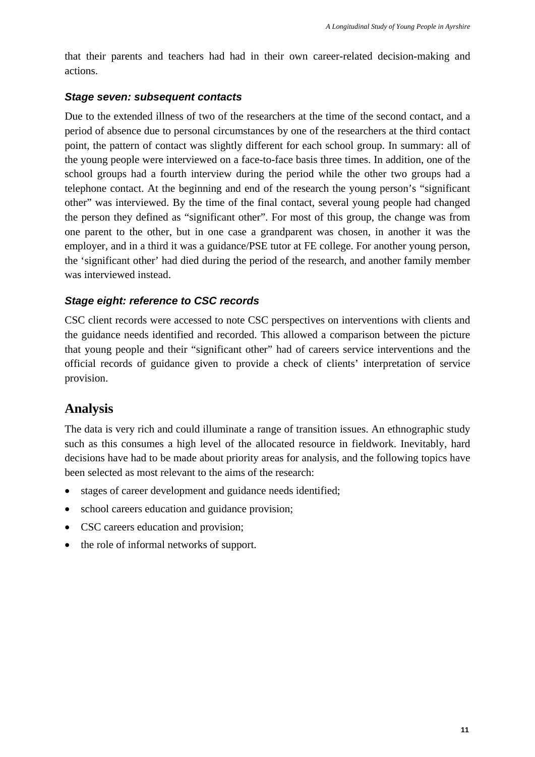that their parents and teachers had had in their own career-related decision-making and actions.

### *Stage seven: subsequent contacts*

Due to the extended illness of two of the researchers at the time of the second contact, and a period of absence due to personal circumstances by one of the researchers at the third contact point, the pattern of contact was slightly different for each school group. In summary: all of the young people were interviewed on a face-to-face basis three times. In addition, one of the school groups had a fourth interview during the period while the other two groups had a telephone contact. At the beginning and end of the research the young person's "significant other" was interviewed. By the time of the final contact, several young people had changed the person they defined as "significant other". For most of this group, the change was from one parent to the other, but in one case a grandparent was chosen, in another it was the employer, and in a third it was a guidance/PSE tutor at FE college. For another young person, the 'significant other' had died during the period of the research, and another family member was interviewed instead.

### *Stage eight: reference to CSC records*

CSC client records were accessed to note CSC perspectives on interventions with clients and the guidance needs identified and recorded. This allowed a comparison between the picture that young people and their "significant other" had of careers service interventions and the official records of guidance given to provide a check of clients' interpretation of service provision.

## Analysis

The data is very rich and could illuminate a range of transition issues. An ethnographic study such as this consumes a high level of the allocated resource in fieldwork. Inevitably, hard decisions have had to be made about priority areas for analysis, and the following topics have been selected as most relevant to the aims of the research:

- stages of career development and guidance needs identified;
- school careers education and guidance provision;
- CSC careers education and provision;
- the role of informal networks of support.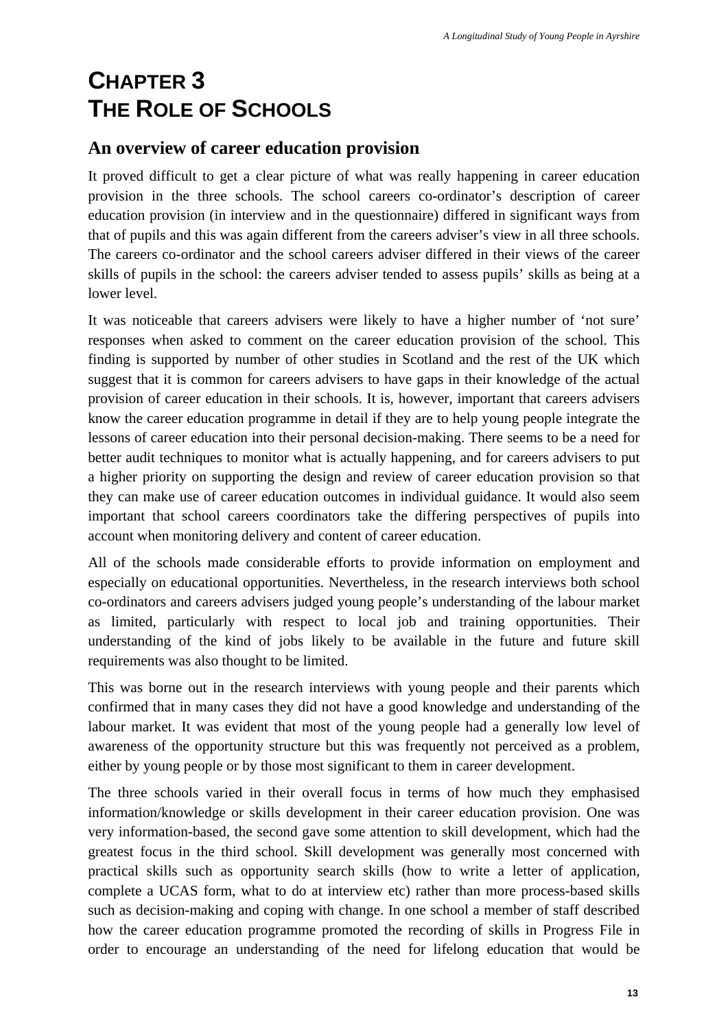# CHAPTER 3
# THE ROLE OF SCHOOLS

## An overview of career education provision

It proved difficult to get a clear picture of what was really happening in career education provision in the three schools. The school careers co-ordinator's description of career education provision (in interview and in the questionnaire) differed in significant ways from that of pupils and this was again different from the careers adviser's view in all three schools. The careers co-ordinator and the school careers adviser differed in their views of the career skills of pupils in the school: the careers adviser tended to assess pupils' skills as being at a lower level.

It was noticeable that careers advisers were likely to have a higher number of 'not sure' responses when asked to comment on the career education provision of the school. This finding is supported by number of other studies in Scotland and the rest of the UK which suggest that it is common for careers advisers to have gaps in their knowledge of the actual provision of career education in their schools. It is, however, important that careers advisers know the career education programme in detail if they are to help young people integrate the lessons of career education into their personal decision-making. There seems to be a need for better audit techniques to monitor what is actually happening, and for careers advisers to put a higher priority on supporting the design and review of career education provision so that they can make use of career education outcomes in individual guidance. It would also seem important that school careers coordinators take the differing perspectives of pupils into account when monitoring delivery and content of career education.

All of the schools made considerable efforts to provide information on employment and especially on educational opportunities. Nevertheless, in the research interviews both school co-ordinators and careers advisers judged young people's understanding of the labour market as limited, particularly with respect to local job and training opportunities. Their understanding of the kind of jobs likely to be available in the future and future skill requirements was also thought to be limited.

This was borne out in the research interviews with young people and their parents which confirmed that in many cases they did not have a good knowledge and understanding of the labour market. It was evident that most of the young people had a generally low level of awareness of the opportunity structure but this was frequently not perceived as a problem, either by young people or by those most significant to them in career development.

The three schools varied in their overall focus in terms of how much they emphasised information/knowledge or skills development in their career education provision. One was very information-based, the second gave some attention to skill development, which had the greatest focus in the third school. Skill development was generally most concerned with practical skills such as opportunity search skills (how to write a letter of application, complete a UCAS form, what to do at interview etc) rather than more process-based skills such as decision-making and coping with change. In one school a member of staff described how the career education programme promoted the recording of skills in Progress File in order to encourage an understanding of the need for lifelong education that would be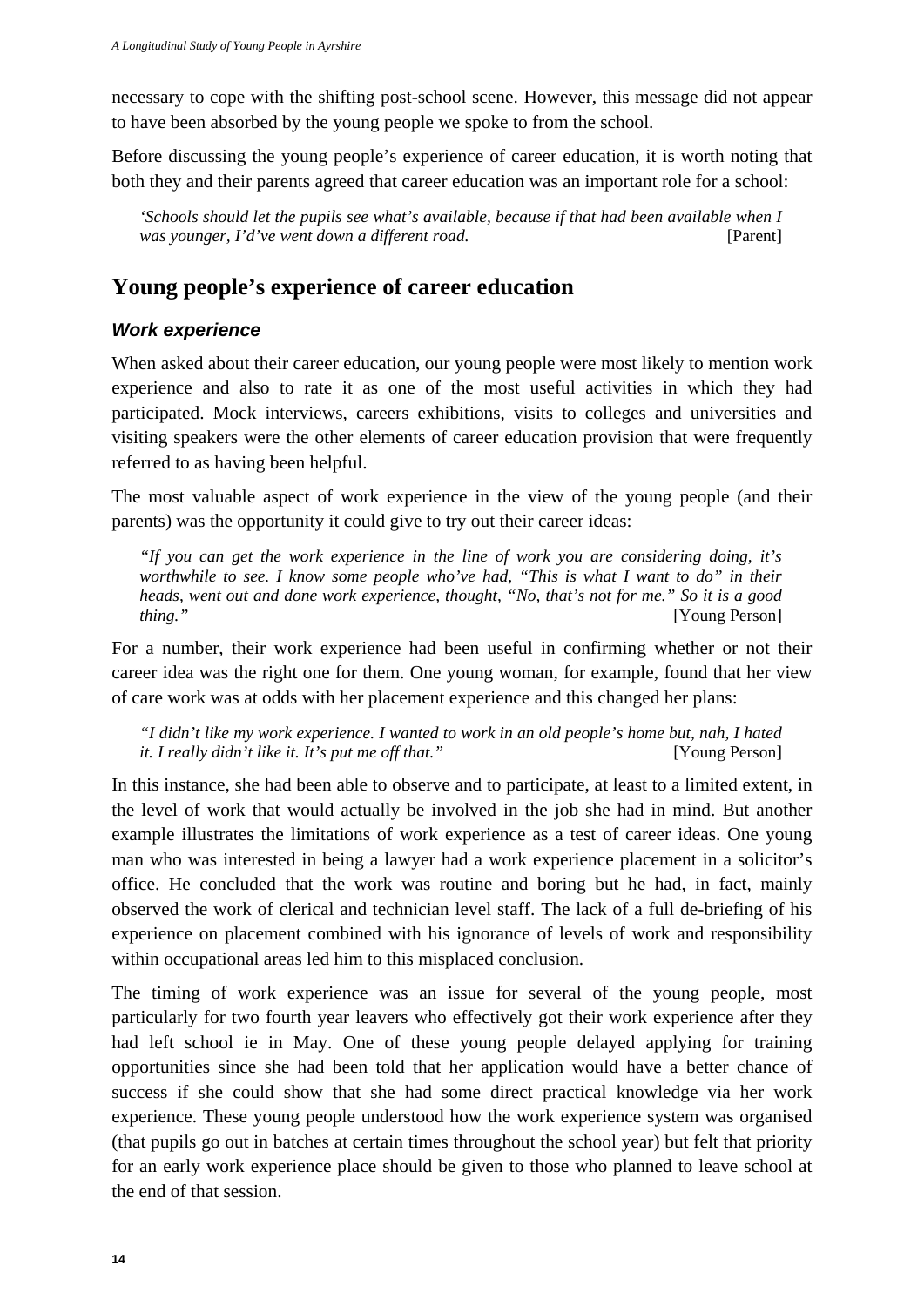necessary to cope with the shifting post-school scene. However, this message did not appear to have been absorbed by the young people we spoke to from the school.

Before discussing the young people's experience of career education, it is worth noting that both they and their parents agreed that career education was an important role for a school:

> *'Schools should let the pupils see what's available, because if that had been available when I was younger, I'd've went down a different road.* [Parent]

## Young people's experience of career education

### *Work experience*

When asked about their career education, our young people were most likely to mention work experience and also to rate it as one of the most useful activities in which they had participated. Mock interviews, careers exhibitions, visits to colleges and universities and visiting speakers were the other elements of career education provision that were frequently referred to as having been helpful.

The most valuable aspect of work experience in the view of the young people (and their parents) was the opportunity it could give to try out their career ideas:

> *"If you can get the work experience in the line of work you are considering doing, it's worthwhile to see. I know some people who've had, "This is what I want to do" in their heads, went out and done work experience, thought, "No, that's not for me." So it is a good thing."* [Young Person]

For a number, their work experience had been useful in confirming whether or not their career idea was the right one for them. One young woman, for example, found that her view of care work was at odds with her placement experience and this changed her plans:

> *"I didn't like my work experience. I wanted to work in an old people's home but, nah, I hated it. I really didn't like it. It's put me off that."* [Young Person]

In this instance, she had been able to observe and to participate, at least to a limited extent, in the level of work that would actually be involved in the job she had in mind. But another example illustrates the limitations of work experience as a test of career ideas. One young man who was interested in being a lawyer had a work experience placement in a solicitor's office. He concluded that the work was routine and boring but he had, in fact, mainly observed the work of clerical and technician level staff. The lack of a full de-briefing of his experience on placement combined with his ignorance of levels of work and responsibility within occupational areas led him to this misplaced conclusion.

The timing of work experience was an issue for several of the young people, most particularly for two fourth year leavers who effectively got their work experience after they had left school ie in May. One of these young people delayed applying for training opportunities since she had been told that her application would have a better chance of success if she could show that she had some direct practical knowledge via her work experience. These young people understood how the work experience system was organised (that pupils go out in batches at certain times throughout the school year) but felt that priority for an early work experience place should be given to those who planned to leave school at the end of that session.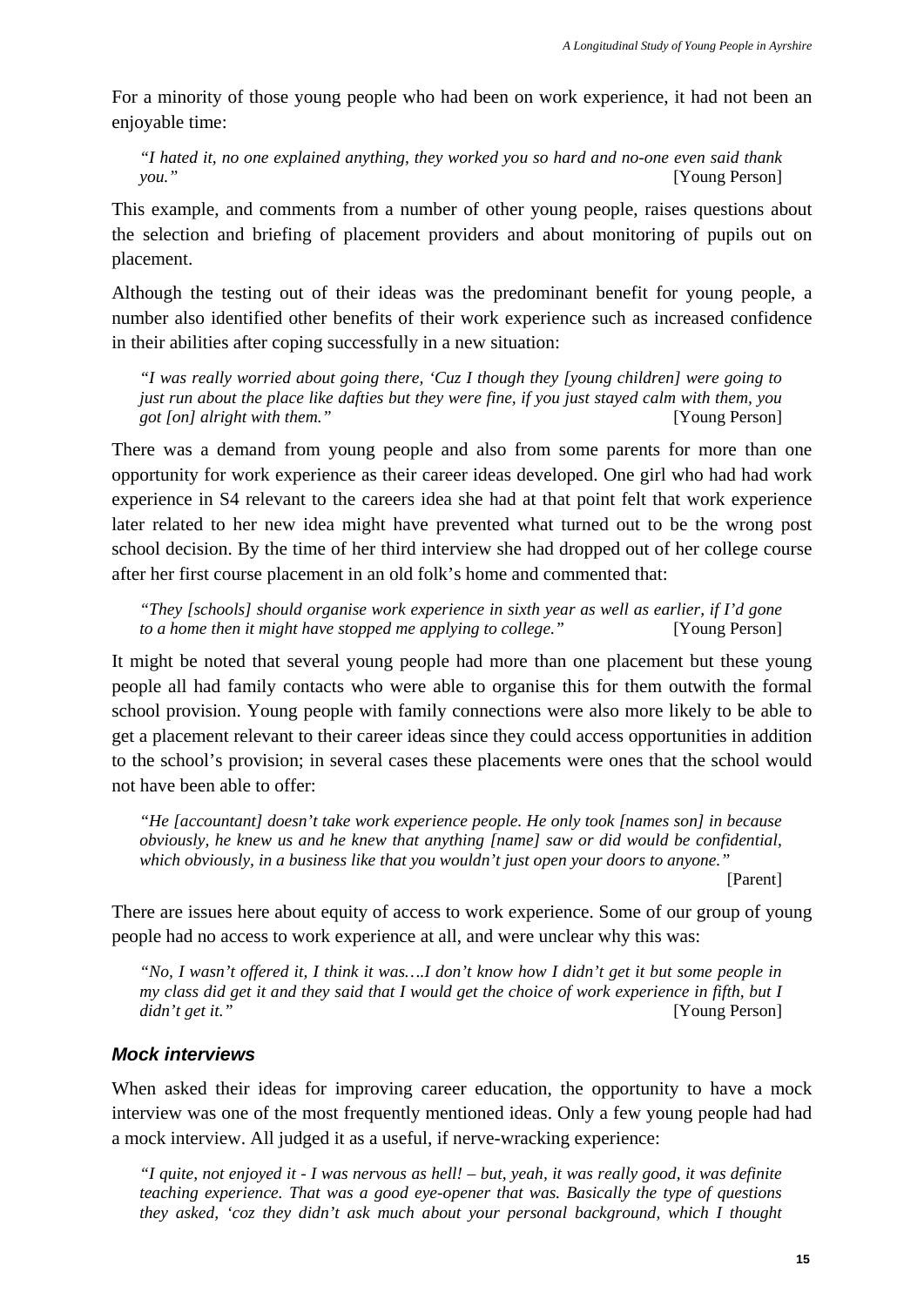For a minority of those young people who had been on work experience, it had not been an enjoyable time:

> *"I hated it, no one explained anything, they worked you so hard and no-one even said thank you."* [Young Person]

This example, and comments from a number of other young people, raises questions about the selection and briefing of placement providers and about monitoring of pupils out on placement.

Although the testing out of their ideas was the predominant benefit for young people, a number also identified other benefits of their work experience such as increased confidence in their abilities after coping successfully in a new situation:

> *"I was really worried about going there, 'Cuz I though they [young children] were going to just run about the place like dafties but they were fine, if you just stayed calm with them, you got [on] alright with them."* [Young Person]

There was a demand from young people and also from some parents for more than one opportunity for work experience as their career ideas developed. One girl who had had work experience in S4 relevant to the careers idea she had at that point felt that work experience later related to her new idea might have prevented what turned out to be the wrong post school decision. By the time of her third interview she had dropped out of her college course after her first course placement in an old folk's home and commented that:

> *"They [schools] should organise work experience in sixth year as well as earlier, if I'd gone to a home then it might have stopped me applying to college."* [Young Person]

It might be noted that several young people had more than one placement but these young people all had family contacts who were able to organise this for them outwith the formal school provision. Young people with family connections were also more likely to be able to get a placement relevant to their career ideas since they could access opportunities in addition to the school's provision; in several cases these placements were ones that the school would not have been able to offer:

> *"He [accountant] doesn't take work experience people. He only took [names son] in because obviously, he knew us and he knew that anything [name] saw or did would be confidential, which obviously, in a business like that you wouldn't just open your doors to anyone."* [Parent]

There are issues here about equity of access to work experience. Some of our group of young people had no access to work experience at all, and were unclear why this was:

> *"No, I wasn't offered it, I think it was….I don't know how I didn't get it but some people in my class did get it and they said that I would get the choice of work experience in fifth, but I didn't get it."* [Young Person]

### *Mock interviews*

When asked their ideas for improving career education, the opportunity to have a mock interview was one of the most frequently mentioned ideas. Only a few young people had had a mock interview. All judged it as a useful, if nerve-wracking experience:

> *"I quite, not enjoyed it - I was nervous as hell! – but, yeah, it was really good, it was definite teaching experience. That was a good eye-opener that was. Basically the type of questions they asked, 'coz they didn't ask much about your personal background, which I thought*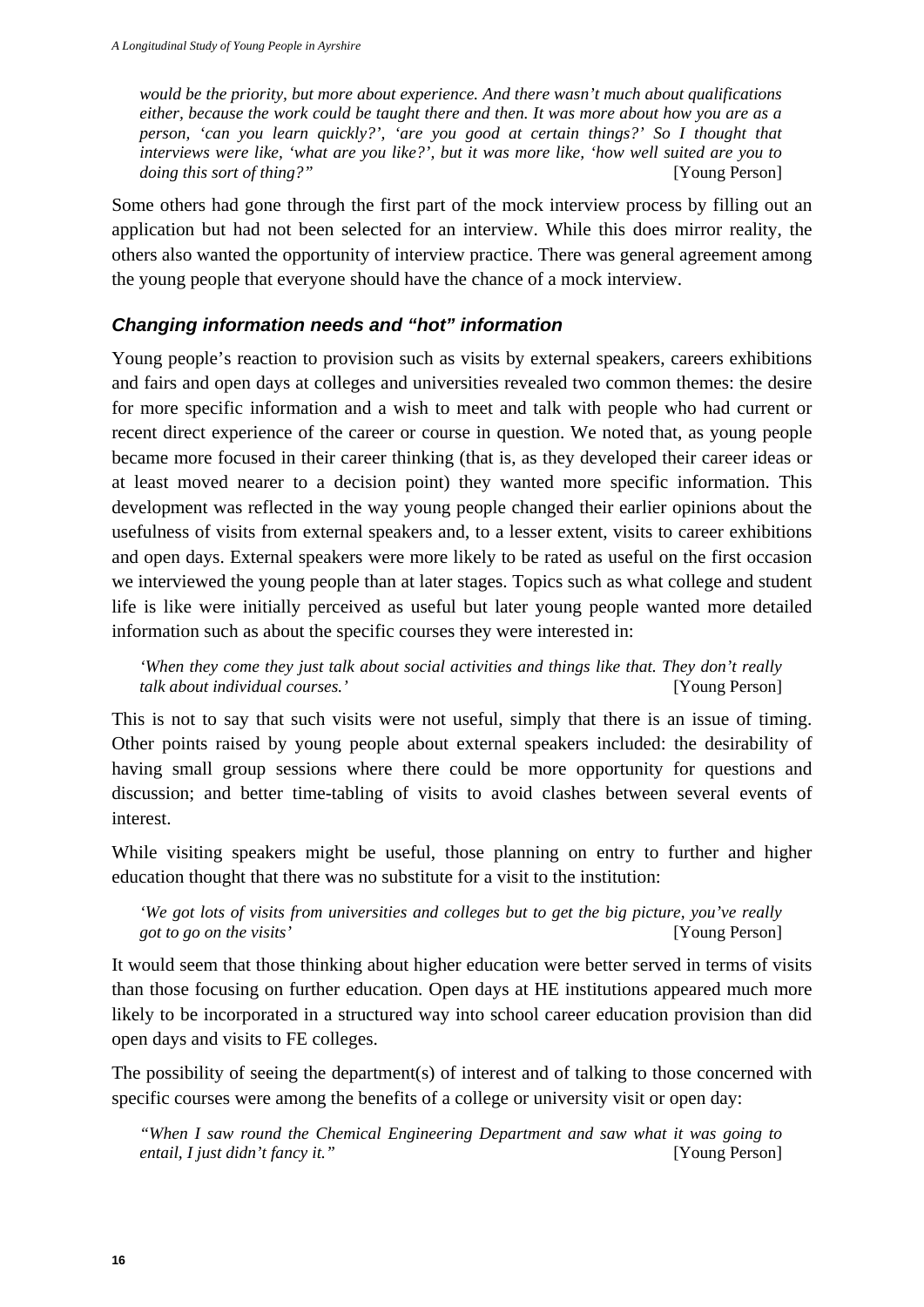*would be the priority, but more about experience. And there wasn't much about qualifications either, because the work could be taught there and then. It was more about how you are as a person, 'can you learn quickly?', 'are you good at certain things?' So I thought that interviews were like, 'what are you like?', but it was more like, 'how well suited are you to doing this sort of thing?"* [Young Person]

Some others had gone through the first part of the mock interview process by filling out an application but had not been selected for an interview. While this does mirror reality, the others also wanted the opportunity of interview practice. There was general agreement among the young people that everyone should have the chance of a mock interview.

### *Changing information needs and "hot" information*

Young people's reaction to provision such as visits by external speakers, careers exhibitions and fairs and open days at colleges and universities revealed two common themes: the desire for more specific information and a wish to meet and talk with people who had current or recent direct experience of the career or course in question. We noted that, as young people became more focused in their career thinking (that is, as they developed their career ideas or at least moved nearer to a decision point) they wanted more specific information. This development was reflected in the way young people changed their earlier opinions about the usefulness of visits from external speakers and, to a lesser extent, visits to career exhibitions and open days. External speakers were more likely to be rated as useful on the first occasion we interviewed the young people than at later stages. Topics such as what college and student life is like were initially perceived as useful but later young people wanted more detailed information such as about the specific courses they were interested in:

*'When they come they just talk about social activities and things like that. They don't really talk about individual courses.'* [Young Person]

This is not to say that such visits were not useful, simply that there is an issue of timing. Other points raised by young people about external speakers included: the desirability of having small group sessions where there could be more opportunity for questions and discussion; and better time-tabling of visits to avoid clashes between several events of interest.

While visiting speakers might be useful, those planning on entry to further and higher education thought that there was no substitute for a visit to the institution:

*'We got lots of visits from universities and colleges but to get the big picture, you've really got to go on the visits'* [Young Person]

It would seem that those thinking about higher education were better served in terms of visits than those focusing on further education. Open days at HE institutions appeared much more likely to be incorporated in a structured way into school career education provision than did open days and visits to FE colleges.

The possibility of seeing the department(s) of interest and of talking to those concerned with specific courses were among the benefits of a college or university visit or open day:

*"When I saw round the Chemical Engineering Department and saw what it was going to entail, I just didn't fancy it."* [Young Person]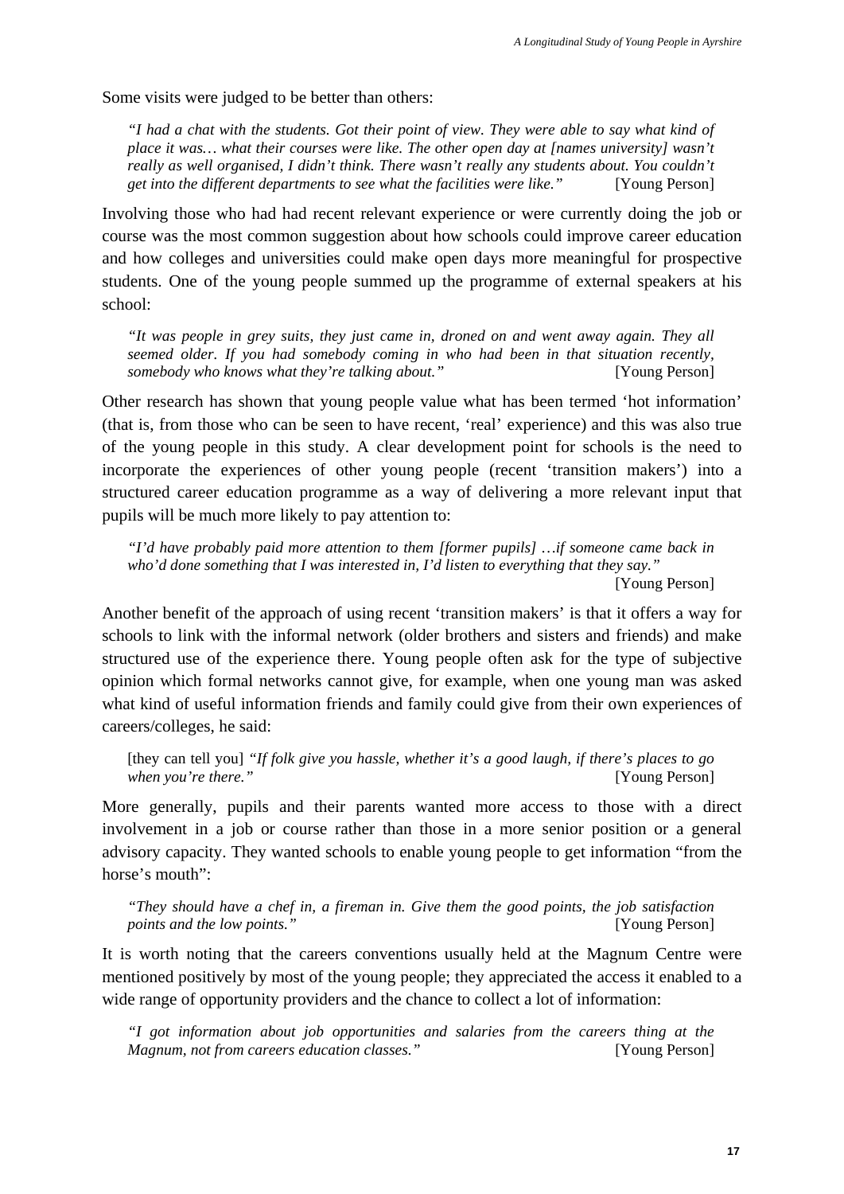Some visits were judged to be better than others:

> *"I had a chat with the students. Got their point of view. They were able to say what kind of place it was… what their courses were like. The other open day at [names university] wasn't really as well organised, I didn't think. There wasn't really any students about. You couldn't get into the different departments to see what the facilities were like."* [Young Person]

Involving those who had had recent relevant experience or were currently doing the job or course was the most common suggestion about how schools could improve career education and how colleges and universities could make open days more meaningful for prospective students. One of the young people summed up the programme of external speakers at his school:

> *"It was people in grey suits, they just came in, droned on and went away again. They all seemed older. If you had somebody coming in who had been in that situation recently, somebody who knows what they're talking about."* [Young Person]

Other research has shown that young people value what has been termed 'hot information' (that is, from those who can be seen to have recent, 'real' experience) and this was also true of the young people in this study. A clear development point for schools is the need to incorporate the experiences of other young people (recent 'transition makers') into a structured career education programme as a way of delivering a more relevant input that pupils will be much more likely to pay attention to:

> *"I'd have probably paid more attention to them [former pupils] …if someone came back in who'd done something that I was interested in, I'd listen to everything that they say."* [Young Person]

Another benefit of the approach of using recent 'transition makers' is that it offers a way for schools to link with the informal network (older brothers and sisters and friends) and make structured use of the experience there. Young people often ask for the type of subjective opinion which formal networks cannot give, for example, when one young man was asked what kind of useful information friends and family could give from their own experiences of careers/colleges, he said:

> [they can tell you] *"If folk give you hassle, whether it's a good laugh, if there's places to go when you're there."* [Young Person]

More generally, pupils and their parents wanted more access to those with a direct involvement in a job or course rather than those in a more senior position or a general advisory capacity. They wanted schools to enable young people to get information "from the horse's mouth":

> *"They should have a chef in, a fireman in. Give them the good points, the job satisfaction points and the low points."* [Young Person]

It is worth noting that the careers conventions usually held at the Magnum Centre were mentioned positively by most of the young people; they appreciated the access it enabled to a wide range of opportunity providers and the chance to collect a lot of information:

> *"I got information about job opportunities and salaries from the careers thing at the Magnum, not from careers education classes."* [Young Person]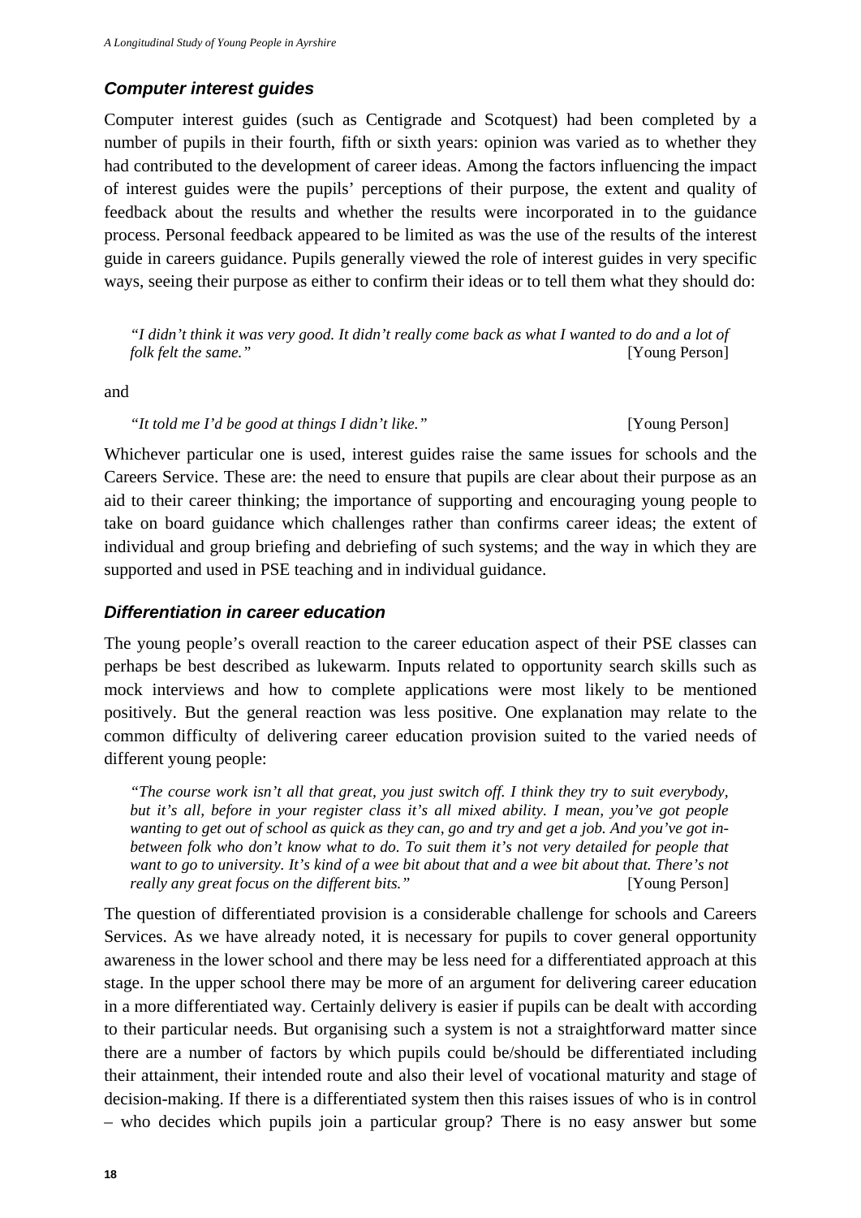### Computer interest guides

Computer interest guides (such as Centigrade and Scotquest) had been completed by a number of pupils in their fourth, fifth or sixth years: opinion was varied as to whether they had contributed to the development of career ideas. Among the factors influencing the impact of interest guides were the pupils' perceptions of their purpose, the extent and quality of feedback about the results and whether the results were incorporated in to the guidance process. Personal feedback appeared to be limited as was the use of the results of the interest guide in careers guidance. Pupils generally viewed the role of interest guides in very specific ways, seeing their purpose as either to confirm their ideas or to tell them what they should do:

> *"I didn't think it was very good. It didn't really come back as what I wanted to do and a lot of folk felt the same."* [Young Person]

and

> *"It told me I'd be good at things I didn't like."* [Young Person]

Whichever particular one is used, interest guides raise the same issues for schools and the Careers Service. These are: the need to ensure that pupils are clear about their purpose as an aid to their career thinking; the importance of supporting and encouraging young people to take on board guidance which challenges rather than confirms career ideas; the extent of individual and group briefing and debriefing of such systems; and the way in which they are supported and used in PSE teaching and in individual guidance.

### Differentiation in career education

The young people's overall reaction to the career education aspect of their PSE classes can perhaps be best described as lukewarm. Inputs related to opportunity search skills such as mock interviews and how to complete applications were most likely to be mentioned positively. But the general reaction was less positive. One explanation may relate to the common difficulty of delivering career education provision suited to the varied needs of different young people:

> *"The course work isn't all that great, you just switch off. I think they try to suit everybody, but it's all, before in your register class it's all mixed ability. I mean, you've got people wanting to get out of school as quick as they can, go and try and get a job. And you've got in-between folk who don't know what to do. To suit them it's not very detailed for people that want to go to university. It's kind of a wee bit about that and a wee bit about that. There's not really any great focus on the different bits."* [Young Person]

The question of differentiated provision is a considerable challenge for schools and Careers Services. As we have already noted, it is necessary for pupils to cover general opportunity awareness in the lower school and there may be less need for a differentiated approach at this stage. In the upper school there may be more of an argument for delivering career education in a more differentiated way. Certainly delivery is easier if pupils can be dealt with according to their particular needs. But organising such a system is not a straightforward matter since there are a number of factors by which pupils could be/should be differentiated including their attainment, their intended route and also their level of vocational maturity and stage of decision-making. If there is a differentiated system then this raises issues of who is in control – who decides which pupils join a particular group? There is no easy answer but some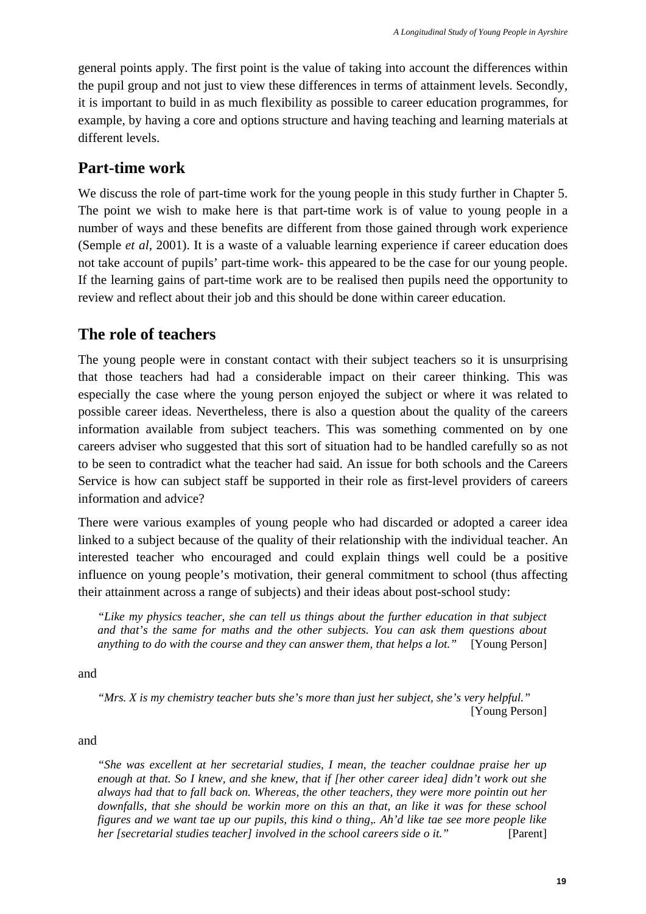general points apply. The first point is the value of taking into account the differences within the pupil group and not just to view these differences in terms of attainment levels. Secondly, it is important to build in as much flexibility as possible to career education programmes, for example, by having a core and options structure and having teaching and learning materials at different levels.

## Part-time work

We discuss the role of part-time work for the young people in this study further in Chapter 5. The point we wish to make here is that part-time work is of value to young people in a number of ways and these benefits are different from those gained through work experience (Semple *et al*, 2001). It is a waste of a valuable learning experience if career education does not take account of pupils' part-time work- this appeared to be the case for our young people. If the learning gains of part-time work are to be realised then pupils need the opportunity to review and reflect about their job and this should be done within career education.

## The role of teachers

The young people were in constant contact with their subject teachers so it is unsurprising that those teachers had had a considerable impact on their career thinking. This was especially the case where the young person enjoyed the subject or where it was related to possible career ideas. Nevertheless, there is also a question about the quality of the careers information available from subject teachers. This was something commented on by one careers adviser who suggested that this sort of situation had to be handled carefully so as not to be seen to contradict what the teacher had said. An issue for both schools and the Careers Service is how can subject staff be supported in their role as first-level providers of careers information and advice?

There were various examples of young people who had discarded or adopted a career idea linked to a subject because of the quality of their relationship with the individual teacher. An interested teacher who encouraged and could explain things well could be a positive influence on young people's motivation, their general commitment to school (thus affecting their attainment across a range of subjects) and their ideas about post-school study:

> *"Like my physics teacher, she can tell us things about the further education in that subject and that's the same for maths and the other subjects. You can ask them questions about anything to do with the course and they can answer them, that helps a lot."* [Young Person]

and

> *"Mrs. X is my chemistry teacher buts she's more than just her subject, she's very helpful."* [Young Person]

and

> *"She was excellent at her secretarial studies, I mean, the teacher couldnae praise her up enough at that. So I knew, and she knew, that if [her other career idea] didn't work out she always had that to fall back on. Whereas, the other teachers, they were more pointin out her downfalls, that she should be workin more on this an that, an like it was for these school figures and we want tae up our pupils, this kind o thing,. Ah'd like tae see more people like her [secretarial studies teacher] involved in the school careers side o it."* [Parent]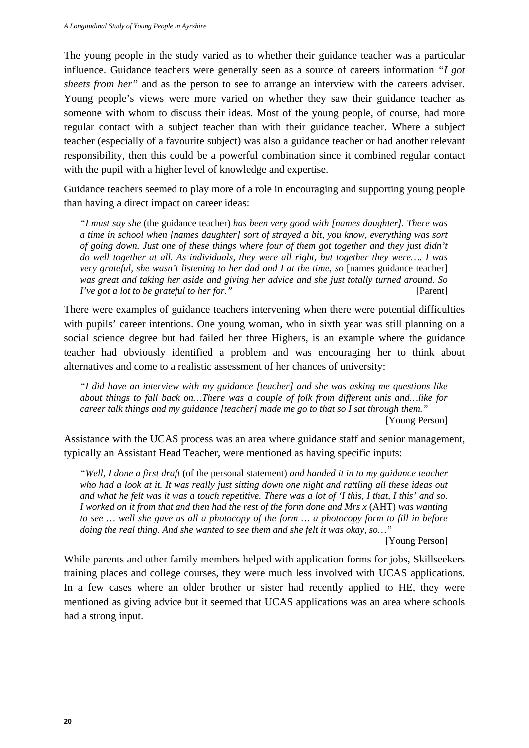The young people in the study varied as to whether their guidance teacher was a particular influence. Guidance teachers were generally seen as a source of careers information *"I got sheets from her"* and as the person to see to arrange an interview with the careers adviser. Young people's views were more varied on whether they saw their guidance teacher as someone with whom to discuss their ideas. Most of the young people, of course, had more regular contact with a subject teacher than with their guidance teacher. Where a subject teacher (especially of a favourite subject) was also a guidance teacher or had another relevant responsibility, then this could be a powerful combination since it combined regular contact with the pupil with a higher level of knowledge and expertise.

Guidance teachers seemed to play more of a role in encouraging and supporting young people than having a direct impact on career ideas:

> *"I must say she* (the guidance teacher) *has been very good with [names daughter]. There was a time in school when [names daughter] sort of strayed a bit, you know, everything was sort of going down. Just one of these things where four of them got together and they just didn't do well together at all. As individuals, they were all right, but together they were…. I was very grateful, she wasn't listening to her dad and I at the time, so* [names guidance teacher] *was great and taking her aside and giving her advice and she just totally turned around. So I've got a lot to be grateful to her for."* [Parent]

There were examples of guidance teachers intervening when there were potential difficulties with pupils' career intentions. One young woman, who in sixth year was still planning on a social science degree but had failed her three Highers, is an example where the guidance teacher had obviously identified a problem and was encouraging her to think about alternatives and come to a realistic assessment of her chances of university:

> *"I did have an interview with my guidance [teacher] and she was asking me questions like about things to fall back on…There was a couple of folk from different unis and…like for career talk things and my guidance [teacher] made me go to that so I sat through them."*
>
> [Young Person]

Assistance with the UCAS process was an area where guidance staff and senior management, typically an Assistant Head Teacher, were mentioned as having specific inputs:

> *"Well, I done a first draft* (of the personal statement) *and handed it in to my guidance teacher who had a look at it. It was really just sitting down one night and rattling all these ideas out and what he felt was it was a touch repetitive. There was a lot of 'I this, I that, I this' and so. I worked on it from that and then had the rest of the form done and Mrs x* (AHT) *was wanting to see … well she gave us all a photocopy of the form … a photocopy form to fill in before doing the real thing. And she wanted to see them and she felt it was okay, so…"*
>
> [Young Person]

While parents and other family members helped with application forms for jobs, Skillseekers training places and college courses, they were much less involved with UCAS applications. In a few cases where an older brother or sister had recently applied to HE, they were mentioned as giving advice but it seemed that UCAS applications was an area where schools had a strong input.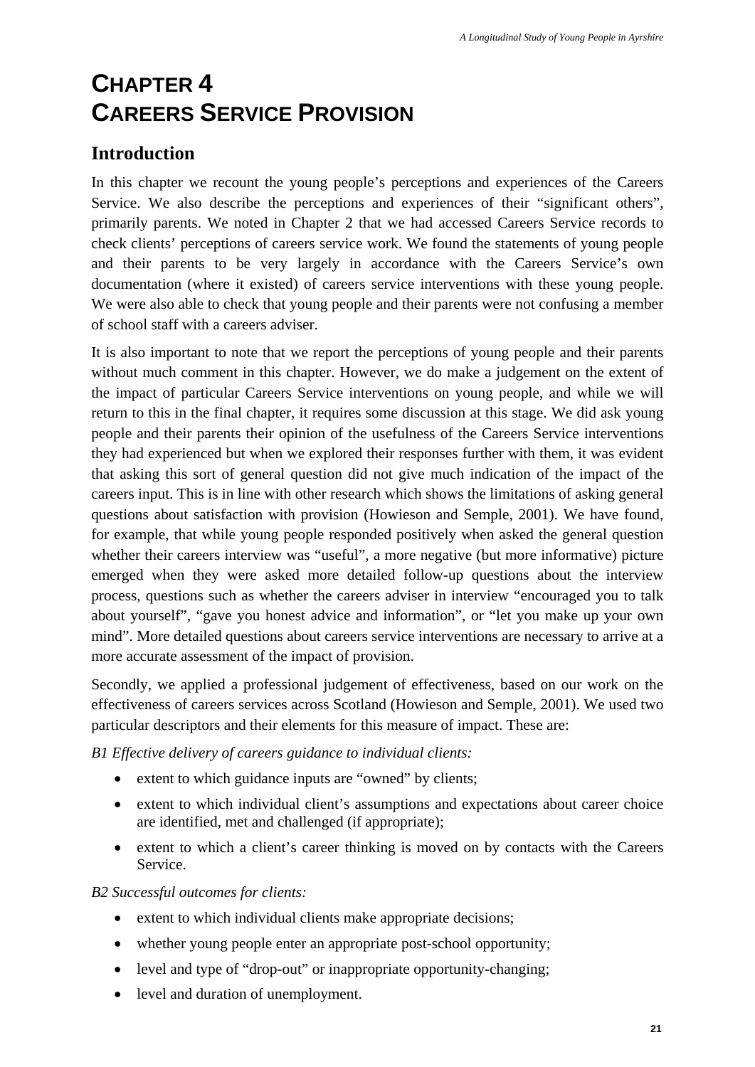# CHAPTER 4
# CAREERS SERVICE PROVISION

## Introduction

In this chapter we recount the young people's perceptions and experiences of the Careers Service. We also describe the perceptions and experiences of their "significant others", primarily parents. We noted in Chapter 2 that we had accessed Careers Service records to check clients' perceptions of careers service work. We found the statements of young people and their parents to be very largely in accordance with the Careers Service's own documentation (where it existed) of careers service interventions with these young people. We were also able to check that young people and their parents were not confusing a member of school staff with a careers adviser.

It is also important to note that we report the perceptions of young people and their parents without much comment in this chapter. However, we do make a judgement on the extent of the impact of particular Careers Service interventions on young people, and while we will return to this in the final chapter, it requires some discussion at this stage. We did ask young people and their parents their opinion of the usefulness of the Careers Service interventions they had experienced but when we explored their responses further with them, it was evident that asking this sort of general question did not give much indication of the impact of the careers input. This is in line with other research which shows the limitations of asking general questions about satisfaction with provision (Howieson and Semple, 2001). We have found, for example, that while young people responded positively when asked the general question whether their careers interview was "useful", a more negative (but more informative) picture emerged when they were asked more detailed follow-up questions about the interview process, questions such as whether the careers adviser in interview "encouraged you to talk about yourself", "gave you honest advice and information", or "let you make up your own mind". More detailed questions about careers service interventions are necessary to arrive at a more accurate assessment of the impact of provision.

Secondly, we applied a professional judgement of effectiveness, based on our work on the effectiveness of careers services across Scotland (Howieson and Semple, 2001). We used two particular descriptors and their elements for this measure of impact. These are:

*B1 Effective delivery of careers guidance to individual clients:*

- extent to which guidance inputs are "owned" by clients;
- extent to which individual client's assumptions and expectations about career choice are identified, met and challenged (if appropriate);
- extent to which a client's career thinking is moved on by contacts with the Careers Service.

*B2 Successful outcomes for clients:*

- extent to which individual clients make appropriate decisions;
- whether young people enter an appropriate post-school opportunity;
- level and type of "drop-out" or inappropriate opportunity-changing;
- level and duration of unemployment.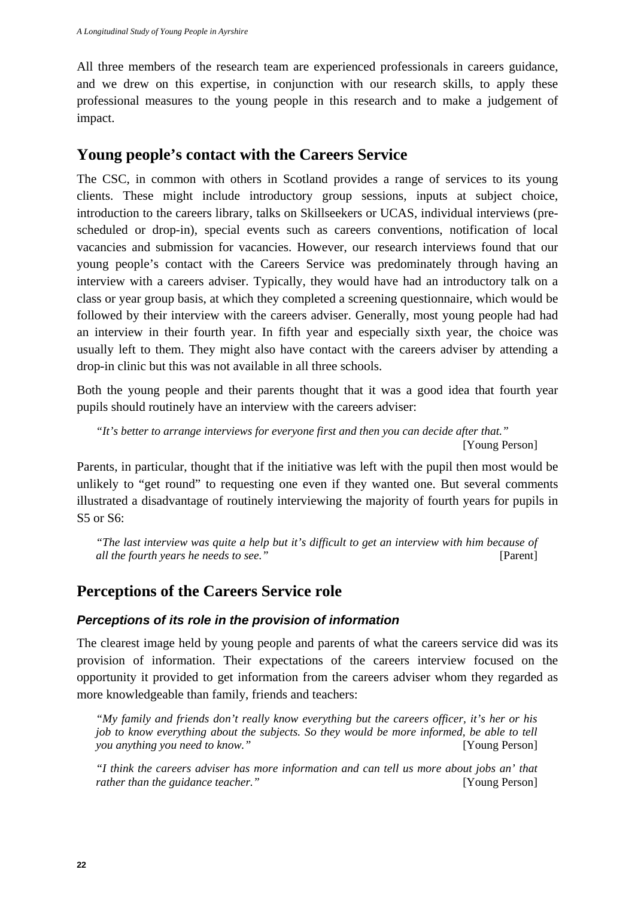All three members of the research team are experienced professionals in careers guidance, and we drew on this expertise, in conjunction with our research skills, to apply these professional measures to the young people in this research and to make a judgement of impact.

## Young people's contact with the Careers Service

The CSC, in common with others in Scotland provides a range of services to its young clients. These might include introductory group sessions, inputs at subject choice, introduction to the careers library, talks on Skillseekers or UCAS, individual interviews (pre-scheduled or drop-in), special events such as careers conventions, notification of local vacancies and submission for vacancies. However, our research interviews found that our young people's contact with the Careers Service was predominately through having an interview with a careers adviser. Typically, they would have had an introductory talk on a class or year group basis, at which they completed a screening questionnaire, which would be followed by their interview with the careers adviser. Generally, most young people had had an interview in their fourth year. In fifth year and especially sixth year, the choice was usually left to them. They might also have contact with the careers adviser by attending a drop-in clinic but this was not available in all three schools.

Both the young people and their parents thought that it was a good idea that fourth year pupils should routinely have an interview with the careers adviser:

> *"It's better to arrange interviews for everyone first and then you can decide after that."* [Young Person]

Parents, in particular, thought that if the initiative was left with the pupil then most would be unlikely to "get round" to requesting one even if they wanted one. But several comments illustrated a disadvantage of routinely interviewing the majority of fourth years for pupils in S5 or S6:

> *"The last interview was quite a help but it's difficult to get an interview with him because of all the fourth years he needs to see."* [Parent]

## Perceptions of the Careers Service role

### *Perceptions of its role in the provision of information*

The clearest image held by young people and parents of what the careers service did was its provision of information. Their expectations of the careers interview focused on the opportunity it provided to get information from the careers adviser whom they regarded as more knowledgeable than family, friends and teachers:

> *"My family and friends don't really know everything but the careers officer, it's her or his job to know everything about the subjects. So they would be more informed, be able to tell you anything you need to know."* [Young Person]

> *"I think the careers adviser has more information and can tell us more about jobs an' that rather than the guidance teacher."* [Young Person]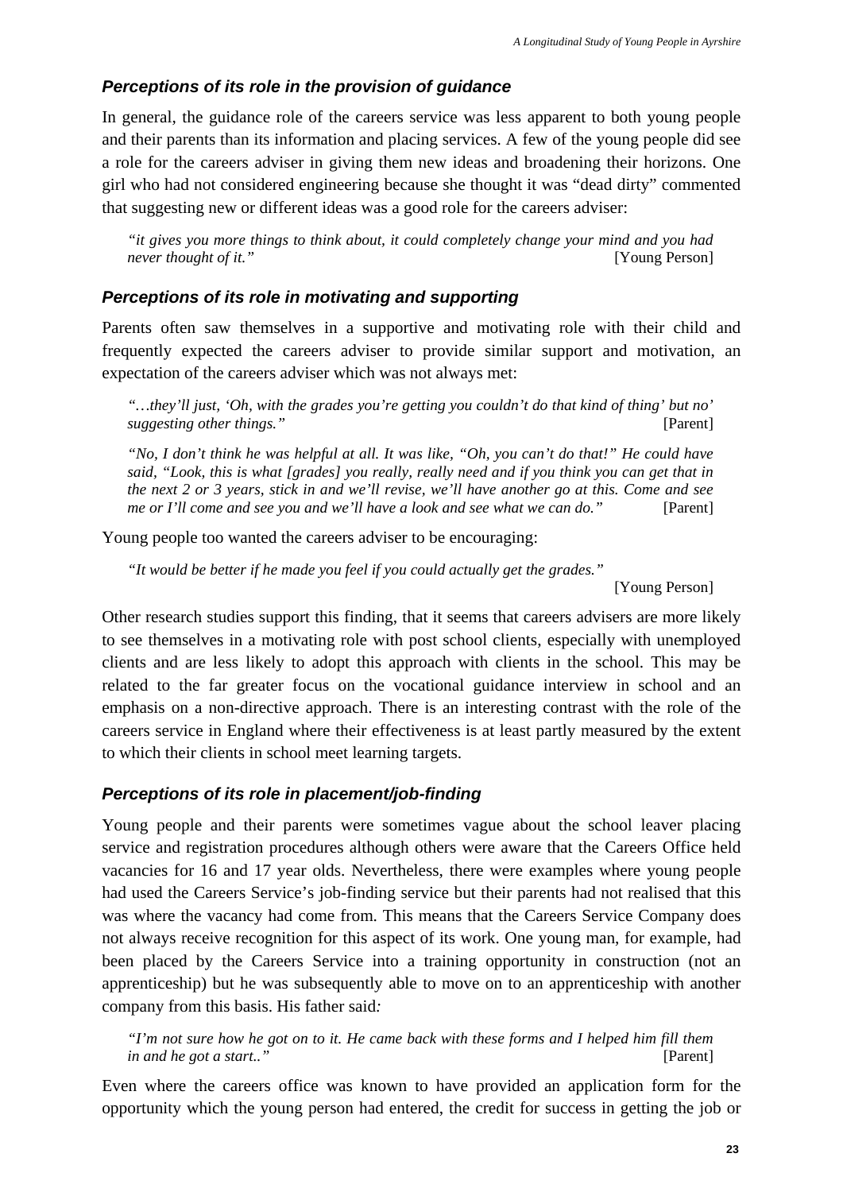### *Perceptions of its role in the provision of guidance*

In general, the guidance role of the careers service was less apparent to both young people and their parents than its information and placing services. A few of the young people did see a role for the careers adviser in giving them new ideas and broadening their horizons. One girl who had not considered engineering because she thought it was "dead dirty" commented that suggesting new or different ideas was a good role for the careers adviser:

> *"it gives you more things to think about, it could completely change your mind and you had never thought of it."* [Young Person]

### *Perceptions of its role in motivating and supporting*

Parents often saw themselves in a supportive and motivating role with their child and frequently expected the careers adviser to provide similar support and motivation, an expectation of the careers adviser which was not always met:

> *"…they'll just, 'Oh, with the grades you're getting you couldn't do that kind of thing' but no' suggesting other things."* [Parent]

> *"No, I don't think he was helpful at all. It was like, "Oh, you can't do that!" He could have said, "Look, this is what [grades] you really, really need and if you think you can get that in the next 2 or 3 years, stick in and we'll revise, we'll have another go at this. Come and see me or I'll come and see you and we'll have a look and see what we can do."* [Parent]

Young people too wanted the careers adviser to be encouraging:

> *"It would be better if he made you feel if you could actually get the grades."* [Young Person]

Other research studies support this finding, that it seems that careers advisers are more likely to see themselves in a motivating role with post school clients, especially with unemployed clients and are less likely to adopt this approach with clients in the school. This may be related to the far greater focus on the vocational guidance interview in school and an emphasis on a non-directive approach. There is an interesting contrast with the role of the careers service in England where their effectiveness is at least partly measured by the extent to which their clients in school meet learning targets.

### *Perceptions of its role in placement/job-finding*

Young people and their parents were sometimes vague about the school leaver placing service and registration procedures although others were aware that the Careers Office held vacancies for 16 and 17 year olds. Nevertheless, there were examples where young people had used the Careers Service's job-finding service but their parents had not realised that this was where the vacancy had come from. This means that the Careers Service Company does not always receive recognition for this aspect of its work. One young man, for example, had been placed by the Careers Service into a training opportunity in construction (not an apprenticeship) but he was subsequently able to move on to an apprenticeship with another company from this basis. His father said:

> *"I'm not sure how he got on to it. He came back with these forms and I helped him fill them in and he got a start.."* [Parent]

Even where the careers office was known to have provided an application form for the opportunity which the young person had entered, the credit for success in getting the job or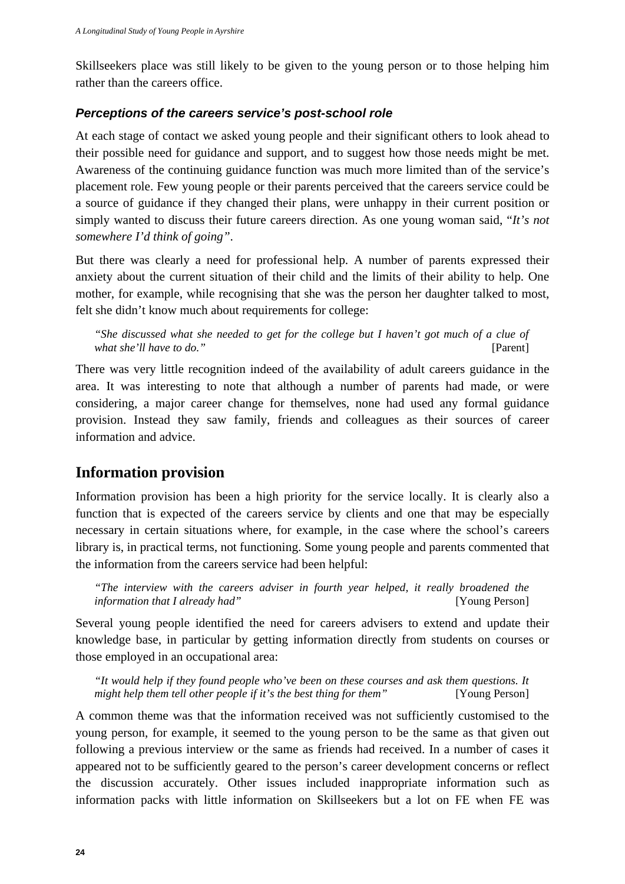Skillseekers place was still likely to be given to the young person or to those helping him rather than the careers office.

### *Perceptions of the careers service's post-school role*

At each stage of contact we asked young people and their significant others to look ahead to their possible need for guidance and support, and to suggest how those needs might be met. Awareness of the continuing guidance function was much more limited than of the service's placement role. Few young people or their parents perceived that the careers service could be a source of guidance if they changed their plans, were unhappy in their current position or simply wanted to discuss their future careers direction. As one young woman said, "*It's not somewhere I'd think of going"*.

But there was clearly a need for professional help. A number of parents expressed their anxiety about the current situation of their child and the limits of their ability to help. One mother, for example, while recognising that she was the person her daughter talked to most, felt she didn't know much about requirements for college:

> *"She discussed what she needed to get for the college but I haven't got much of a clue of what she'll have to do."* [Parent]

There was very little recognition indeed of the availability of adult careers guidance in the area. It was interesting to note that although a number of parents had made, or were considering, a major career change for themselves, none had used any formal guidance provision. Instead they saw family, friends and colleagues as their sources of career information and advice.

## Information provision

Information provision has been a high priority for the service locally. It is clearly also a function that is expected of the careers service by clients and one that may be especially necessary in certain situations where, for example, in the case where the school's careers library is, in practical terms, not functioning. Some young people and parents commented that the information from the careers service had been helpful:

> *"The interview with the careers adviser in fourth year helped, it really broadened the information that I already had"* [Young Person]

Several young people identified the need for careers advisers to extend and update their knowledge base, in particular by getting information directly from students on courses or those employed in an occupational area:

> *"It would help if they found people who've been on these courses and ask them questions. It might help them tell other people if it's the best thing for them"* [Young Person]

A common theme was that the information received was not sufficiently customised to the young person, for example, it seemed to the young person to be the same as that given out following a previous interview or the same as friends had received. In a number of cases it appeared not to be sufficiently geared to the person's career development concerns or reflect the discussion accurately. Other issues included inappropriate information such as information packs with little information on Skillseekers but a lot on FE when FE was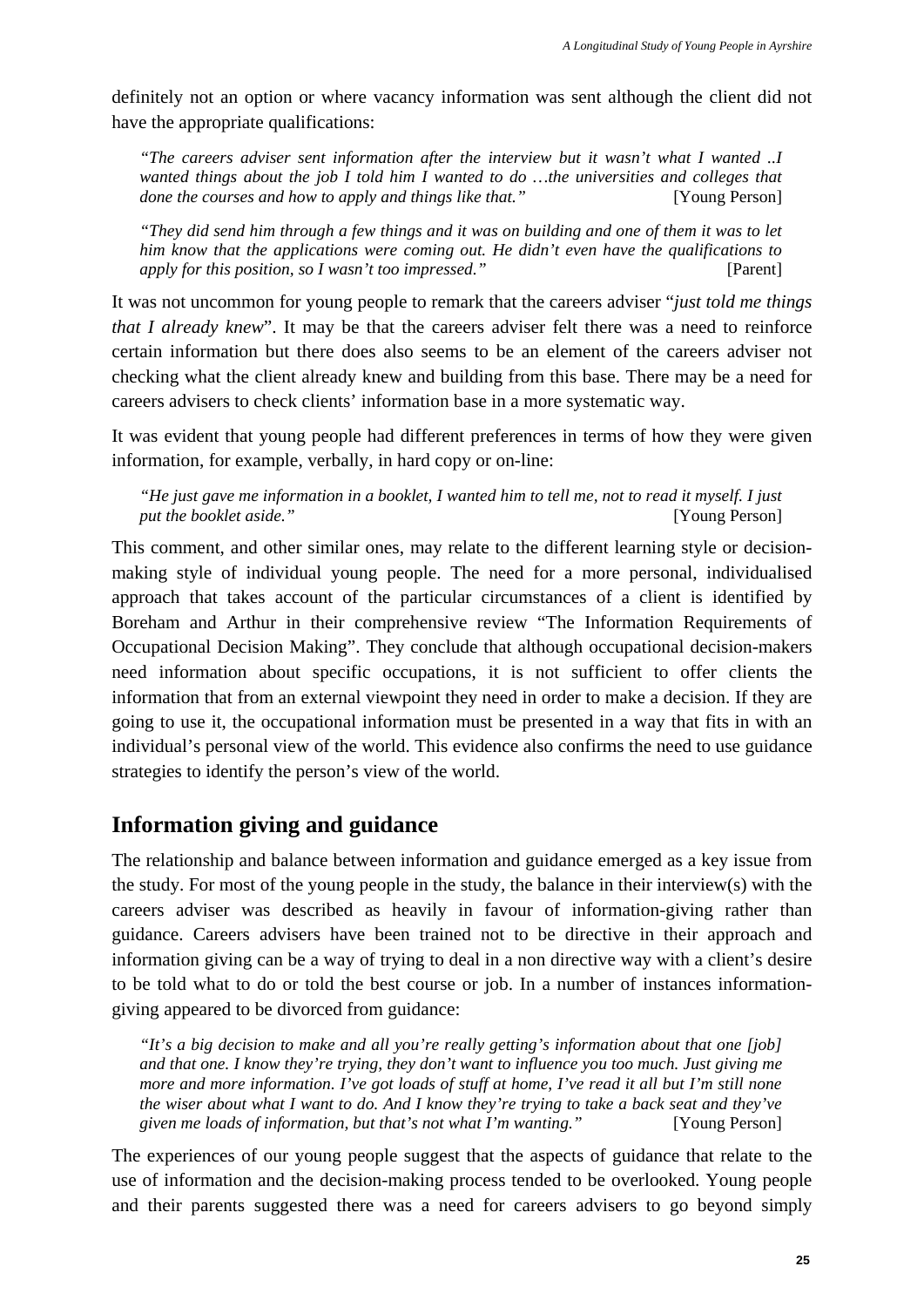definitely not an option or where vacancy information was sent although the client did not have the appropriate qualifications:

> *"The careers adviser sent information after the interview but it wasn't what I wanted ..I wanted things about the job I told him I wanted to do …the universities and colleges that done the courses and how to apply and things like that."* [Young Person]

> *"They did send him through a few things and it was on building and one of them it was to let him know that the applications were coming out. He didn't even have the qualifications to apply for this position, so I wasn't too impressed."* [Parent]

It was not uncommon for young people to remark that the careers adviser "*just told me things that I already knew*". It may be that the careers adviser felt there was a need to reinforce certain information but there does also seems to be an element of the careers adviser not checking what the client already knew and building from this base. There may be a need for careers advisers to check clients' information base in a more systematic way.

It was evident that young people had different preferences in terms of how they were given information, for example, verbally, in hard copy or on-line:

> *"He just gave me information in a booklet, I wanted him to tell me, not to read it myself. I just put the booklet aside."* [Young Person]

This comment, and other similar ones, may relate to the different learning style or decision-making style of individual young people. The need for a more personal, individualised approach that takes account of the particular circumstances of a client is identified by Boreham and Arthur in their comprehensive review "The Information Requirements of Occupational Decision Making". They conclude that although occupational decision-makers need information about specific occupations, it is not sufficient to offer clients the information that from an external viewpoint they need in order to make a decision. If they are going to use it, the occupational information must be presented in a way that fits in with an individual's personal view of the world. This evidence also confirms the need to use guidance strategies to identify the person's view of the world.

## Information giving and guidance

The relationship and balance between information and guidance emerged as a key issue from the study. For most of the young people in the study, the balance in their interview(s) with the careers adviser was described as heavily in favour of information-giving rather than guidance. Careers advisers have been trained not to be directive in their approach and information giving can be a way of trying to deal in a non directive way with a client's desire to be told what to do or told the best course or job. In a number of instances information-giving appeared to be divorced from guidance:

> *"It's a big decision to make and all you're really getting's information about that one [job] and that one. I know they're trying, they don't want to influence you too much. Just giving me more and more information. I've got loads of stuff at home, I've read it all but I'm still none the wiser about what I want to do. And I know they're trying to take a back seat and they've given me loads of information, but that's not what I'm wanting."* [Young Person]

The experiences of our young people suggest that the aspects of guidance that relate to the use of information and the decision-making process tended to be overlooked. Young people and their parents suggested there was a need for careers advisers to go beyond simply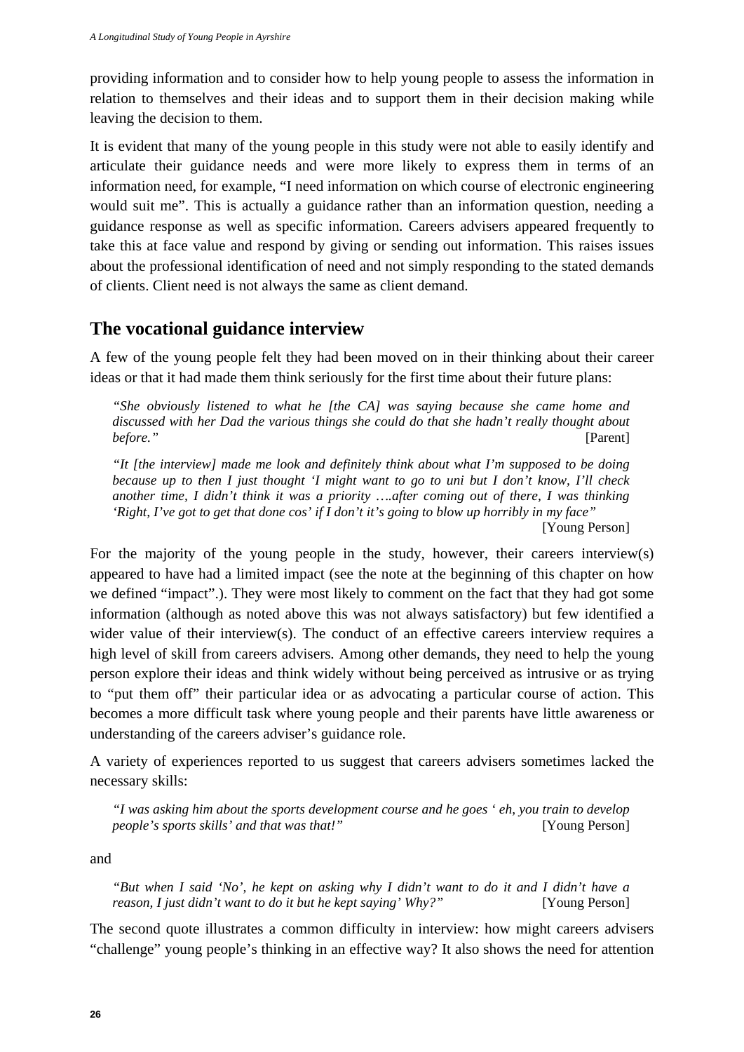providing information and to consider how to help young people to assess the information in relation to themselves and their ideas and to support them in their decision making while leaving the decision to them.

It is evident that many of the young people in this study were not able to easily identify and articulate their guidance needs and were more likely to express them in terms of an information need, for example, "I need information on which course of electronic engineering would suit me". This is actually a guidance rather than an information question, needing a guidance response as well as specific information. Careers advisers appeared frequently to take this at face value and respond by giving or sending out information. This raises issues about the professional identification of need and not simply responding to the stated demands of clients. Client need is not always the same as client demand.

## The vocational guidance interview

A few of the young people felt they had been moved on in their thinking about their career ideas or that it had made them think seriously for the first time about their future plans:

> *"She obviously listened to what he [the CA] was saying because she came home and discussed with her Dad the various things she could do that she hadn't really thought about before."* [Parent]

> *"It [the interview] made me look and definitely think about what I'm supposed to be doing because up to then I just thought 'I might want to go to uni but I don't know, I'll check another time, I didn't think it was a priority ….after coming out of there, I was thinking 'Right, I've got to get that done cos' if I don't it's going to blow up horribly in my face"* [Young Person]

For the majority of the young people in the study, however, their careers interview(s) appeared to have had a limited impact (see the note at the beginning of this chapter on how we defined "impact".). They were most likely to comment on the fact that they had got some information (although as noted above this was not always satisfactory) but few identified a wider value of their interview(s). The conduct of an effective careers interview requires a high level of skill from careers advisers. Among other demands, they need to help the young person explore their ideas and think widely without being perceived as intrusive or as trying to "put them off" their particular idea or as advocating a particular course of action. This becomes a more difficult task where young people and their parents have little awareness or understanding of the careers adviser's guidance role.

A variety of experiences reported to us suggest that careers advisers sometimes lacked the necessary skills:

> *"I was asking him about the sports development course and he goes ' eh, you train to develop people's sports skills' and that was that!"* [Young Person]

and

> *"But when I said 'No', he kept on asking why I didn't want to do it and I didn't have a reason, I just didn't want to do it but he kept saying' Why?"* [Young Person]

The second quote illustrates a common difficulty in interview: how might careers advisers "challenge" young people's thinking in an effective way? It also shows the need for attention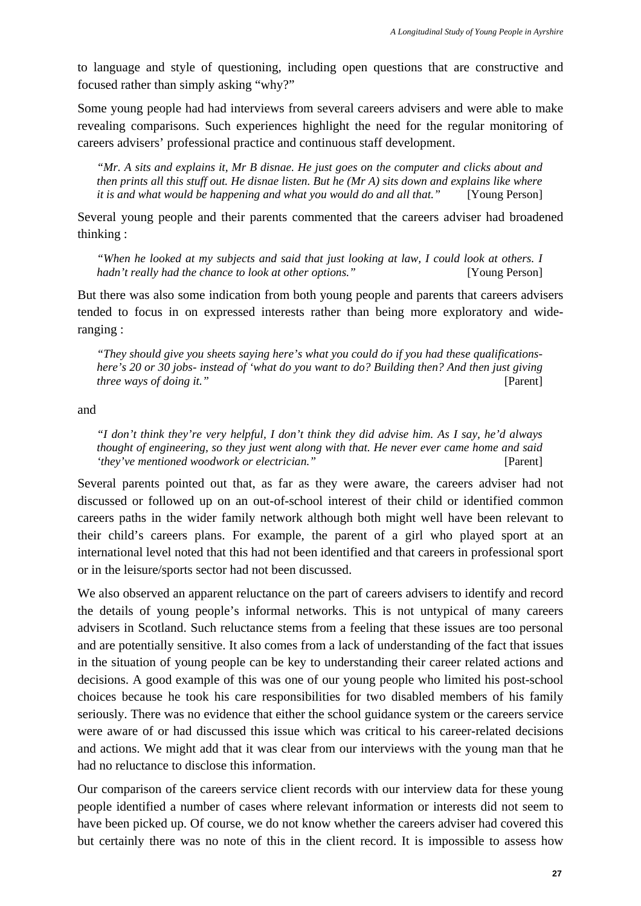to language and style of questioning, including open questions that are constructive and focused rather than simply asking "why?"

Some young people had had interviews from several careers advisers and were able to make revealing comparisons. Such experiences highlight the need for the regular monitoring of careers advisers' professional practice and continuous staff development.

> *"Mr. A sits and explains it, Mr B disnae. He just goes on the computer and clicks about and then prints all this stuff out. He disnae listen. But he (Mr A) sits down and explains like where it is and what would be happening and what you would do and all that."* [Young Person]

Several young people and their parents commented that the careers adviser had broadened thinking :

> *"When he looked at my subjects and said that just looking at law, I could look at others. I hadn't really had the chance to look at other options."* [Young Person]

But there was also some indication from both young people and parents that careers advisers tended to focus in on expressed interests rather than being more exploratory and wide-ranging :

> *"They should give you sheets saying here's what you could do if you had these qualifications- here's 20 or 30 jobs- instead of 'what do you want to do? Building then? And then just giving three ways of doing it."* [Parent]

and

> *"I don't think they're very helpful, I don't think they did advise him. As I say, he'd always thought of engineering, so they just went along with that. He never ever came home and said 'they've mentioned woodwork or electrician."* [Parent]

Several parents pointed out that, as far as they were aware, the careers adviser had not discussed or followed up on an out-of-school interest of their child or identified common careers paths in the wider family network although both might well have been relevant to their child's careers plans. For example, the parent of a girl who played sport at an international level noted that this had not been identified and that careers in professional sport or in the leisure/sports sector had not been discussed.

We also observed an apparent reluctance on the part of careers advisers to identify and record the details of young people's informal networks. This is not untypical of many careers advisers in Scotland. Such reluctance stems from a feeling that these issues are too personal and are potentially sensitive. It also comes from a lack of understanding of the fact that issues in the situation of young people can be key to understanding their career related actions and decisions. A good example of this was one of our young people who limited his post-school choices because he took his care responsibilities for two disabled members of his family seriously. There was no evidence that either the school guidance system or the careers service were aware of or had discussed this issue which was critical to his career-related decisions and actions. We might add that it was clear from our interviews with the young man that he had no reluctance to disclose this information.

Our comparison of the careers service client records with our interview data for these young people identified a number of cases where relevant information or interests did not seem to have been picked up. Of course, we do not know whether the careers adviser had covered this but certainly there was no note of this in the client record. It is impossible to assess how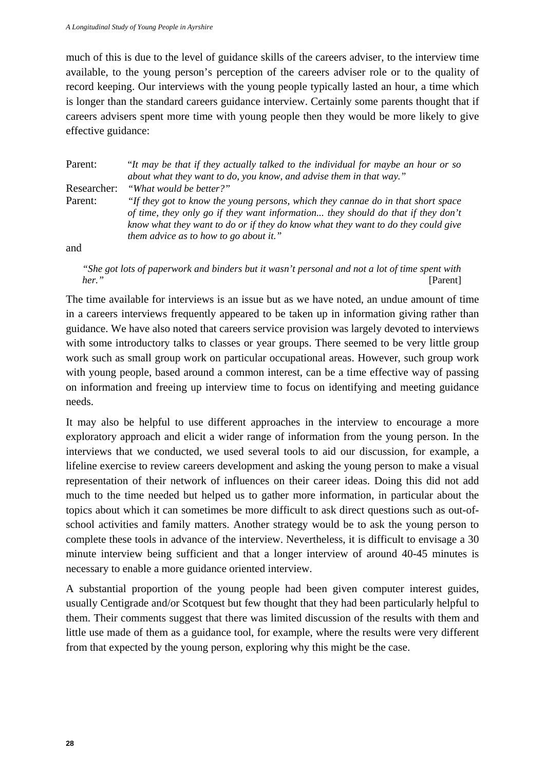much of this is due to the level of guidance skills of the careers adviser, to the interview time available, to the young person's perception of the careers adviser role or to the quality of record keeping. Our interviews with the young people typically lasted an hour, a time which is longer than the standard careers guidance interview. Certainly some parents thought that if careers advisers spent more time with young people then they would be more likely to give effective guidance:

Parent: "*It may be that if they actually talked to the individual for maybe an hour or so about what they want to do, you know, and advise them in that way.*"

Researcher: *"What would be better?"*

Parent: *"If they got to know the young persons, which they cannae do in that short space of time, they only go if they want information... they should do that if they don't know what they want to do or if they do know what they want to do they could give them advice as to how to go about it."*

and

> *"She got lots of paperwork and binders but it wasn't personal and not a lot of time spent with her."* [Parent]

The time available for interviews is an issue but as we have noted, an undue amount of time in a careers interviews frequently appeared to be taken up in information giving rather than guidance. We have also noted that careers service provision was largely devoted to interviews with some introductory talks to classes or year groups. There seemed to be very little group work such as small group work on particular occupational areas. However, such group work with young people, based around a common interest, can be a time effective way of passing on information and freeing up interview time to focus on identifying and meeting guidance needs.

It may also be helpful to use different approaches in the interview to encourage a more exploratory approach and elicit a wider range of information from the young person. In the interviews that we conducted, we used several tools to aid our discussion, for example, a lifeline exercise to review careers development and asking the young person to make a visual representation of their network of influences on their career ideas. Doing this did not add much to the time needed but helped us to gather more information, in particular about the topics about which it can sometimes be more difficult to ask direct questions such as out-of-school activities and family matters. Another strategy would be to ask the young person to complete these tools in advance of the interview. Nevertheless, it is difficult to envisage a 30 minute interview being sufficient and that a longer interview of around 40-45 minutes is necessary to enable a more guidance oriented interview.

A substantial proportion of the young people had been given computer interest guides, usually Centigrade and/or Scotquest but few thought that they had been particularly helpful to them. Their comments suggest that there was limited discussion of the results with them and little use made of them as a guidance tool, for example, where the results were very different from that expected by the young person, exploring why this might be the case.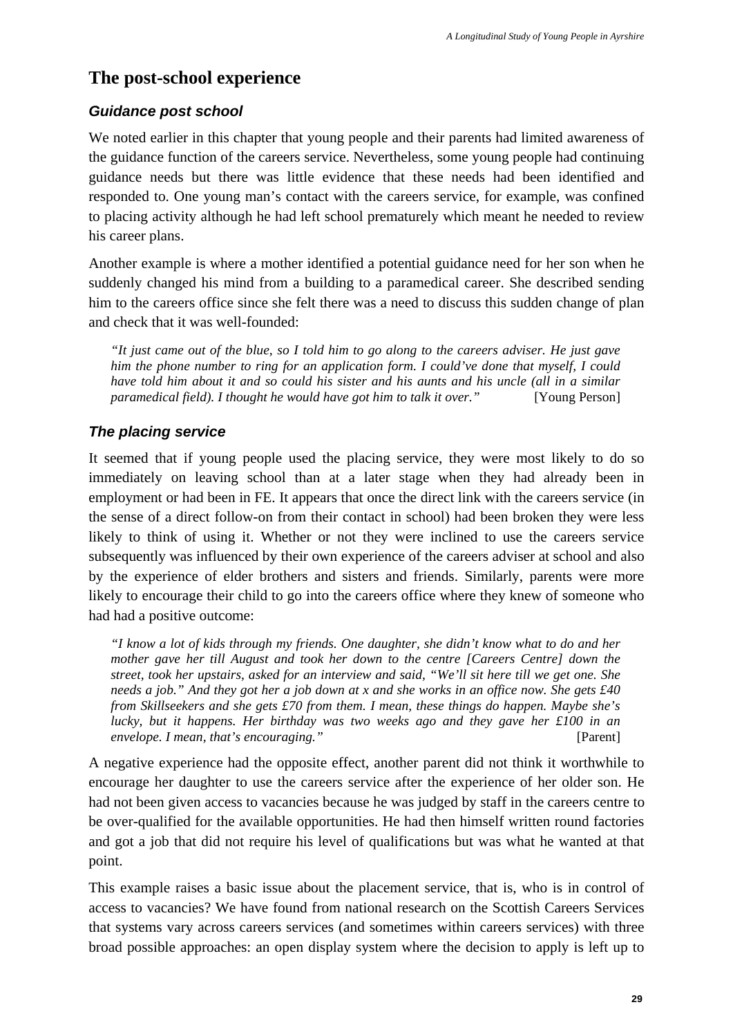## The post-school experience

### *Guidance post school*

We noted earlier in this chapter that young people and their parents had limited awareness of the guidance function of the careers service. Nevertheless, some young people had continuing guidance needs but there was little evidence that these needs had been identified and responded to. One young man's contact with the careers service, for example, was confined to placing activity although he had left school prematurely which meant he needed to review his career plans.

Another example is where a mother identified a potential guidance need for her son when he suddenly changed his mind from a building to a paramedical career. She described sending him to the careers office since she felt there was a need to discuss this sudden change of plan and check that it was well-founded:

> *"It just came out of the blue, so I told him to go along to the careers adviser. He just gave him the phone number to ring for an application form. I could've done that myself, I could have told him about it and so could his sister and his aunts and his uncle (all in a similar paramedical field). I thought he would have got him to talk it over."* [Young Person]

### *The placing service*

It seemed that if young people used the placing service, they were most likely to do so immediately on leaving school than at a later stage when they had already been in employment or had been in FE. It appears that once the direct link with the careers service (in the sense of a direct follow-on from their contact in school) had been broken they were less likely to think of using it. Whether or not they were inclined to use the careers service subsequently was influenced by their own experience of the careers adviser at school and also by the experience of elder brothers and sisters and friends. Similarly, parents were more likely to encourage their child to go into the careers office where they knew of someone who had had a positive outcome:

> *"I know a lot of kids through my friends. One daughter, she didn't know what to do and her mother gave her till August and took her down to the centre [Careers Centre] down the street, took her upstairs, asked for an interview and said, "We'll sit here till we get one. She needs a job." And they got her a job down at x and she works in an office now. She gets £40 from Skillseekers and she gets £70 from them. I mean, these things do happen. Maybe she's lucky, but it happens. Her birthday was two weeks ago and they gave her £100 in an envelope. I mean, that's encouraging."* [Parent]

A negative experience had the opposite effect, another parent did not think it worthwhile to encourage her daughter to use the careers service after the experience of her older son. He had not been given access to vacancies because he was judged by staff in the careers centre to be over-qualified for the available opportunities. He had then himself written round factories and got a job that did not require his level of qualifications but was what he wanted at that point.

This example raises a basic issue about the placement service, that is, who is in control of access to vacancies? We have found from national research on the Scottish Careers Services that systems vary across careers services (and sometimes within careers services) with three broad possible approaches: an open display system where the decision to apply is left up to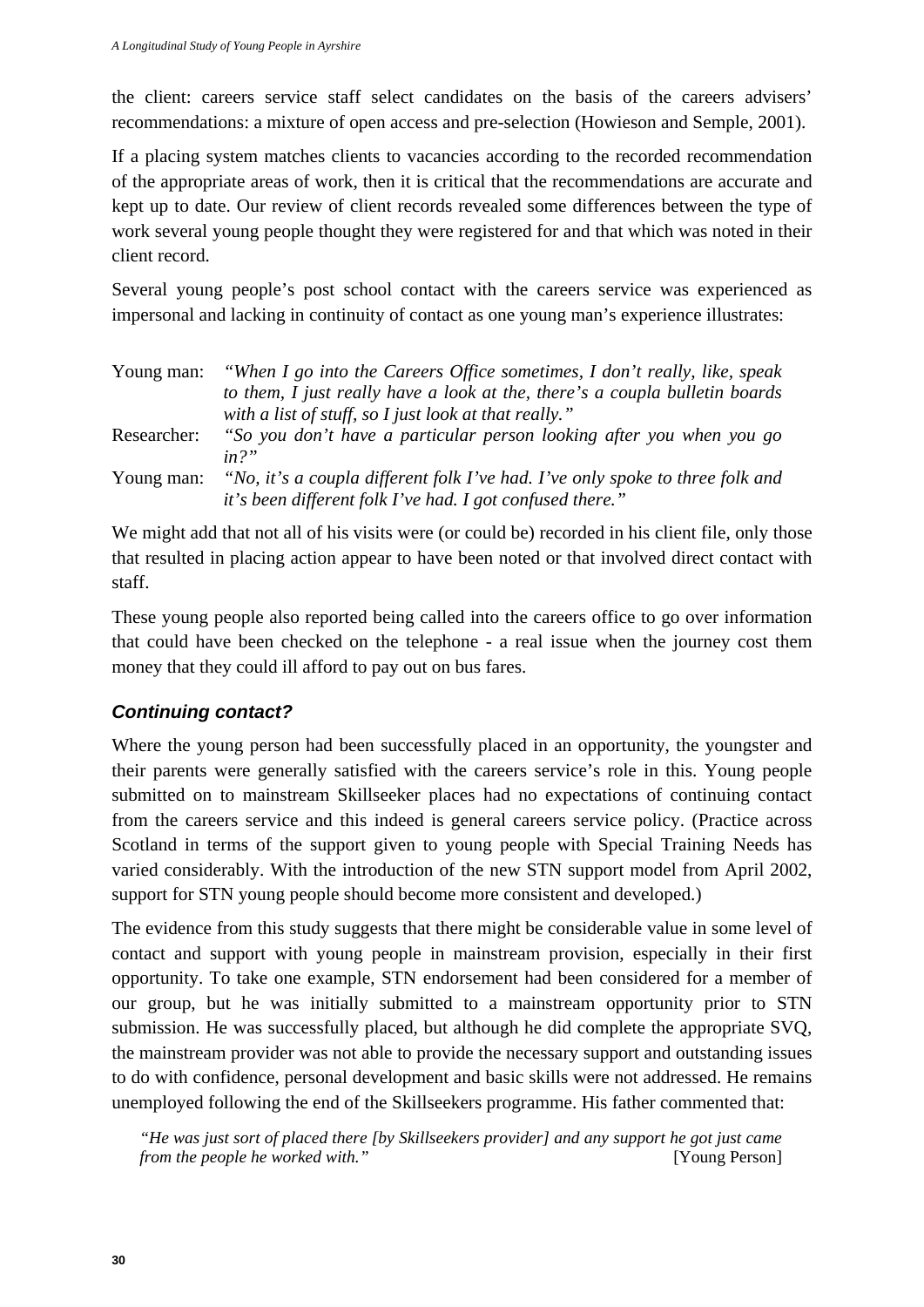the client: careers service staff select candidates on the basis of the careers advisers' recommendations: a mixture of open access and pre-selection (Howieson and Semple, 2001).

If a placing system matches clients to vacancies according to the recorded recommendation of the appropriate areas of work, then it is critical that the recommendations are accurate and kept up to date. Our review of client records revealed some differences between the type of work several young people thought they were registered for and that which was noted in their client record.

Several young people's post school contact with the careers service was experienced as impersonal and lacking in continuity of contact as one young man's experience illustrates:

Young man: *"When I go into the Careers Office sometimes, I don't really, like, speak to them, I just really have a look at the, there's a coupla bulletin boards with a list of stuff, so I just look at that really."*

Researcher: *"So you don't have a particular person looking after you when you go in?"*

Young man: *"No, it's a coupla different folk I've had. I've only spoke to three folk and it's been different folk I've had. I got confused there."*

We might add that not all of his visits were (or could be) recorded in his client file, only those that resulted in placing action appear to have been noted or that involved direct contact with staff.

These young people also reported being called into the careers office to go over information that could have been checked on the telephone - a real issue when the journey cost them money that they could ill afford to pay out on bus fares.

### *Continuing contact?*

Where the young person had been successfully placed in an opportunity, the youngster and their parents were generally satisfied with the careers service's role in this. Young people submitted on to mainstream Skillseeker places had no expectations of continuing contact from the careers service and this indeed is general careers service policy. (Practice across Scotland in terms of the support given to young people with Special Training Needs has varied considerably. With the introduction of the new STN support model from April 2002, support for STN young people should become more consistent and developed.)

The evidence from this study suggests that there might be considerable value in some level of contact and support with young people in mainstream provision, especially in their first opportunity. To take one example, STN endorsement had been considered for a member of our group, but he was initially submitted to a mainstream opportunity prior to STN submission. He was successfully placed, but although he did complete the appropriate SVQ, the mainstream provider was not able to provide the necessary support and outstanding issues to do with confidence, personal development and basic skills were not addressed. He remains unemployed following the end of the Skillseekers programme. His father commented that:

> *"He was just sort of placed there [by Skillseekers provider] and any support he got just came from the people he worked with."* [Young Person]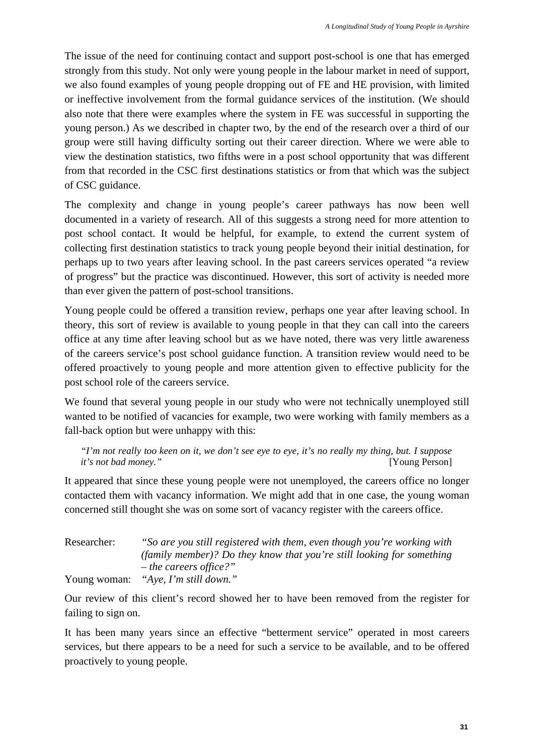The issue of the need for continuing contact and support post-school is one that has emerged strongly from this study. Not only were young people in the labour market in need of support, we also found examples of young people dropping out of FE and HE provision, with limited or ineffective involvement from the formal guidance services of the institution. (We should also note that there were examples where the system in FE was successful in supporting the young person.) As we described in chapter two, by the end of the research over a third of our group were still having difficulty sorting out their career direction. Where we were able to view the destination statistics, two fifths were in a post school opportunity that was different from that recorded in the CSC first destinations statistics or from that which was the subject of CSC guidance.

The complexity and change in young people's career pathways has now been well documented in a variety of research. All of this suggests a strong need for more attention to post school contact. It would be helpful, for example, to extend the current system of collecting first destination statistics to track young people beyond their initial destination, for perhaps up to two years after leaving school. In the past careers services operated "a review of progress" but the practice was discontinued. However, this sort of activity is needed more than ever given the pattern of post-school transitions.

Young people could be offered a transition review, perhaps one year after leaving school. In theory, this sort of review is available to young people in that they can call into the careers office at any time after leaving school but as we have noted, there was very little awareness of the careers service's post school guidance function. A transition review would need to be offered proactively to young people and more attention given to effective publicity for the post school role of the careers service.

We found that several young people in our study who were not technically unemployed still wanted to be notified of vacancies for example, two were working with family members as a fall-back option but were unhappy with this:

> *"I'm not really too keen on it, we don't see eye to eye, it's no really my thing, but. I suppose it's not bad money."* [Young Person]

It appeared that since these young people were not unemployed, the careers office no longer contacted them with vacancy information. We might add that in one case, the young woman concerned still thought she was on some sort of vacancy register with the careers office.

Researcher: *"So are you still registered with them, even though you're working with (family member)? Do they know that you're still looking for something – the careers office?"*

Young woman: *"Aye, I'm still down."*

Our review of this client's record showed her to have been removed from the register for failing to sign on.

It has been many years since an effective "betterment service" operated in most careers services, but there appears to be a need for such a service to be available, and to be offered proactively to young people.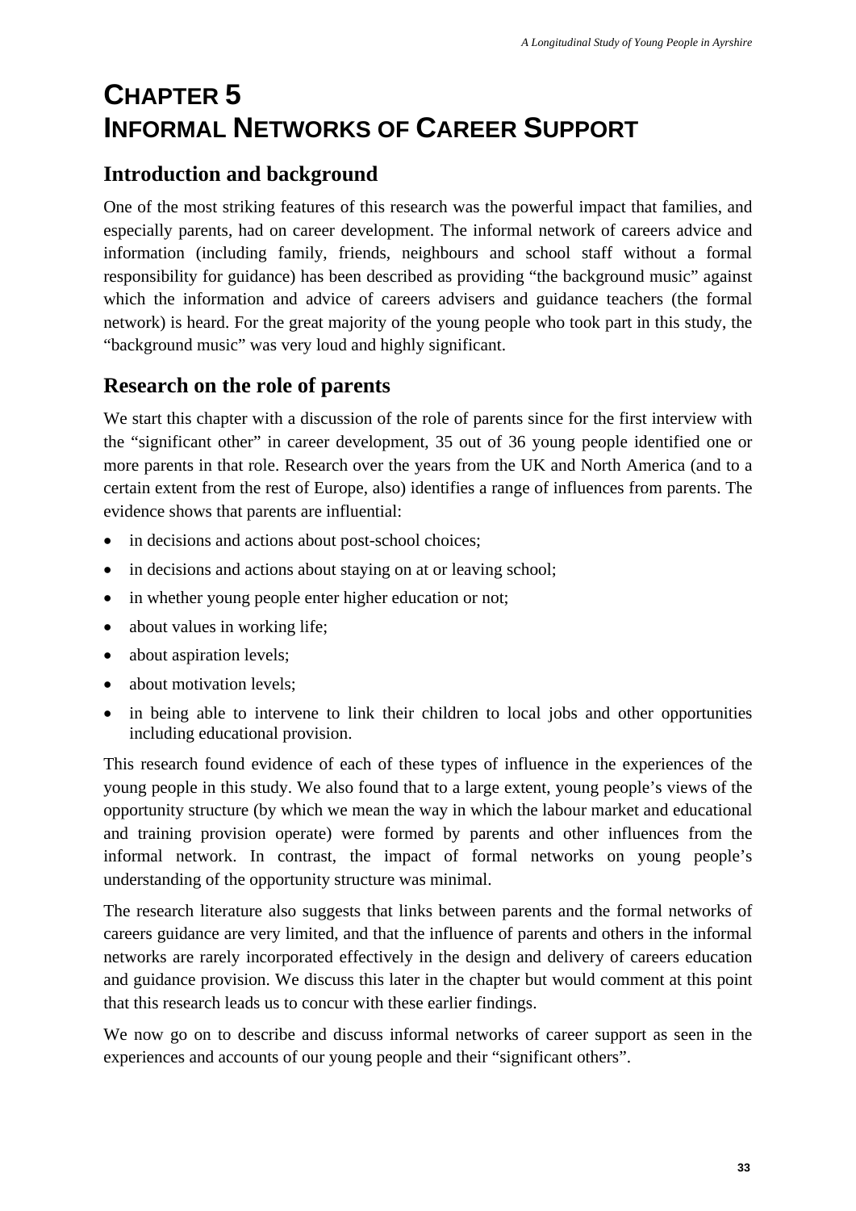# CHAPTER 5
# INFORMAL NETWORKS OF CAREER SUPPORT

## Introduction and background

One of the most striking features of this research was the powerful impact that families, and especially parents, had on career development. The informal network of careers advice and information (including family, friends, neighbours and school staff without a formal responsibility for guidance) has been described as providing "the background music" against which the information and advice of careers advisers and guidance teachers (the formal network) is heard. For the great majority of the young people who took part in this study, the "background music" was very loud and highly significant.

## Research on the role of parents

We start this chapter with a discussion of the role of parents since for the first interview with the "significant other" in career development, 35 out of 36 young people identified one or more parents in that role. Research over the years from the UK and North America (and to a certain extent from the rest of Europe, also) identifies a range of influences from parents. The evidence shows that parents are influential:

- in decisions and actions about post-school choices;
- in decisions and actions about staying on at or leaving school;
- in whether young people enter higher education or not;
- about values in working life;
- about aspiration levels;
- about motivation levels;
- in being able to intervene to link their children to local jobs and other opportunities including educational provision.

This research found evidence of each of these types of influence in the experiences of the young people in this study. We also found that to a large extent, young people's views of the opportunity structure (by which we mean the way in which the labour market and educational and training provision operate) were formed by parents and other influences from the informal network. In contrast, the impact of formal networks on young people's understanding of the opportunity structure was minimal.

The research literature also suggests that links between parents and the formal networks of careers guidance are very limited, and that the influence of parents and others in the informal networks are rarely incorporated effectively in the design and delivery of careers education and guidance provision. We discuss this later in the chapter but would comment at this point that this research leads us to concur with these earlier findings.

We now go on to describe and discuss informal networks of career support as seen in the experiences and accounts of our young people and their "significant others".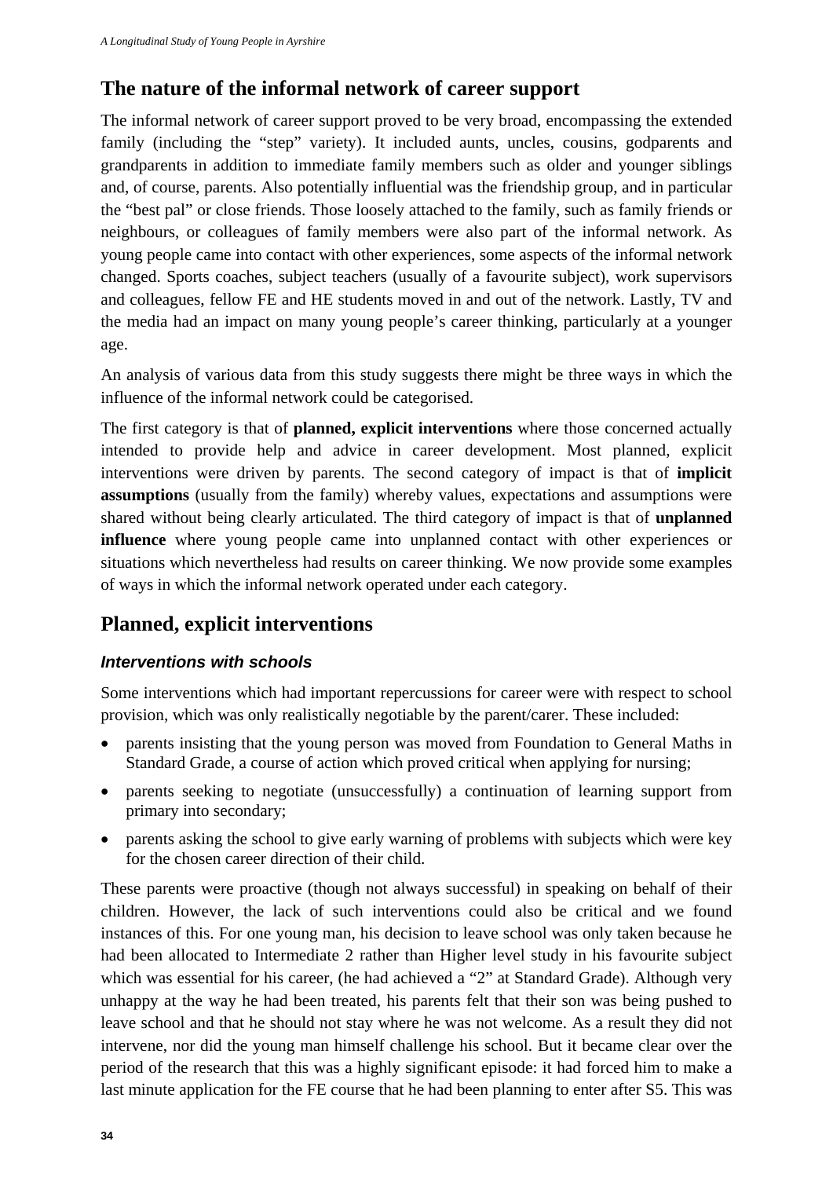## The nature of the informal network of career support

The informal network of career support proved to be very broad, encompassing the extended family (including the "step" variety). It included aunts, uncles, cousins, godparents and grandparents in addition to immediate family members such as older and younger siblings and, of course, parents. Also potentially influential was the friendship group, and in particular the "best pal" or close friends. Those loosely attached to the family, such as family friends or neighbours, or colleagues of family members were also part of the informal network. As young people came into contact with other experiences, some aspects of the informal network changed. Sports coaches, subject teachers (usually of a favourite subject), work supervisors and colleagues, fellow FE and HE students moved in and out of the network. Lastly, TV and the media had an impact on many young people's career thinking, particularly at a younger age.

An analysis of various data from this study suggests there might be three ways in which the influence of the informal network could be categorised.

The first category is that of **planned, explicit interventions** where those concerned actually intended to provide help and advice in career development. Most planned, explicit interventions were driven by parents. The second category of impact is that of **implicit assumptions** (usually from the family) whereby values, expectations and assumptions were shared without being clearly articulated. The third category of impact is that of **unplanned influence** where young people came into unplanned contact with other experiences or situations which nevertheless had results on career thinking. We now provide some examples of ways in which the informal network operated under each category.

## Planned, explicit interventions

### *Interventions with schools*

Some interventions which had important repercussions for career were with respect to school provision, which was only realistically negotiable by the parent/carer. These included:

- parents insisting that the young person was moved from Foundation to General Maths in Standard Grade, a course of action which proved critical when applying for nursing;
- parents seeking to negotiate (unsuccessfully) a continuation of learning support from primary into secondary;
- parents asking the school to give early warning of problems with subjects which were key for the chosen career direction of their child.

These parents were proactive (though not always successful) in speaking on behalf of their children. However, the lack of such interventions could also be critical and we found instances of this. For one young man, his decision to leave school was only taken because he had been allocated to Intermediate 2 rather than Higher level study in his favourite subject which was essential for his career, (he had achieved a "2" at Standard Grade). Although very unhappy at the way he had been treated, his parents felt that their son was being pushed to leave school and that he should not stay where he was not welcome. As a result they did not intervene, nor did the young man himself challenge his school. But it became clear over the period of the research that this was a highly significant episode: it had forced him to make a last minute application for the FE course that he had been planning to enter after S5. This was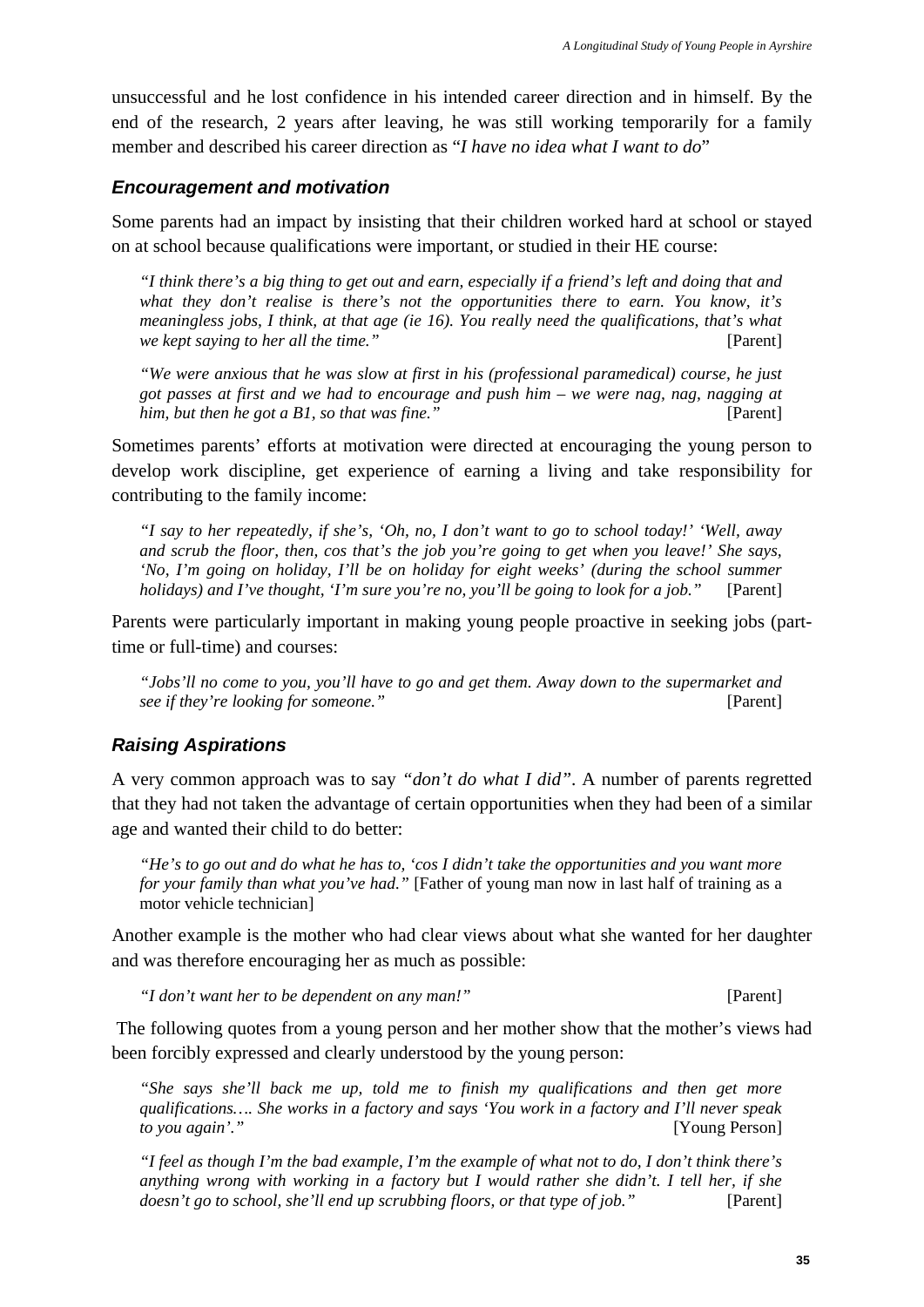unsuccessful and he lost confidence in his intended career direction and in himself. By the end of the research, 2 years after leaving, he was still working temporarily for a family member and described his career direction as "*I have no idea what I want to do*"

### *Encouragement and motivation*

Some parents had an impact by insisting that their children worked hard at school or stayed on at school because qualifications were important, or studied in their HE course:

> *"I think there's a big thing to get out and earn, especially if a friend's left and doing that and what they don't realise is there's not the opportunities there to earn. You know, it's meaningless jobs, I think, at that age (ie 16). You really need the qualifications, that's what we kept saying to her all the time."* [Parent]

> *"We were anxious that he was slow at first in his (professional paramedical) course, he just got passes at first and we had to encourage and push him – we were nag, nag, nagging at him, but then he got a B1, so that was fine."* [Parent]

Sometimes parents' efforts at motivation were directed at encouraging the young person to develop work discipline, get experience of earning a living and take responsibility for contributing to the family income:

> *"I say to her repeatedly, if she's, 'Oh, no, I don't want to go to school today!' 'Well, away and scrub the floor, then, cos that's the job you're going to get when you leave!' She says, 'No, I'm going on holiday, I'll be on holiday for eight weeks' (during the school summer holidays) and I've thought, 'I'm sure you're no, you'll be going to look for a job."* [Parent]

Parents were particularly important in making young people proactive in seeking jobs (part-time or full-time) and courses:

> *"Jobs'll no come to you, you'll have to go and get them. Away down to the supermarket and see if they're looking for someone."* [Parent]

### *Raising Aspirations*

A very common approach was to say *"don't do what I did"*. A number of parents regretted that they had not taken the advantage of certain opportunities when they had been of a similar age and wanted their child to do better:

> *"He's to go out and do what he has to, 'cos I didn't take the opportunities and you want more for your family than what you've had."* [Father of young man now in last half of training as a motor vehicle technician]

Another example is the mother who had clear views about what she wanted for her daughter and was therefore encouraging her as much as possible:

> *"I don't want her to be dependent on any man!"* [Parent]

The following quotes from a young person and her mother show that the mother's views had been forcibly expressed and clearly understood by the young person:

> *"She says she'll back me up, told me to finish my qualifications and then get more qualifications…. She works in a factory and says 'You work in a factory and I'll never speak to you again'."* [Young Person]

> *"I feel as though I'm the bad example, I'm the example of what not to do, I don't think there's anything wrong with working in a factory but I would rather she didn't. I tell her, if she doesn't go to school, she'll end up scrubbing floors, or that type of job."* [Parent]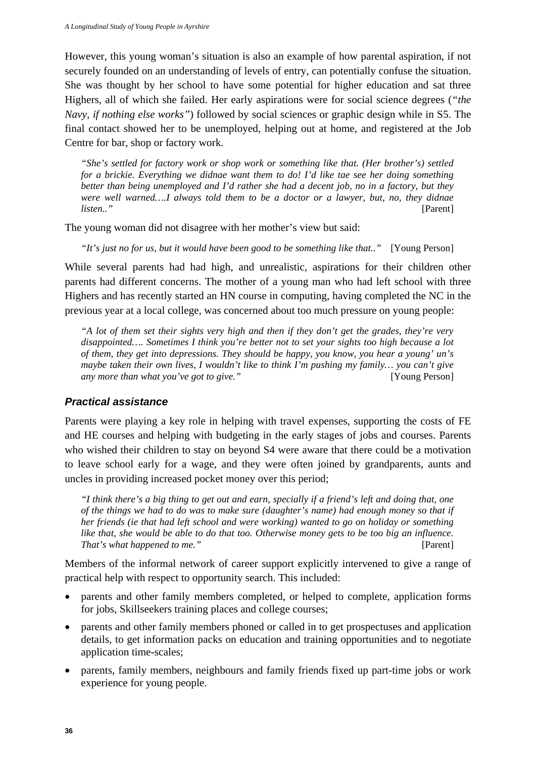However, this young woman's situation is also an example of how parental aspiration, if not securely founded on an understanding of levels of entry, can potentially confuse the situation. She was thought by her school to have some potential for higher education and sat three Highers, all of which she failed. Her early aspirations were for social science degrees (*"the Navy, if nothing else works"*) followed by social sciences or graphic design while in S5. The final contact showed her to be unemployed, helping out at home, and registered at the Job Centre for bar, shop or factory work.

> *"She's settled for factory work or shop work or something like that. (Her brother's) settled for a brickie. Everything we didnae want them to do! I'd like tae see her doing something better than being unemployed and I'd rather she had a decent job, no in a factory, but they were well warned….I always told them to be a doctor or a lawyer, but, no, they didnae listen.."* [Parent]

The young woman did not disagree with her mother's view but said:

> *"It's just no for us, but it would have been good to be something like that.."* [Young Person]

While several parents had had high, and unrealistic, aspirations for their children other parents had different concerns. The mother of a young man who had left school with three Highers and has recently started an HN course in computing, having completed the NC in the previous year at a local college, was concerned about too much pressure on young people:

> *"A lot of them set their sights very high and then if they don't get the grades, they're very disappointed…. Sometimes I think you're better not to set your sights too high because a lot of them, they get into depressions. They should be happy, you know, you hear a young' un's maybe taken their own lives, I wouldn't like to think I'm pushing my family… you can't give any more than what you've got to give."* [Young Person]

### Practical assistance

Parents were playing a key role in helping with travel expenses, supporting the costs of FE and HE courses and helping with budgeting in the early stages of jobs and courses. Parents who wished their children to stay on beyond S4 were aware that there could be a motivation to leave school early for a wage, and they were often joined by grandparents, aunts and uncles in providing increased pocket money over this period;

> *"I think there's a big thing to get out and earn, specially if a friend's left and doing that, one of the things we had to do was to make sure (daughter's name) had enough money so that if her friends (ie that had left school and were working) wanted to go on holiday or something like that, she would be able to do that too. Otherwise money gets to be too big an influence. That's what happened to me."* [Parent]

Members of the informal network of career support explicitly intervened to give a range of practical help with respect to opportunity search. This included:

- parents and other family members completed, or helped to complete, application forms for jobs, Skillseekers training places and college courses;
- parents and other family members phoned or called in to get prospectuses and application details, to get information packs on education and training opportunities and to negotiate application time-scales;
- parents, family members, neighbours and family friends fixed up part-time jobs or work experience for young people.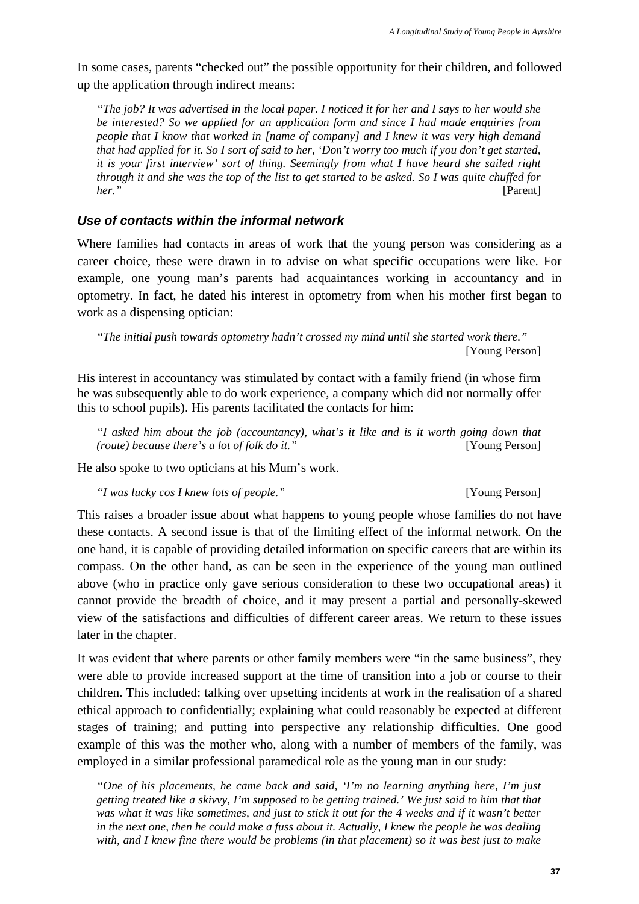In some cases, parents "checked out" the possible opportunity for their children, and followed up the application through indirect means:

> *"The job? It was advertised in the local paper. I noticed it for her and I says to her would she be interested? So we applied for an application form and since I had made enquiries from people that I know that worked in [name of company] and I knew it was very high demand that had applied for it. So I sort of said to her, 'Don't worry too much if you don't get started, it is your first interview' sort of thing. Seemingly from what I have heard she sailed right through it and she was the top of the list to get started to be asked. So I was quite chuffed for her."* [Parent]

### *Use of contacts within the informal network*

Where families had contacts in areas of work that the young person was considering as a career choice, these were drawn in to advise on what specific occupations were like. For example, one young man's parents had acquaintances working in accountancy and in optometry. In fact, he dated his interest in optometry from when his mother first began to work as a dispensing optician:

> *"The initial push towards optometry hadn't crossed my mind until she started work there."* [Young Person]

His interest in accountancy was stimulated by contact with a family friend (in whose firm he was subsequently able to do work experience, a company which did not normally offer this to school pupils). His parents facilitated the contacts for him:

> *"I asked him about the job (accountancy), what's it like and is it worth going down that (route) because there's a lot of folk do it."* [Young Person]

He also spoke to two opticians at his Mum's work.

> *"I was lucky cos I knew lots of people."* [Young Person]

This raises a broader issue about what happens to young people whose families do not have these contacts. A second issue is that of the limiting effect of the informal network. On the one hand, it is capable of providing detailed information on specific careers that are within its compass. On the other hand, as can be seen in the experience of the young man outlined above (who in practice only gave serious consideration to these two occupational areas) it cannot provide the breadth of choice, and it may present a partial and personally-skewed view of the satisfactions and difficulties of different career areas. We return to these issues later in the chapter.

It was evident that where parents or other family members were "in the same business", they were able to provide increased support at the time of transition into a job or course to their children. This included: talking over upsetting incidents at work in the realisation of a shared ethical approach to confidentially; explaining what could reasonably be expected at different stages of training; and putting into perspective any relationship difficulties. One good example of this was the mother who, along with a number of members of the family, was employed in a similar professional paramedical role as the young man in our study:

> *"One of his placements, he came back and said, 'I'm no learning anything here, I'm just getting treated like a skivvy, I'm supposed to be getting trained.' We just said to him that that was what it was like sometimes, and just to stick it out for the 4 weeks and if it wasn't better in the next one, then he could make a fuss about it. Actually, I knew the people he was dealing with, and I knew fine there would be problems (in that placement) so it was best just to make*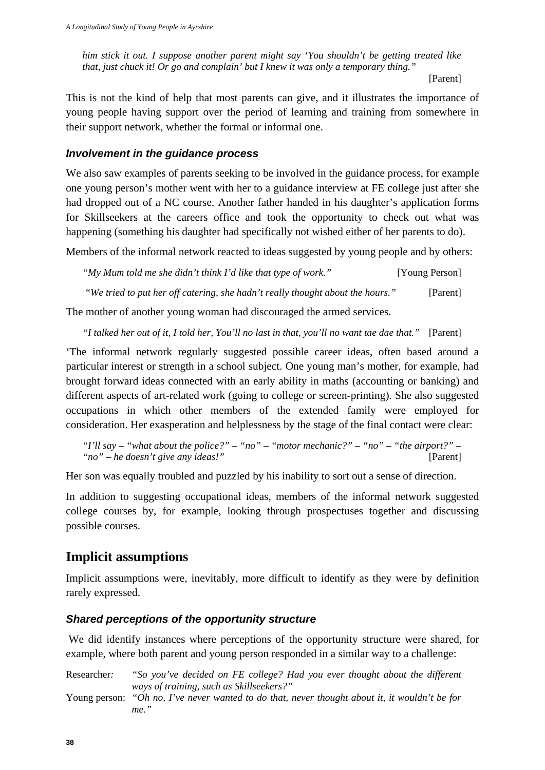*him stick it out. I suppose another parent might say 'You shouldn't be getting treated like that, just chuck it! Or go and complain' but I knew it was only a temporary thing."*

[Parent]

This is not the kind of help that most parents can give, and it illustrates the importance of young people having support over the period of learning and training from somewhere in their support network, whether the formal or informal one.

### *Involvement in the guidance process*

We also saw examples of parents seeking to be involved in the guidance process, for example one young person's mother went with her to a guidance interview at FE college just after she had dropped out of a NC course. Another father handed in his daughter's application forms for Skillseekers at the careers office and took the opportunity to check out what was happening (something his daughter had specifically not wished either of her parents to do).

Members of the informal network reacted to ideas suggested by young people and by others:

"*My Mum told me she didn't think I'd like that type of work."* [Young Person]

*"We tried to put her off catering, she hadn't really thought about the hours."* [Parent]

The mother of another young woman had discouraged the armed services.

*"I talked her out of it, I told her, You'll no last in that, you'll no want tae dae that."* [Parent]

'The informal network regularly suggested possible career ideas, often based around a particular interest or strength in a school subject. One young man's mother, for example, had brought forward ideas connected with an early ability in maths (accounting or banking) and different aspects of art-related work (going to college or screen-printing). She also suggested occupations in which other members of the extended family were employed for consideration. Her exasperation and helplessness by the stage of the final contact were clear:

*"I'll say – "what about the police?" – "no" – "motor mechanic?" – "no" – "the airport?" – "no" – he doesn't give any ideas!"* [Parent]

Her son was equally troubled and puzzled by his inability to sort out a sense of direction.

In addition to suggesting occupational ideas, members of the informal network suggested college courses by, for example, looking through prospectuses together and discussing possible courses.

## Implicit assumptions

Implicit assumptions were, inevitably, more difficult to identify as they were by definition rarely expressed.

### *Shared perceptions of the opportunity structure*

We did identify instances where perceptions of the opportunity structure were shared, for example, where both parent and young person responded in a similar way to a challenge:

Researcher*:* *"So you've decided on FE college? Had you ever thought about the different ways of training, such as Skillseekers?"*

Young person: *"Oh no, I've never wanted to do that, never thought about it, it wouldn't be for me."*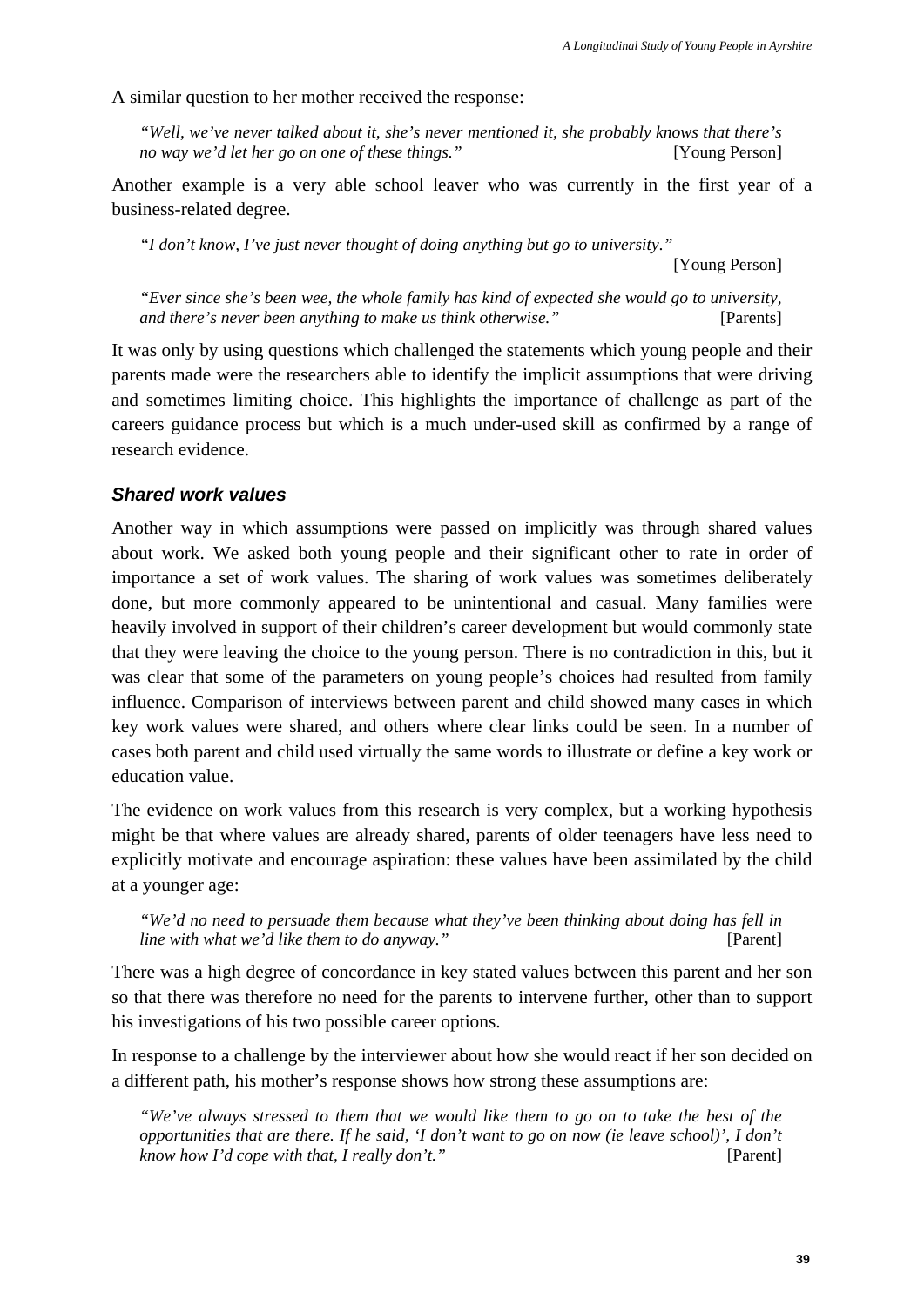A similar question to her mother received the response:

> *"Well, we've never talked about it, she's never mentioned it, she probably knows that there's no way we'd let her go on one of these things."* [Young Person]

Another example is a very able school leaver who was currently in the first year of a business-related degree.

> *"I don't know, I've just never thought of doing anything but go to university."* [Young Person]

> *"Ever since she's been wee, the whole family has kind of expected she would go to university, and there's never been anything to make us think otherwise."* [Parents]

It was only by using questions which challenged the statements which young people and their parents made were the researchers able to identify the implicit assumptions that were driving and sometimes limiting choice. This highlights the importance of challenge as part of the careers guidance process but which is a much under-used skill as confirmed by a range of research evidence.

### *Shared work values*

Another way in which assumptions were passed on implicitly was through shared values about work. We asked both young people and their significant other to rate in order of importance a set of work values. The sharing of work values was sometimes deliberately done, but more commonly appeared to be unintentional and casual. Many families were heavily involved in support of their children's career development but would commonly state that they were leaving the choice to the young person. There is no contradiction in this, but it was clear that some of the parameters on young people's choices had resulted from family influence. Comparison of interviews between parent and child showed many cases in which key work values were shared, and others where clear links could be seen. In a number of cases both parent and child used virtually the same words to illustrate or define a key work or education value.

The evidence on work values from this research is very complex, but a working hypothesis might be that where values are already shared, parents of older teenagers have less need to explicitly motivate and encourage aspiration: these values have been assimilated by the child at a younger age:

> *"We'd no need to persuade them because what they've been thinking about doing has fell in line with what we'd like them to do anyway."* [Parent]

There was a high degree of concordance in key stated values between this parent and her son so that there was therefore no need for the parents to intervene further, other than to support his investigations of his two possible career options.

In response to a challenge by the interviewer about how she would react if her son decided on a different path, his mother's response shows how strong these assumptions are:

> *"We've always stressed to them that we would like them to go on to take the best of the opportunities that are there. If he said, 'I don't want to go on now (ie leave school)', I don't know how I'd cope with that, I really don't."* [Parent]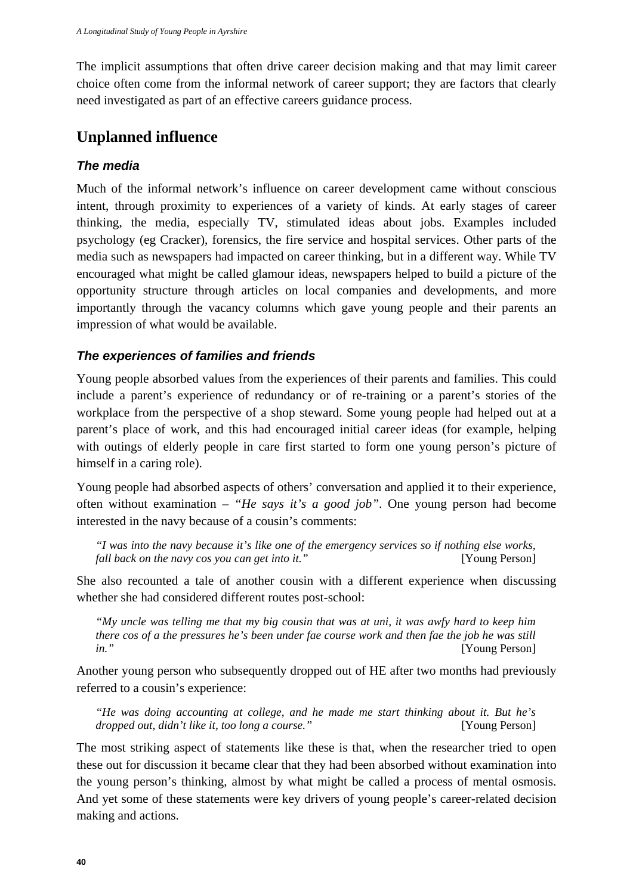The implicit assumptions that often drive career decision making and that may limit career choice often come from the informal network of career support; they are factors that clearly need investigated as part of an effective careers guidance process.

## Unplanned influence

### *The media*

Much of the informal network's influence on career development came without conscious intent, through proximity to experiences of a variety of kinds. At early stages of career thinking, the media, especially TV, stimulated ideas about jobs. Examples included psychology (eg Cracker), forensics, the fire service and hospital services. Other parts of the media such as newspapers had impacted on career thinking, but in a different way. While TV encouraged what might be called glamour ideas, newspapers helped to build a picture of the opportunity structure through articles on local companies and developments, and more importantly through the vacancy columns which gave young people and their parents an impression of what would be available.

### *The experiences of families and friends*

Young people absorbed values from the experiences of their parents and families. This could include a parent's experience of redundancy or of re-training or a parent's stories of the workplace from the perspective of a shop steward. Some young people had helped out at a parent's place of work, and this had encouraged initial career ideas (for example, helping with outings of elderly people in care first started to form one young person's picture of himself in a caring role).

Young people had absorbed aspects of others' conversation and applied it to their experience, often without examination – *"He says it's a good job"*. One young person had become interested in the navy because of a cousin's comments:

> *"I was into the navy because it's like one of the emergency services so if nothing else works, fall back on the navy cos you can get into it."* [Young Person]

She also recounted a tale of another cousin with a different experience when discussing whether she had considered different routes post-school:

> *"My uncle was telling me that my big cousin that was at uni, it was awfy hard to keep him there cos of a the pressures he's been under fae course work and then fae the job he was still in."* [Young Person]

Another young person who subsequently dropped out of HE after two months had previously referred to a cousin's experience:

> *"He was doing accounting at college, and he made me start thinking about it. But he's dropped out, didn't like it, too long a course."* [Young Person]

The most striking aspect of statements like these is that, when the researcher tried to open these out for discussion it became clear that they had been absorbed without examination into the young person's thinking, almost by what might be called a process of mental osmosis. And yet some of these statements were key drivers of young people's career-related decision making and actions.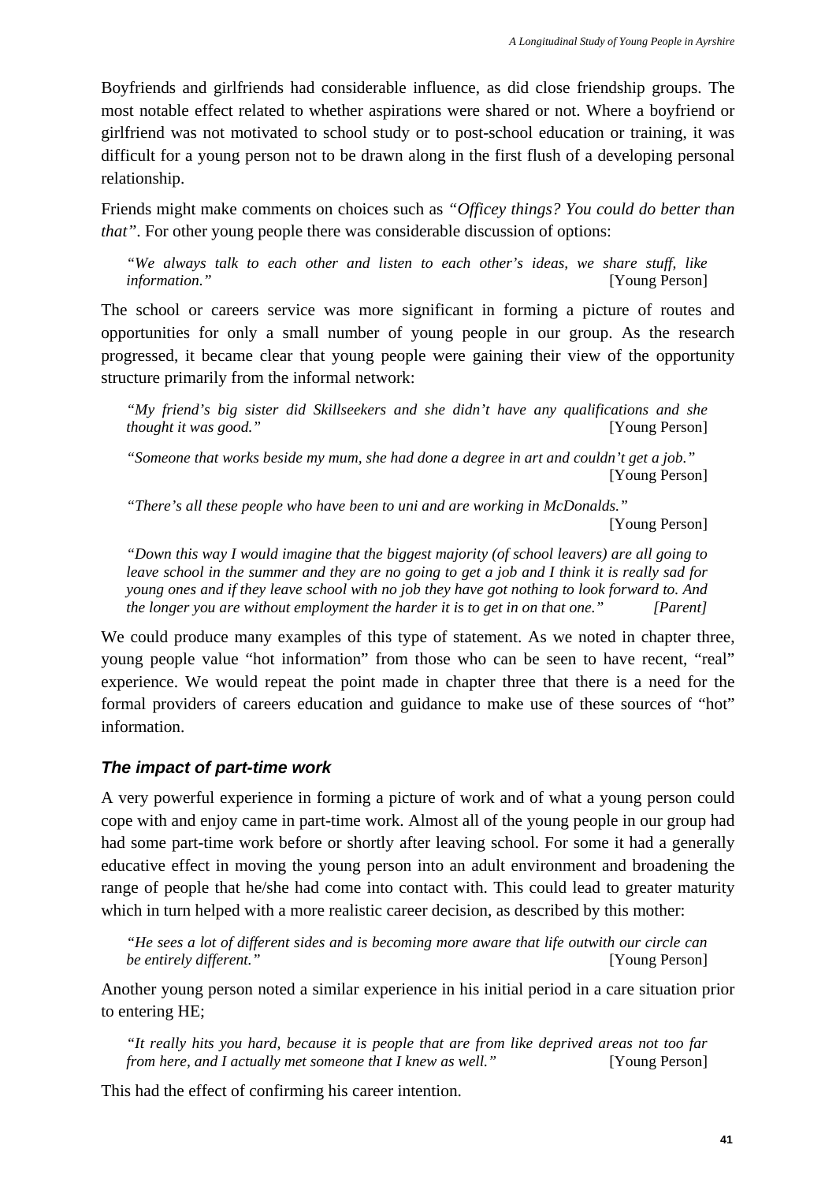Boyfriends and girlfriends had considerable influence, as did close friendship groups. The most notable effect related to whether aspirations were shared or not. Where a boyfriend or girlfriend was not motivated to school study or to post-school education or training, it was difficult for a young person not to be drawn along in the first flush of a developing personal relationship.

Friends might make comments on choices such as *"Officey things? You could do better than that"*. For other young people there was considerable discussion of options:

> *"We always talk to each other and listen to each other's ideas, we share stuff, like information."* [Young Person]

The school or careers service was more significant in forming a picture of routes and opportunities for only a small number of young people in our group. As the research progressed, it became clear that young people were gaining their view of the opportunity structure primarily from the informal network:

> *"My friend's big sister did Skillseekers and she didn't have any qualifications and she thought it was good."* [Young Person]

> *"Someone that works beside my mum, she had done a degree in art and couldn't get a job."* [Young Person]

> *"There's all these people who have been to uni and are working in McDonalds."* [Young Person]

> *"Down this way I would imagine that the biggest majority (of school leavers) are all going to leave school in the summer and they are no going to get a job and I think it is really sad for young ones and if they leave school with no job they have got nothing to look forward to. And the longer you are without employment the harder it is to get in on that one." [Parent]*

We could produce many examples of this type of statement. As we noted in chapter three, young people value "hot information" from those who can be seen to have recent, "real" experience. We would repeat the point made in chapter three that there is a need for the formal providers of careers education and guidance to make use of these sources of "hot" information.

### *The impact of part-time work*

A very powerful experience in forming a picture of work and of what a young person could cope with and enjoy came in part-time work. Almost all of the young people in our group had had some part-time work before or shortly after leaving school. For some it had a generally educative effect in moving the young person into an adult environment and broadening the range of people that he/she had come into contact with. This could lead to greater maturity which in turn helped with a more realistic career decision, as described by this mother:

> *"He sees a lot of different sides and is becoming more aware that life outwith our circle can be entirely different."* [Young Person]

Another young person noted a similar experience in his initial period in a care situation prior to entering HE;

> *"It really hits you hard, because it is people that are from like deprived areas not too far from here, and I actually met someone that I knew as well."* [Young Person]

This had the effect of confirming his career intention.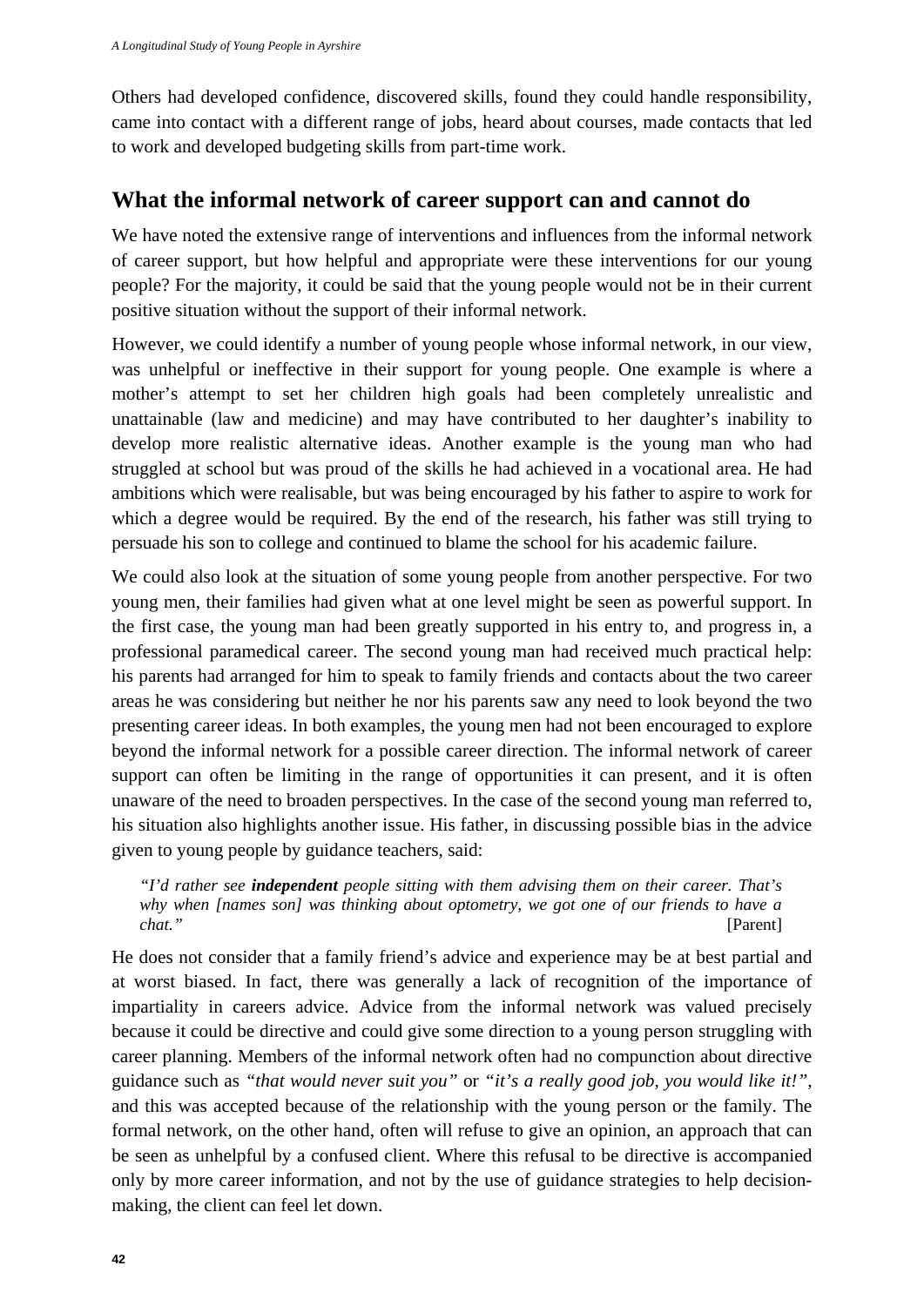Others had developed confidence, discovered skills, found they could handle responsibility, came into contact with a different range of jobs, heard about courses, made contacts that led to work and developed budgeting skills from part-time work.

## What the informal network of career support can and cannot do

We have noted the extensive range of interventions and influences from the informal network of career support, but how helpful and appropriate were these interventions for our young people? For the majority, it could be said that the young people would not be in their current positive situation without the support of their informal network.

However, we could identify a number of young people whose informal network, in our view, was unhelpful or ineffective in their support for young people. One example is where a mother's attempt to set her children high goals had been completely unrealistic and unattainable (law and medicine) and may have contributed to her daughter's inability to develop more realistic alternative ideas. Another example is the young man who had struggled at school but was proud of the skills he had achieved in a vocational area. He had ambitions which were realisable, but was being encouraged by his father to aspire to work for which a degree would be required. By the end of the research, his father was still trying to persuade his son to college and continued to blame the school for his academic failure.

We could also look at the situation of some young people from another perspective. For two young men, their families had given what at one level might be seen as powerful support. In the first case, the young man had been greatly supported in his entry to, and progress in, a professional paramedical career. The second young man had received much practical help: his parents had arranged for him to speak to family friends and contacts about the two career areas he was considering but neither he nor his parents saw any need to look beyond the two presenting career ideas. In both examples, the young men had not been encouraged to explore beyond the informal network for a possible career direction. The informal network of career support can often be limiting in the range of opportunities it can present, and it is often unaware of the need to broaden perspectives. In the case of the second young man referred to, his situation also highlights another issue. His father, in discussing possible bias in the advice given to young people by guidance teachers, said:

> *"I'd rather see **independent** people sitting with them advising them on their career. That's why when [names son] was thinking about optometry, we got one of our friends to have a chat."* [Parent]

He does not consider that a family friend's advice and experience may be at best partial and at worst biased. In fact, there was generally a lack of recognition of the importance of impartiality in careers advice. Advice from the informal network was valued precisely because it could be directive and could give some direction to a young person struggling with career planning. Members of the informal network often had no compunction about directive guidance such as *"that would never suit you"* or *"it's a really good job, you would like it!"*, and this was accepted because of the relationship with the young person or the family. The formal network, on the other hand, often will refuse to give an opinion, an approach that can be seen as unhelpful by a confused client. Where this refusal to be directive is accompanied only by more career information, and not by the use of guidance strategies to help decision-making, the client can feel let down.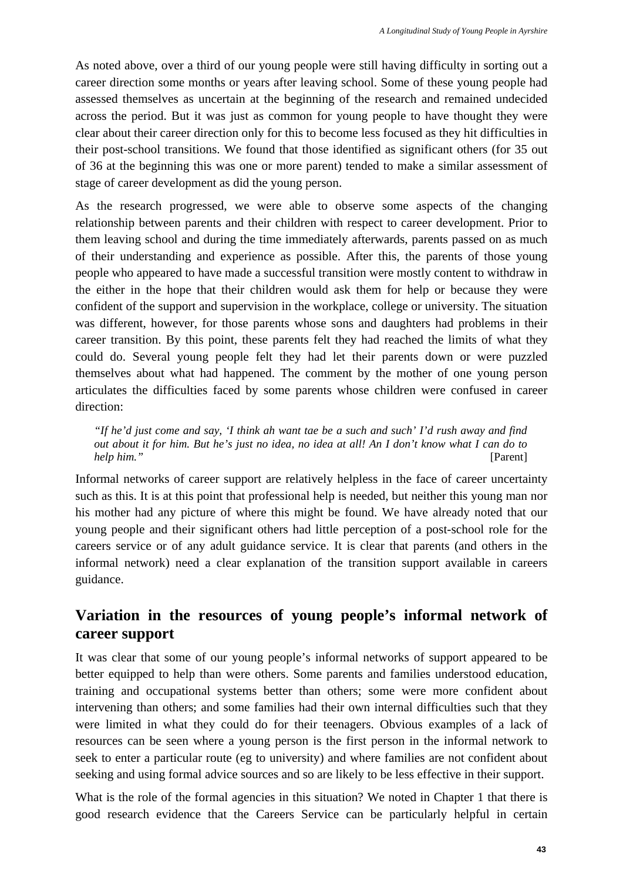As noted above, over a third of our young people were still having difficulty in sorting out a career direction some months or years after leaving school. Some of these young people had assessed themselves as uncertain at the beginning of the research and remained undecided across the period. But it was just as common for young people to have thought they were clear about their career direction only for this to become less focused as they hit difficulties in their post-school transitions. We found that those identified as significant others (for 35 out of 36 at the beginning this was one or more parent) tended to make a similar assessment of stage of career development as did the young person.

As the research progressed, we were able to observe some aspects of the changing relationship between parents and their children with respect to career development. Prior to them leaving school and during the time immediately afterwards, parents passed on as much of their understanding and experience as possible. After this, the parents of those young people who appeared to have made a successful transition were mostly content to withdraw in the either in the hope that their children would ask them for help or because they were confident of the support and supervision in the workplace, college or university. The situation was different, however, for those parents whose sons and daughters had problems in their career transition. By this point, these parents felt they had reached the limits of what they could do. Several young people felt they had let their parents down or were puzzled themselves about what had happened. The comment by the mother of one young person articulates the difficulties faced by some parents whose children were confused in career direction:

> *"If he'd just come and say, 'I think ah want tae be a such and such' I'd rush away and find out about it for him. But he's just no idea, no idea at all! An I don't know what I can do to help him."* [Parent]

Informal networks of career support are relatively helpless in the face of career uncertainty such as this. It is at this point that professional help is needed, but neither this young man nor his mother had any picture of where this might be found. We have already noted that our young people and their significant others had little perception of a post-school role for the careers service or of any adult guidance service. It is clear that parents (and others in the informal network) need a clear explanation of the transition support available in careers guidance.

## Variation in the resources of young people's informal network of career support

It was clear that some of our young people's informal networks of support appeared to be better equipped to help than were others. Some parents and families understood education, training and occupational systems better than others; some were more confident about intervening than others; and some families had their own internal difficulties such that they were limited in what they could do for their teenagers. Obvious examples of a lack of resources can be seen where a young person is the first person in the informal network to seek to enter a particular route (eg to university) and where families are not confident about seeking and using formal advice sources and so are likely to be less effective in their support.

What is the role of the formal agencies in this situation? We noted in Chapter 1 that there is good research evidence that the Careers Service can be particularly helpful in certain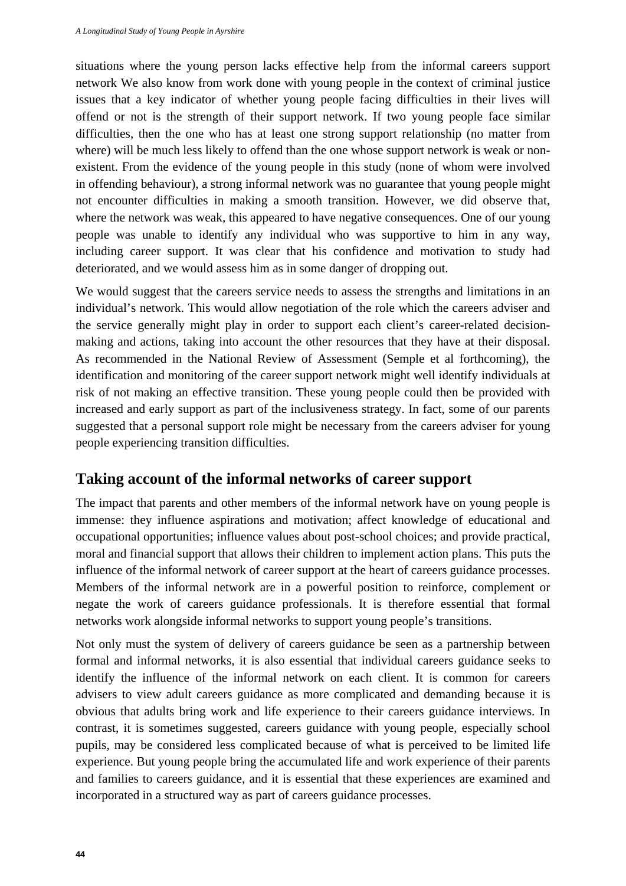situations where the young person lacks effective help from the informal careers support network We also know from work done with young people in the context of criminal justice issues that a key indicator of whether young people facing difficulties in their lives will offend or not is the strength of their support network. If two young people face similar difficulties, then the one who has at least one strong support relationship (no matter from where) will be much less likely to offend than the one whose support network is weak or non-existent. From the evidence of the young people in this study (none of whom were involved in offending behaviour), a strong informal network was no guarantee that young people might not encounter difficulties in making a smooth transition. However, we did observe that, where the network was weak, this appeared to have negative consequences. One of our young people was unable to identify any individual who was supportive to him in any way, including career support. It was clear that his confidence and motivation to study had deteriorated, and we would assess him as in some danger of dropping out.

We would suggest that the careers service needs to assess the strengths and limitations in an individual's network. This would allow negotiation of the role which the careers adviser and the service generally might play in order to support each client's career-related decision-making and actions, taking into account the other resources that they have at their disposal. As recommended in the National Review of Assessment (Semple et al forthcoming), the identification and monitoring of the career support network might well identify individuals at risk of not making an effective transition. These young people could then be provided with increased and early support as part of the inclusiveness strategy. In fact, some of our parents suggested that a personal support role might be necessary from the careers adviser for young people experiencing transition difficulties.

## Taking account of the informal networks of career support

The impact that parents and other members of the informal network have on young people is immense: they influence aspirations and motivation; affect knowledge of educational and occupational opportunities; influence values about post-school choices; and provide practical, moral and financial support that allows their children to implement action plans. This puts the influence of the informal network of career support at the heart of careers guidance processes. Members of the informal network are in a powerful position to reinforce, complement or negate the work of careers guidance professionals. It is therefore essential that formal networks work alongside informal networks to support young people's transitions.

Not only must the system of delivery of careers guidance be seen as a partnership between formal and informal networks, it is also essential that individual careers guidance seeks to identify the influence of the informal network on each client. It is common for careers advisers to view adult careers guidance as more complicated and demanding because it is obvious that adults bring work and life experience to their careers guidance interviews. In contrast, it is sometimes suggested, careers guidance with young people, especially school pupils, may be considered less complicated because of what is perceived to be limited life experience. But young people bring the accumulated life and work experience of their parents and families to careers guidance, and it is essential that these experiences are examined and incorporated in a structured way as part of careers guidance processes.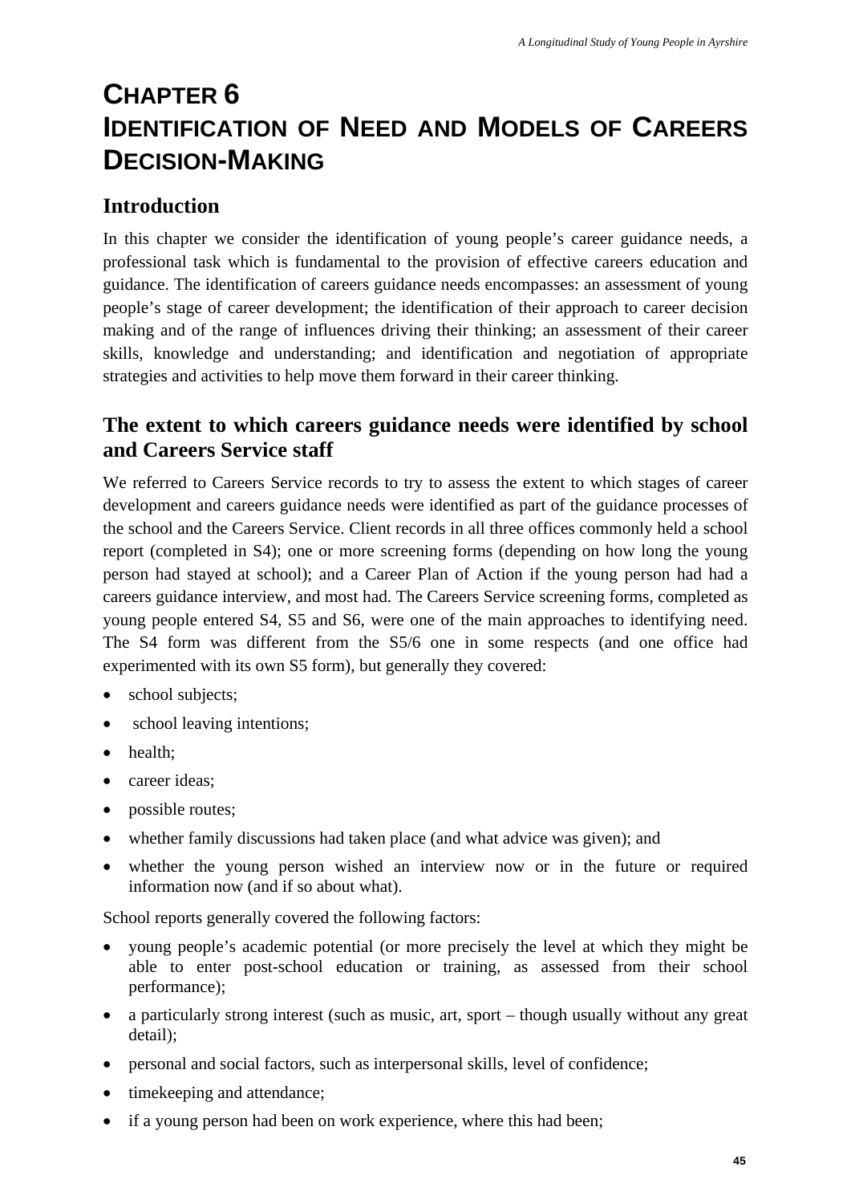# CHAPTER 6
# IDENTIFICATION OF NEED AND MODELS OF CAREERS DECISION-MAKING

## Introduction

In this chapter we consider the identification of young people's career guidance needs, a professional task which is fundamental to the provision of effective careers education and guidance. The identification of careers guidance needs encompasses: an assessment of young people's stage of career development; the identification of their approach to career decision making and of the range of influences driving their thinking; an assessment of their career skills, knowledge and understanding; and identification and negotiation of appropriate strategies and activities to help move them forward in their career thinking.

## The extent to which careers guidance needs were identified by school and Careers Service staff

We referred to Careers Service records to try to assess the extent to which stages of career development and careers guidance needs were identified as part of the guidance processes of the school and the Careers Service. Client records in all three offices commonly held a school report (completed in S4); one or more screening forms (depending on how long the young person had stayed at school); and a Career Plan of Action if the young person had had a careers guidance interview, and most had. The Careers Service screening forms, completed as young people entered S4, S5 and S6, were one of the main approaches to identifying need. The S4 form was different from the S5/6 one in some respects (and one office had experimented with its own S5 form), but generally they covered:

- school subjects;
- school leaving intentions;
- health;
- career ideas;
- possible routes;
- whether family discussions had taken place (and what advice was given); and
- whether the young person wished an interview now or in the future or required information now (and if so about what).

School reports generally covered the following factors:

- young people's academic potential (or more precisely the level at which they might be able to enter post-school education or training, as assessed from their school performance);
- a particularly strong interest (such as music, art, sport – though usually without any great detail);
- personal and social factors, such as interpersonal skills, level of confidence;
- timekeeping and attendance;
- if a young person had been on work experience, where this had been;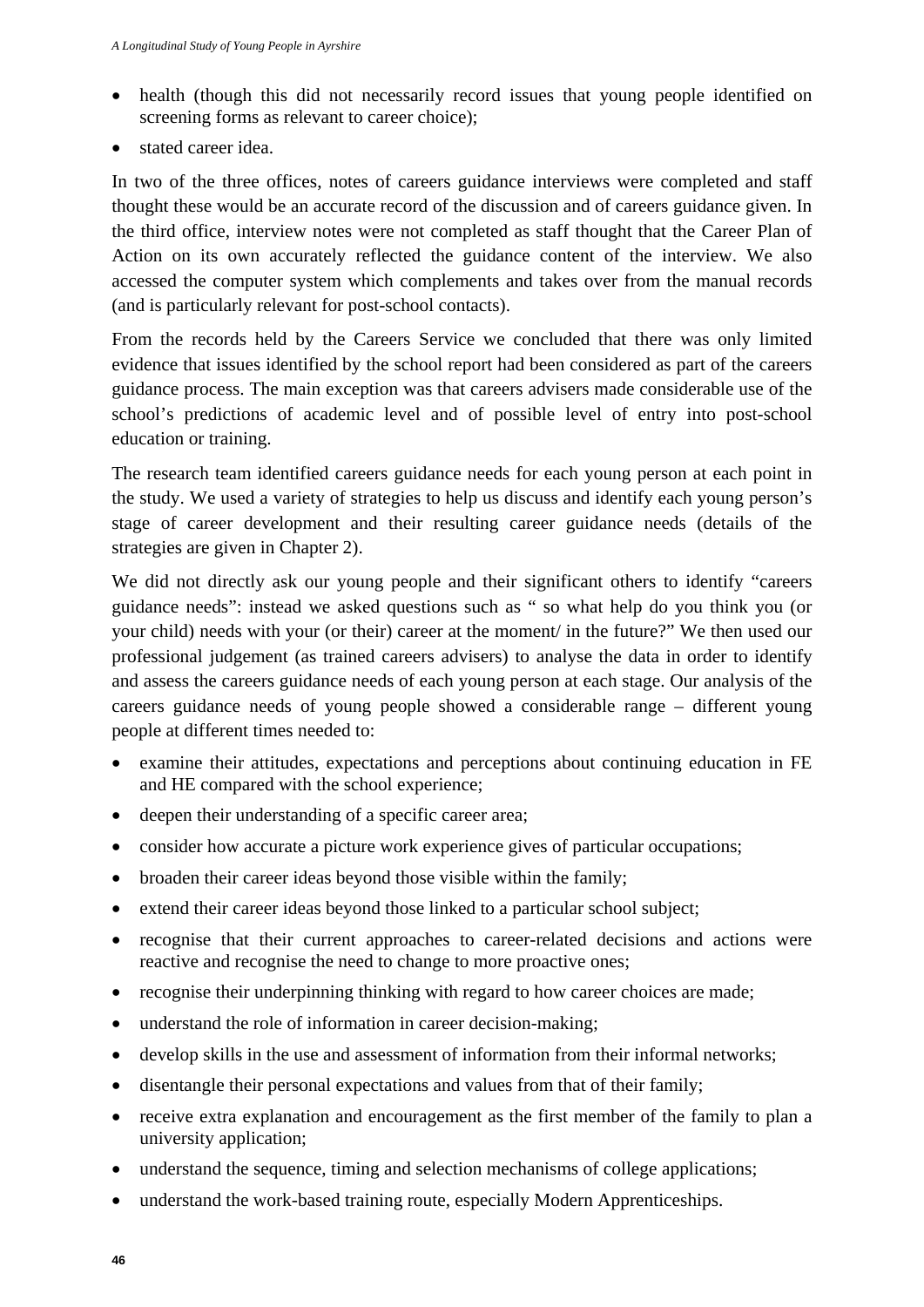- health (though this did not necessarily record issues that young people identified on screening forms as relevant to career choice);
- stated career idea.

In two of the three offices, notes of careers guidance interviews were completed and staff thought these would be an accurate record of the discussion and of careers guidance given. In the third office, interview notes were not completed as staff thought that the Career Plan of Action on its own accurately reflected the guidance content of the interview. We also accessed the computer system which complements and takes over from the manual records (and is particularly relevant for post-school contacts).

From the records held by the Careers Service we concluded that there was only limited evidence that issues identified by the school report had been considered as part of the careers guidance process. The main exception was that careers advisers made considerable use of the school's predictions of academic level and of possible level of entry into post-school education or training.

The research team identified careers guidance needs for each young person at each point in the study. We used a variety of strategies to help us discuss and identify each young person's stage of career development and their resulting career guidance needs (details of the strategies are given in Chapter 2).

We did not directly ask our young people and their significant others to identify "careers guidance needs": instead we asked questions such as " so what help do you think you (or your child) needs with your (or their) career at the moment/ in the future?" We then used our professional judgement (as trained careers advisers) to analyse the data in order to identify and assess the careers guidance needs of each young person at each stage. Our analysis of the careers guidance needs of young people showed a considerable range – different young people at different times needed to:

- examine their attitudes, expectations and perceptions about continuing education in FE and HE compared with the school experience;
- deepen their understanding of a specific career area;
- consider how accurate a picture work experience gives of particular occupations;
- broaden their career ideas beyond those visible within the family;
- extend their career ideas beyond those linked to a particular school subject;
- recognise that their current approaches to career-related decisions and actions were reactive and recognise the need to change to more proactive ones;
- recognise their underpinning thinking with regard to how career choices are made;
- understand the role of information in career decision-making;
- develop skills in the use and assessment of information from their informal networks;
- disentangle their personal expectations and values from that of their family;
- receive extra explanation and encouragement as the first member of the family to plan a university application;
- understand the sequence, timing and selection mechanisms of college applications;
- understand the work-based training route, especially Modern Apprenticeships.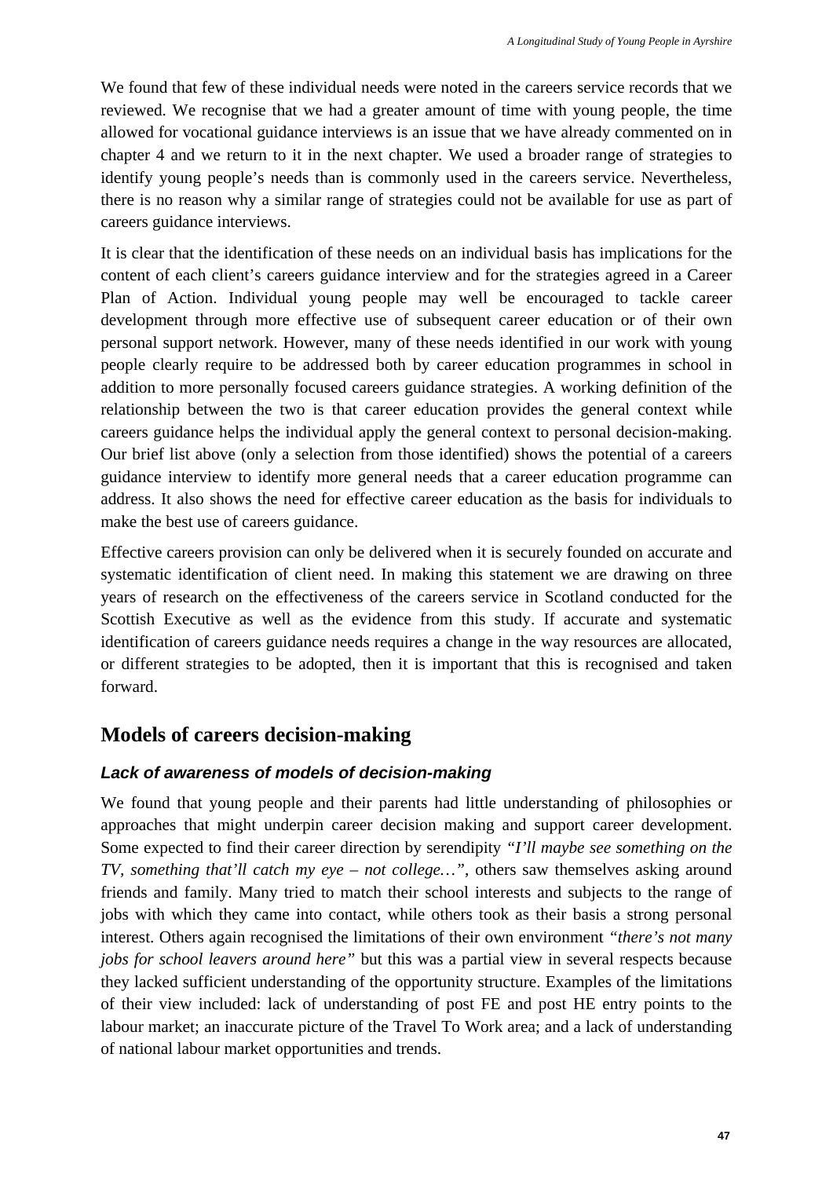We found that few of these individual needs were noted in the careers service records that we reviewed. We recognise that we had a greater amount of time with young people, the time allowed for vocational guidance interviews is an issue that we have already commented on in chapter 4 and we return to it in the next chapter. We used a broader range of strategies to identify young people's needs than is commonly used in the careers service. Nevertheless, there is no reason why a similar range of strategies could not be available for use as part of careers guidance interviews.

It is clear that the identification of these needs on an individual basis has implications for the content of each client's careers guidance interview and for the strategies agreed in a Career Plan of Action. Individual young people may well be encouraged to tackle career development through more effective use of subsequent career education or of their own personal support network. However, many of these needs identified in our work with young people clearly require to be addressed both by career education programmes in school in addition to more personally focused careers guidance strategies. A working definition of the relationship between the two is that career education provides the general context while careers guidance helps the individual apply the general context to personal decision-making. Our brief list above (only a selection from those identified) shows the potential of a careers guidance interview to identify more general needs that a career education programme can address. It also shows the need for effective career education as the basis for individuals to make the best use of careers guidance.

Effective careers provision can only be delivered when it is securely founded on accurate and systematic identification of client need. In making this statement we are drawing on three years of research on the effectiveness of the careers service in Scotland conducted for the Scottish Executive as well as the evidence from this study. If accurate and systematic identification of careers guidance needs requires a change in the way resources are allocated, or different strategies to be adopted, then it is important that this is recognised and taken forward.

## Models of careers decision-making

### *Lack of awareness of models of decision-making*

We found that young people and their parents had little understanding of philosophies or approaches that might underpin career decision making and support career development. Some expected to find their career direction by serendipity *"I'll maybe see something on the TV, something that'll catch my eye – not college…"*, others saw themselves asking around friends and family. Many tried to match their school interests and subjects to the range of jobs with which they came into contact, while others took as their basis a strong personal interest. Others again recognised the limitations of their own environment *"there's not many jobs for school leavers around here"* but this was a partial view in several respects because they lacked sufficient understanding of the opportunity structure. Examples of the limitations of their view included: lack of understanding of post FE and post HE entry points to the labour market; an inaccurate picture of the Travel To Work area; and a lack of understanding of national labour market opportunities and trends.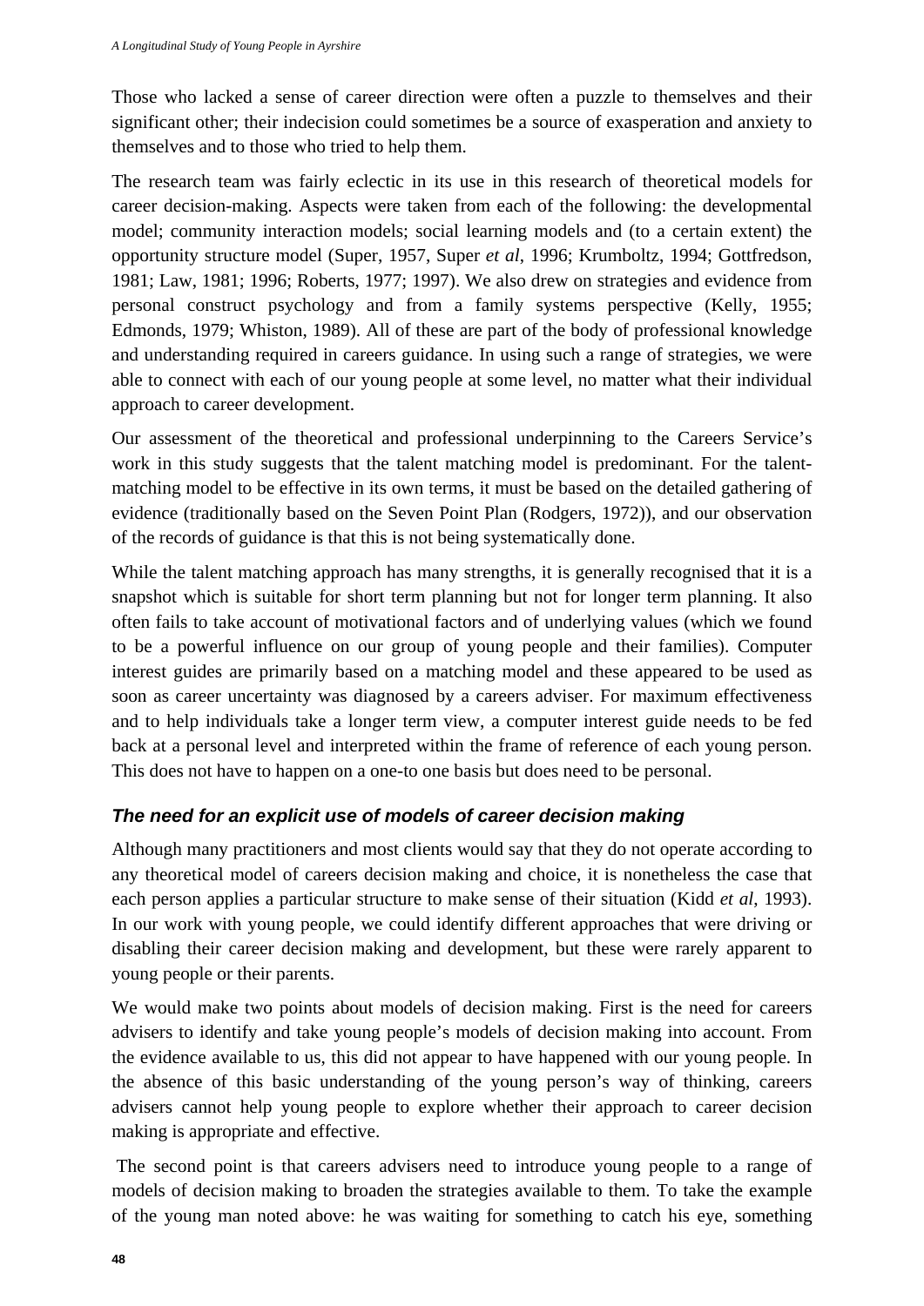Those who lacked a sense of career direction were often a puzzle to themselves and their significant other; their indecision could sometimes be a source of exasperation and anxiety to themselves and to those who tried to help them.

The research team was fairly eclectic in its use in this research of theoretical models for career decision-making. Aspects were taken from each of the following: the developmental model; community interaction models; social learning models and (to a certain extent) the opportunity structure model (Super, 1957, Super *et al*, 1996; Krumboltz, 1994; Gottfredson, 1981; Law, 1981; 1996; Roberts, 1977; 1997). We also drew on strategies and evidence from personal construct psychology and from a family systems perspective (Kelly, 1955; Edmonds, 1979; Whiston, 1989). All of these are part of the body of professional knowledge and understanding required in careers guidance. In using such a range of strategies, we were able to connect with each of our young people at some level, no matter what their individual approach to career development.

Our assessment of the theoretical and professional underpinning to the Careers Service's work in this study suggests that the talent matching model is predominant. For the talent-matching model to be effective in its own terms, it must be based on the detailed gathering of evidence (traditionally based on the Seven Point Plan (Rodgers, 1972)), and our observation of the records of guidance is that this is not being systematically done.

While the talent matching approach has many strengths, it is generally recognised that it is a snapshot which is suitable for short term planning but not for longer term planning. It also often fails to take account of motivational factors and of underlying values (which we found to be a powerful influence on our group of young people and their families). Computer interest guides are primarily based on a matching model and these appeared to be used as soon as career uncertainty was diagnosed by a careers adviser. For maximum effectiveness and to help individuals take a longer term view, a computer interest guide needs to be fed back at a personal level and interpreted within the frame of reference of each young person. This does not have to happen on a one-to one basis but does need to be personal.

### *The need for an explicit use of models of career decision making*

Although many practitioners and most clients would say that they do not operate according to any theoretical model of careers decision making and choice, it is nonetheless the case that each person applies a particular structure to make sense of their situation (Kidd *et al*, 1993). In our work with young people, we could identify different approaches that were driving or disabling their career decision making and development, but these were rarely apparent to young people or their parents.

We would make two points about models of decision making. First is the need for careers advisers to identify and take young people's models of decision making into account. From the evidence available to us, this did not appear to have happened with our young people. In the absence of this basic understanding of the young person's way of thinking, careers advisers cannot help young people to explore whether their approach to career decision making is appropriate and effective.

The second point is that careers advisers need to introduce young people to a range of models of decision making to broaden the strategies available to them. To take the example of the young man noted above: he was waiting for something to catch his eye, something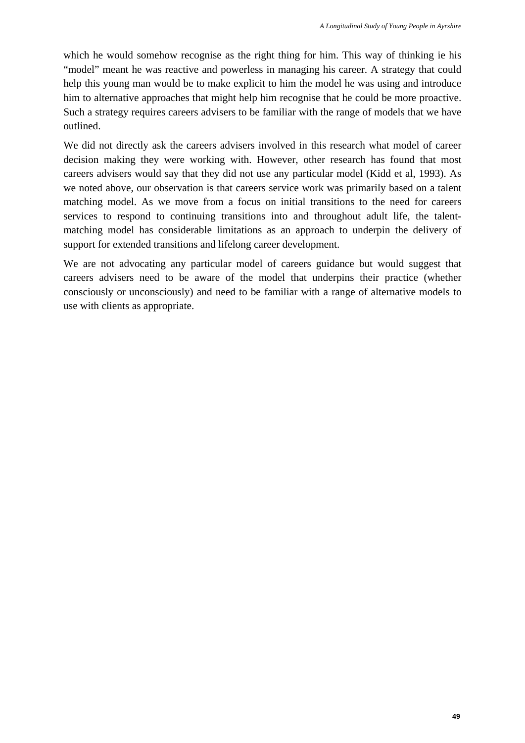which he would somehow recognise as the right thing for him. This way of thinking ie his "model" meant he was reactive and powerless in managing his career. A strategy that could help this young man would be to make explicit to him the model he was using and introduce him to alternative approaches that might help him recognise that he could be more proactive. Such a strategy requires careers advisers to be familiar with the range of models that we have outlined.

We did not directly ask the careers advisers involved in this research what model of career decision making they were working with. However, other research has found that most careers advisers would say that they did not use any particular model (Kidd et al, 1993). As we noted above, our observation is that careers service work was primarily based on a talent matching model. As we move from a focus on initial transitions to the need for careers services to respond to continuing transitions into and throughout adult life, the talent-matching model has considerable limitations as an approach to underpin the delivery of support for extended transitions and lifelong career development.

We are not advocating any particular model of careers guidance but would suggest that careers advisers need to be aware of the model that underpins their practice (whether consciously or unconsciously) and need to be familiar with a range of alternative models to use with clients as appropriate.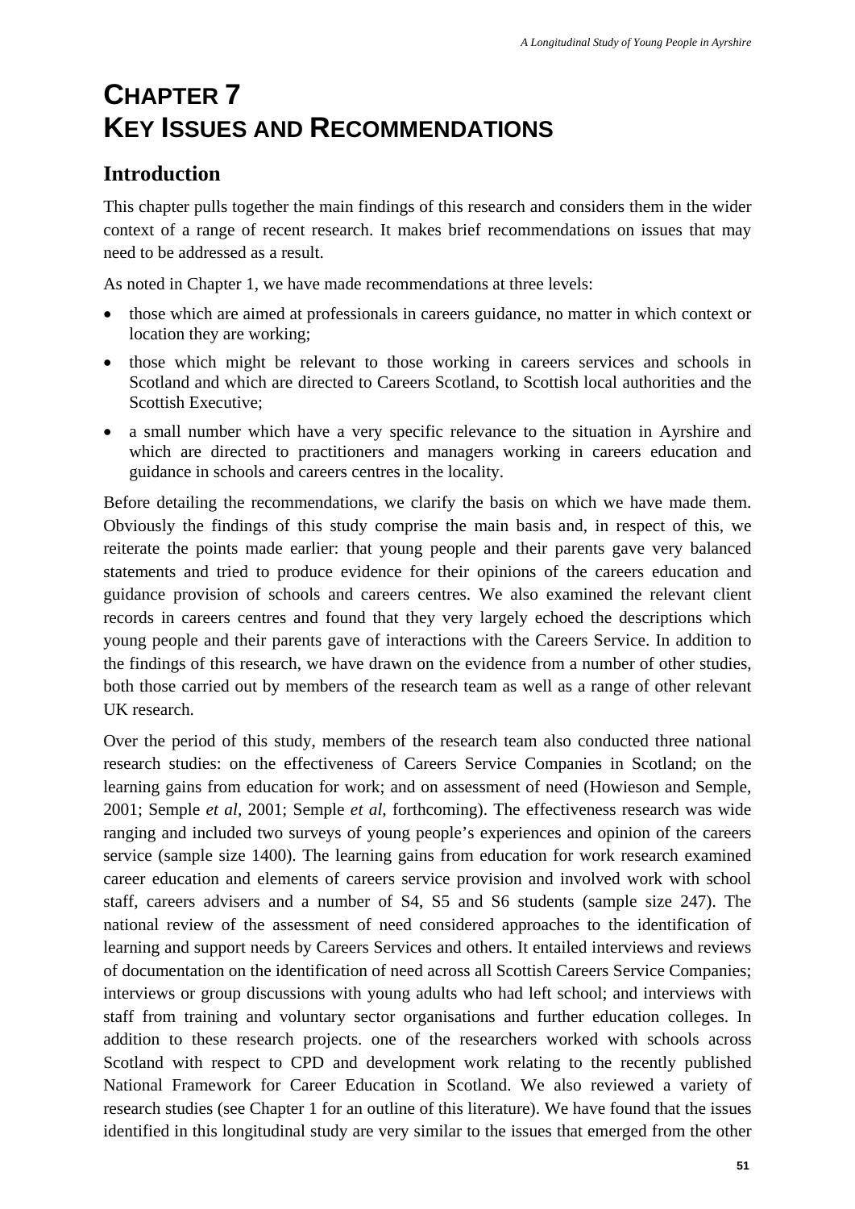# CHAPTER 7
# KEY ISSUES AND RECOMMENDATIONS

## Introduction

This chapter pulls together the main findings of this research and considers them in the wider context of a range of recent research. It makes brief recommendations on issues that may need to be addressed as a result.

As noted in Chapter 1, we have made recommendations at three levels:

- those which are aimed at professionals in careers guidance, no matter in which context or location they are working;
- those which might be relevant to those working in careers services and schools in Scotland and which are directed to Careers Scotland, to Scottish local authorities and the Scottish Executive;
- a small number which have a very specific relevance to the situation in Ayrshire and which are directed to practitioners and managers working in careers education and guidance in schools and careers centres in the locality.

Before detailing the recommendations, we clarify the basis on which we have made them. Obviously the findings of this study comprise the main basis and, in respect of this, we reiterate the points made earlier: that young people and their parents gave very balanced statements and tried to produce evidence for their opinions of the careers education and guidance provision of schools and careers centres. We also examined the relevant client records in careers centres and found that they very largely echoed the descriptions which young people and their parents gave of interactions with the Careers Service. In addition to the findings of this research, we have drawn on the evidence from a number of other studies, both those carried out by members of the research team as well as a range of other relevant UK research.

Over the period of this study, members of the research team also conducted three national research studies: on the effectiveness of Careers Service Companies in Scotland; on the learning gains from education for work; and on assessment of need (Howieson and Semple, 2001; Semple *et al*, 2001; Semple *et al*, forthcoming). The effectiveness research was wide ranging and included two surveys of young people's experiences and opinion of the careers service (sample size 1400). The learning gains from education for work research examined career education and elements of careers service provision and involved work with school staff, careers advisers and a number of S4, S5 and S6 students (sample size 247). The national review of the assessment of need considered approaches to the identification of learning and support needs by Careers Services and others. It entailed interviews and reviews of documentation on the identification of need across all Scottish Careers Service Companies; interviews or group discussions with young adults who had left school; and interviews with staff from training and voluntary sector organisations and further education colleges. In addition to these research projects. one of the researchers worked with schools across Scotland with respect to CPD and development work relating to the recently published National Framework for Career Education in Scotland. We also reviewed a variety of research studies (see Chapter 1 for an outline of this literature). We have found that the issues identified in this longitudinal study are very similar to the issues that emerged from the other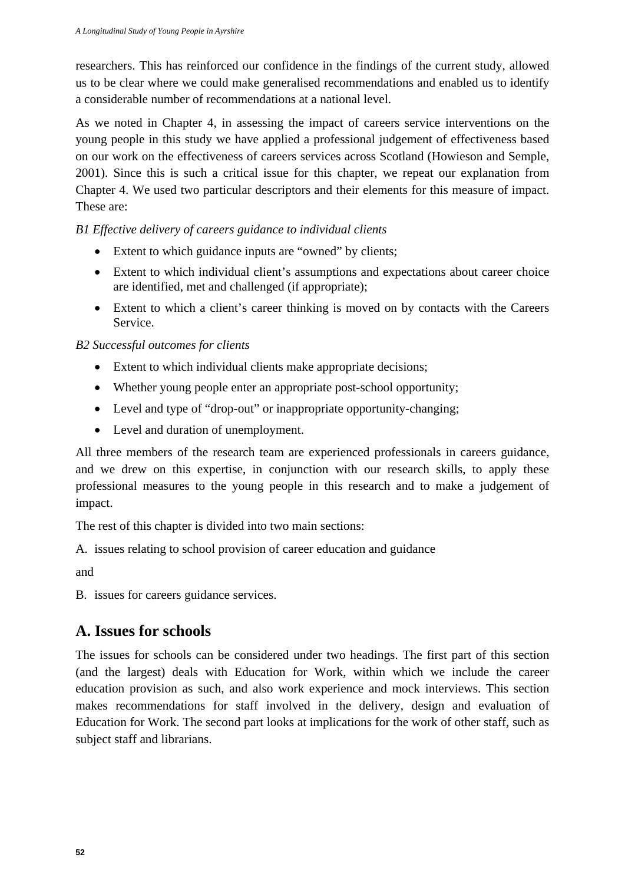researchers. This has reinforced our confidence in the findings of the current study, allowed us to be clear where we could make generalised recommendations and enabled us to identify a considerable number of recommendations at a national level.

As we noted in Chapter 4, in assessing the impact of careers service interventions on the young people in this study we have applied a professional judgement of effectiveness based on our work on the effectiveness of careers services across Scotland (Howieson and Semple, 2001). Since this is such a critical issue for this chapter, we repeat our explanation from Chapter 4. We used two particular descriptors and their elements for this measure of impact. These are:

*B1 Effective delivery of careers guidance to individual clients*

- Extent to which guidance inputs are "owned" by clients;
- Extent to which individual client's assumptions and expectations about career choice are identified, met and challenged (if appropriate);
- Extent to which a client's career thinking is moved on by contacts with the Careers Service.

*B2 Successful outcomes for clients*

- Extent to which individual clients make appropriate decisions;
- Whether young people enter an appropriate post-school opportunity;
- Level and type of "drop-out" or inappropriate opportunity-changing;
- Level and duration of unemployment.

All three members of the research team are experienced professionals in careers guidance, and we drew on this expertise, in conjunction with our research skills, to apply these professional measures to the young people in this research and to make a judgement of impact.

The rest of this chapter is divided into two main sections:

A. issues relating to school provision of career education and guidance

and

B. issues for careers guidance services.

## A. Issues for schools

The issues for schools can be considered under two headings. The first part of this section (and the largest) deals with Education for Work, within which we include the career education provision as such, and also work experience and mock interviews. This section makes recommendations for staff involved in the delivery, design and evaluation of Education for Work. The second part looks at implications for the work of other staff, such as subject staff and librarians.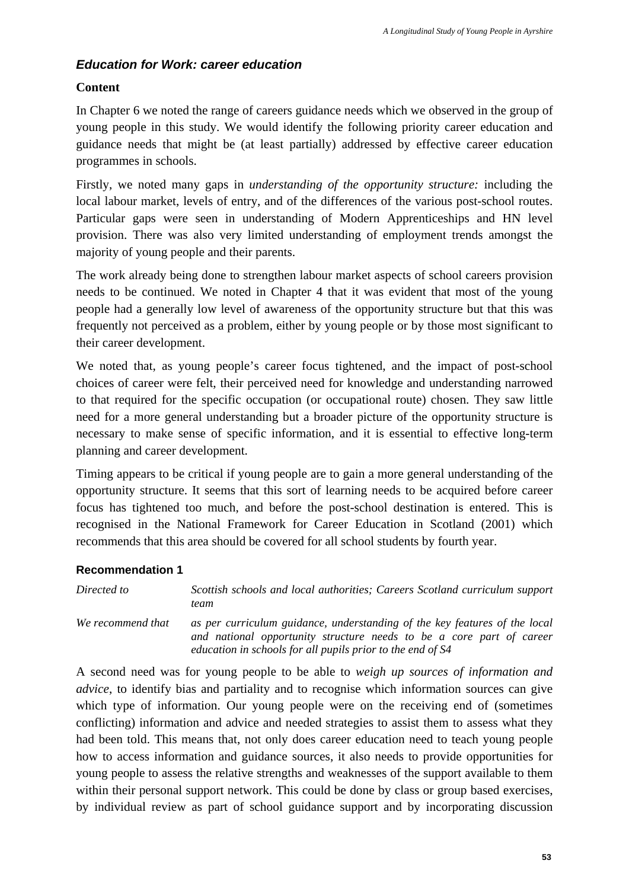### *Education for Work: career education*

**Content**

In Chapter 6 we noted the range of careers guidance needs which we observed in the group of young people in this study. We would identify the following priority career education and guidance needs that might be (at least partially) addressed by effective career education programmes in schools.

Firstly, we noted many gaps in *understanding of the opportunity structure:* including the local labour market, levels of entry, and of the differences of the various post-school routes. Particular gaps were seen in understanding of Modern Apprenticeships and HN level provision. There was also very limited understanding of employment trends amongst the majority of young people and their parents.

The work already being done to strengthen labour market aspects of school careers provision needs to be continued. We noted in Chapter 4 that it was evident that most of the young people had a generally low level of awareness of the opportunity structure but that this was frequently not perceived as a problem, either by young people or by those most significant to their career development.

We noted that, as young people's career focus tightened, and the impact of post-school choices of career were felt, their perceived need for knowledge and understanding narrowed to that required for the specific occupation (or occupational route) chosen. They saw little need for a more general understanding but a broader picture of the opportunity structure is necessary to make sense of specific information, and it is essential to effective long-term planning and career development.

Timing appears to be critical if young people are to gain a more general understanding of the opportunity structure. It seems that this sort of learning needs to be acquired before career focus has tightened too much, and before the post-school destination is entered. This is recognised in the National Framework for Career Education in Scotland (2001) which recommends that this area should be covered for all school students by fourth year.

**Recommendation 1**

| | |
|---|---|
| *Directed to* | *Scottish schools and local authorities; Careers Scotland curriculum support team* |
| *We recommend that* | *as per curriculum guidance, understanding of the key features of the local and national opportunity structure needs to be a core part of career education in schools for all pupils prior to the end of S4* |

A second need was for young people to be able to *weigh up sources of information and advice*, to identify bias and partiality and to recognise which information sources can give which type of information. Our young people were on the receiving end of (sometimes conflicting) information and advice and needed strategies to assist them to assess what they had been told. This means that, not only does career education need to teach young people how to access information and guidance sources, it also needs to provide opportunities for young people to assess the relative strengths and weaknesses of the support available to them within their personal support network. This could be done by class or group based exercises, by individual review as part of school guidance support and by incorporating discussion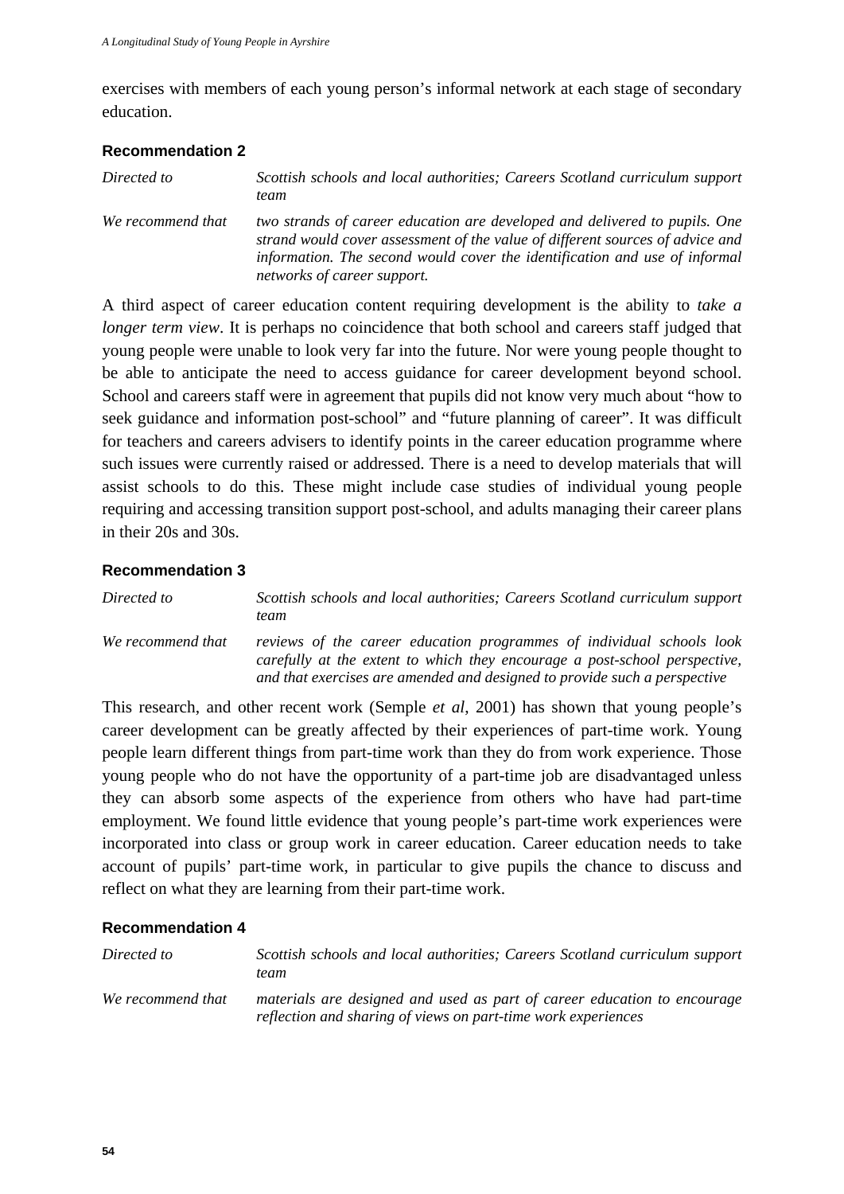exercises with members of each young person's informal network at each stage of secondary education.

**Recommendation 2**

| | |
|---|---|
| *Directed to* | *Scottish schools and local authorities; Careers Scotland curriculum support team* |
| *We recommend that* | *two strands of career education are developed and delivered to pupils. One strand would cover assessment of the value of different sources of advice and information. The second would cover the identification and use of informal networks of career support.* |

A third aspect of career education content requiring development is the ability to *take a longer term view*. It is perhaps no coincidence that both school and careers staff judged that young people were unable to look very far into the future. Nor were young people thought to be able to anticipate the need to access guidance for career development beyond school. School and careers staff were in agreement that pupils did not know very much about "how to seek guidance and information post-school" and "future planning of career". It was difficult for teachers and careers advisers to identify points in the career education programme where such issues were currently raised or addressed. There is a need to develop materials that will assist schools to do this. These might include case studies of individual young people requiring and accessing transition support post-school, and adults managing their career plans in their 20s and 30s.

**Recommendation 3**

| | |
|---|---|
| *Directed to* | *Scottish schools and local authorities; Careers Scotland curriculum support team* |
| *We recommend that* | *reviews of the career education programmes of individual schools look carefully at the extent to which they encourage a post-school perspective, and that exercises are amended and designed to provide such a perspective* |

This research, and other recent work (Semple *et al*, 2001) has shown that young people's career development can be greatly affected by their experiences of part-time work. Young people learn different things from part-time work than they do from work experience. Those young people who do not have the opportunity of a part-time job are disadvantaged unless they can absorb some aspects of the experience from others who have had part-time employment. We found little evidence that young people's part-time work experiences were incorporated into class or group work in career education. Career education needs to take account of pupils' part-time work, in particular to give pupils the chance to discuss and reflect on what they are learning from their part-time work.

**Recommendation 4**

| | |
|---|---|
| *Directed to* | *Scottish schools and local authorities; Careers Scotland curriculum support team* |
| *We recommend that* | *materials are designed and used as part of career education to encourage reflection and sharing of views on part-time work experiences* |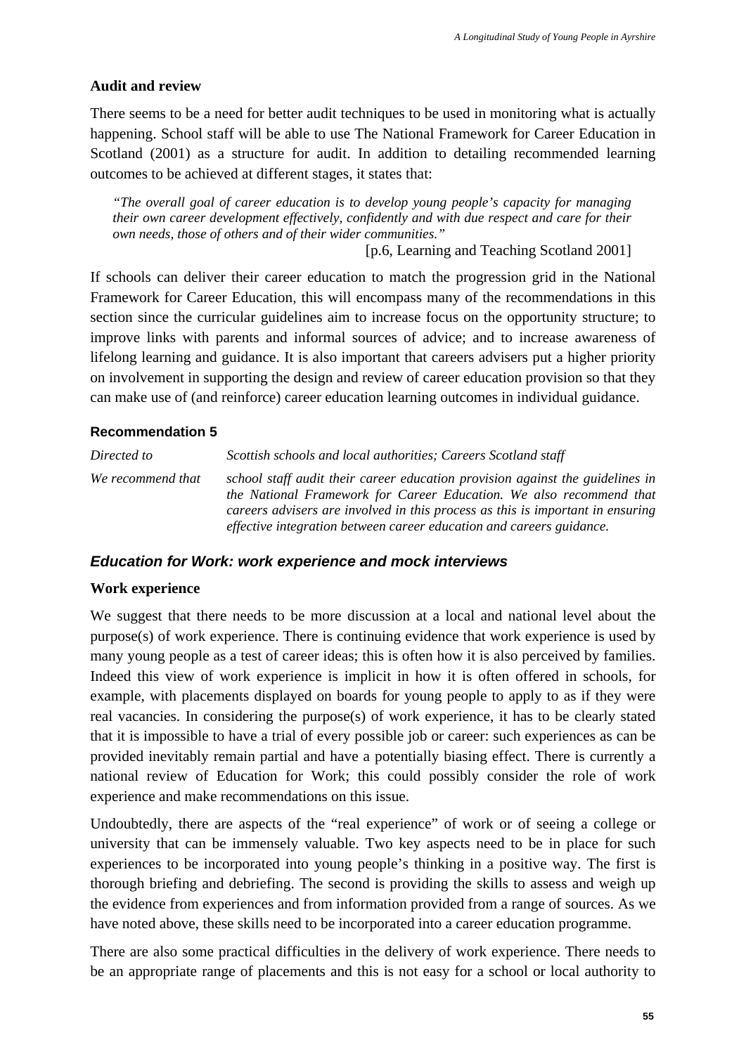### Audit and review

There seems to be a need for better audit techniques to be used in monitoring what is actually happening. School staff will be able to use The National Framework for Career Education in Scotland (2001) as a structure for audit. In addition to detailing recommended learning outcomes to be achieved at different stages, it states that:

> *"The overall goal of career education is to develop young people's capacity for managing their own career development effectively, confidently and with due respect and care for their own needs, those of others and of their wider communities."*
>
> [p.6, Learning and Teaching Scotland 2001]

If schools can deliver their career education to match the progression grid in the National Framework for Career Education, this will encompass many of the recommendations in this section since the curricular guidelines aim to increase focus on the opportunity structure; to improve links with parents and informal sources of advice; and to increase awareness of lifelong learning and guidance. It is also important that careers advisers put a higher priority on involvement in supporting the design and review of career education provision so that they can make use of (and reinforce) career education learning outcomes in individual guidance.

#### Recommendation 5

| | |
|---|---|
| *Directed to* | *Scottish schools and local authorities; Careers Scotland staff* |
| *We recommend that* | *school staff audit their career education provision against the guidelines in the National Framework for Career Education. We also recommend that careers advisers are involved in this process as this is important in ensuring effective integration between career education and careers guidance.* |

## *Education for Work: work experience and mock interviews*

### Work experience

We suggest that there needs to be more discussion at a local and national level about the purpose(s) of work experience. There is continuing evidence that work experience is used by many young people as a test of career ideas; this is often how it is also perceived by families. Indeed this view of work experience is implicit in how it is often offered in schools, for example, with placements displayed on boards for young people to apply to as if they were real vacancies. In considering the purpose(s) of work experience, it has to be clearly stated that it is impossible to have a trial of every possible job or career: such experiences as can be provided inevitably remain partial and have a potentially biasing effect. There is currently a national review of Education for Work; this could possibly consider the role of work experience and make recommendations on this issue.

Undoubtedly, there are aspects of the "real experience" of work or of seeing a college or university that can be immensely valuable. Two key aspects need to be in place for such experiences to be incorporated into young people's thinking in a positive way. The first is thorough briefing and debriefing. The second is providing the skills to assess and weigh up the evidence from experiences and from information provided from a range of sources. As we have noted above, these skills need to be incorporated into a career education programme.

There are also some practical difficulties in the delivery of work experience. There needs to be an appropriate range of placements and this is not easy for a school or local authority to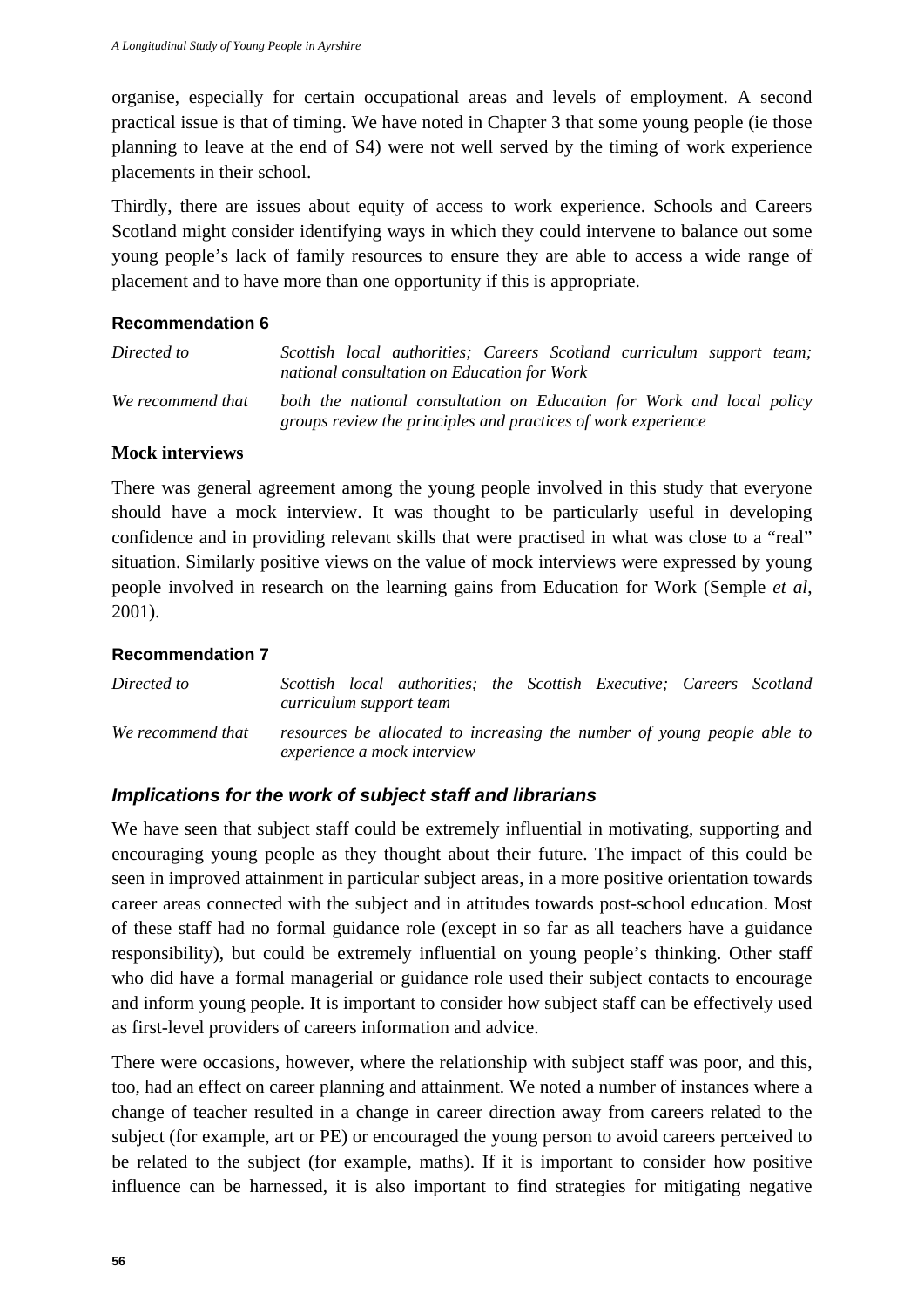organise, especially for certain occupational areas and levels of employment. A second practical issue is that of timing. We have noted in Chapter 3 that some young people (ie those planning to leave at the end of S4) were not well served by the timing of work experience placements in their school.

Thirdly, there are issues about equity of access to work experience. Schools and Careers Scotland might consider identifying ways in which they could intervene to balance out some young people's lack of family resources to ensure they are able to access a wide range of placement and to have more than one opportunity if this is appropriate.

#### Recommendation 6

| | |
|---|---|
| *Directed to* | *Scottish local authorities; Careers Scotland curriculum support team; national consultation on Education for Work* |
| *We recommend that* | *both the national consultation on Education for Work and local policy groups review the principles and practices of work experience* |

### Mock interviews

There was general agreement among the young people involved in this study that everyone should have a mock interview. It was thought to be particularly useful in developing confidence and in providing relevant skills that were practised in what was close to a "real" situation. Similarly positive views on the value of mock interviews were expressed by young people involved in research on the learning gains from Education for Work (Semple *et al*, 2001).

#### Recommendation 7

| | |
|---|---|
| *Directed to* | *Scottish local authorities; the Scottish Executive; Careers Scotland curriculum support team* |
| *We recommend that* | *resources be allocated to increasing the number of young people able to experience a mock interview* |

## *Implications for the work of subject staff and librarians*

We have seen that subject staff could be extremely influential in motivating, supporting and encouraging young people as they thought about their future. The impact of this could be seen in improved attainment in particular subject areas, in a more positive orientation towards career areas connected with the subject and in attitudes towards post-school education. Most of these staff had no formal guidance role (except in so far as all teachers have a guidance responsibility), but could be extremely influential on young people's thinking. Other staff who did have a formal managerial or guidance role used their subject contacts to encourage and inform young people. It is important to consider how subject staff can be effectively used as first-level providers of careers information and advice.

There were occasions, however, where the relationship with subject staff was poor, and this, too, had an effect on career planning and attainment. We noted a number of instances where a change of teacher resulted in a change in career direction away from careers related to the subject (for example, art or PE) or encouraged the young person to avoid careers perceived to be related to the subject (for example, maths). If it is important to consider how positive influence can be harnessed, it is also important to find strategies for mitigating negative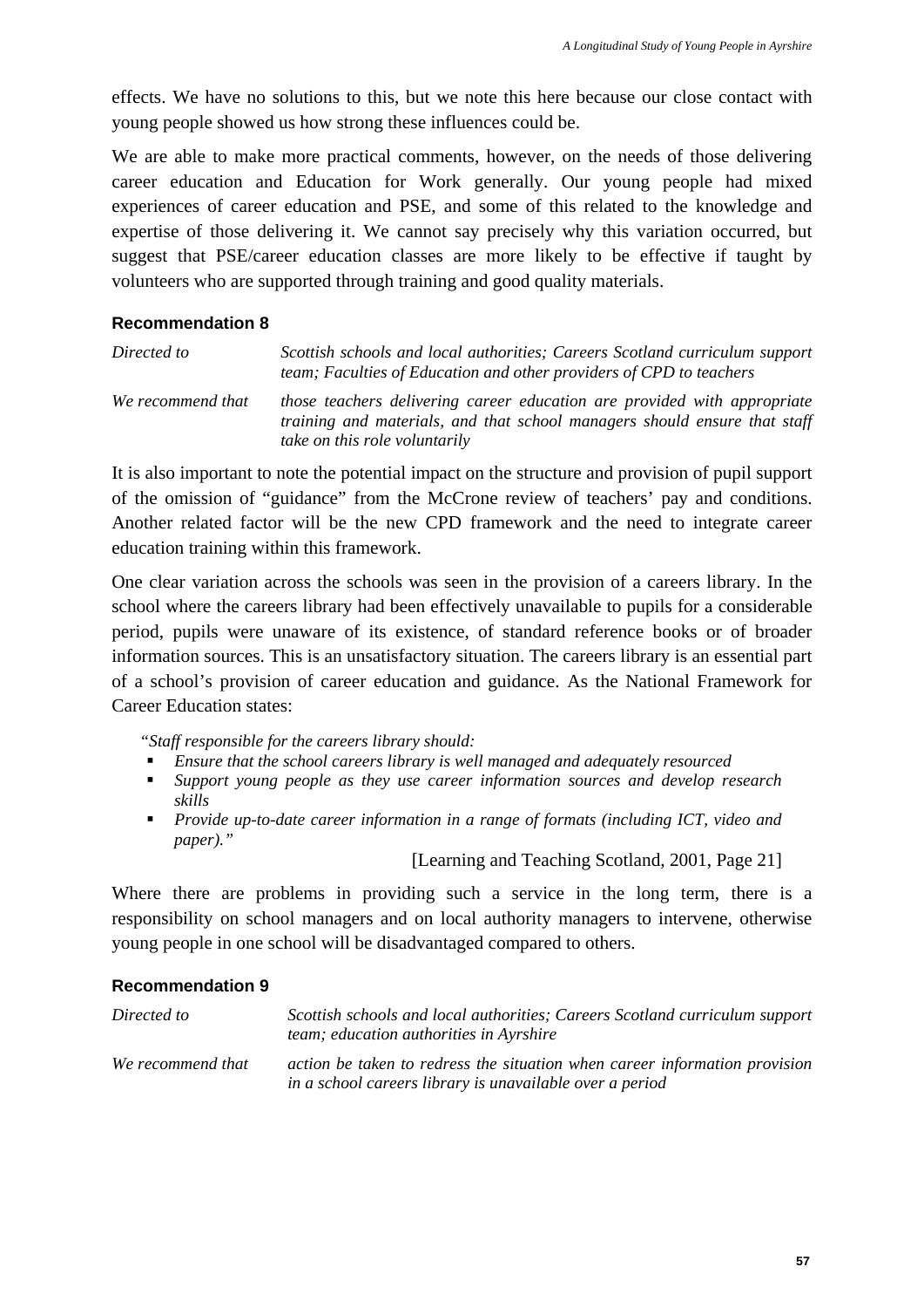effects. We have no solutions to this, but we note this here because our close contact with young people showed us how strong these influences could be.

We are able to make more practical comments, however, on the needs of those delivering career education and Education for Work generally. Our young people had mixed experiences of career education and PSE, and some of this related to the knowledge and expertise of those delivering it. We cannot say precisely why this variation occurred, but suggest that PSE/career education classes are more likely to be effective if taught by volunteers who are supported through training and good quality materials.

#### Recommendation 8

| | |
|---|---|
| *Directed to* | *Scottish schools and local authorities; Careers Scotland curriculum support team; Faculties of Education and other providers of CPD to teachers* |
| *We recommend that* | *those teachers delivering career education are provided with appropriate training and materials, and that school managers should ensure that staff take on this role voluntarily* |

It is also important to note the potential impact on the structure and provision of pupil support of the omission of "guidance" from the McCrone review of teachers' pay and conditions. Another related factor will be the new CPD framework and the need to integrate career education training within this framework.

One clear variation across the schools was seen in the provision of a careers library. In the school where the careers library had been effectively unavailable to pupils for a considerable period, pupils were unaware of its existence, of standard reference books or of broader information sources. This is an unsatisfactory situation. The careers library is an essential part of a school's provision of career education and guidance. As the National Framework for Career Education states:

> *"Staff responsible for the careers library should:*
> - *Ensure that the school careers library is well managed and adequately resourced*
> - *Support young people as they use career information sources and develop research skills*
> - *Provide up-to-date career information in a range of formats (including ICT, video and paper)."*
>
> [Learning and Teaching Scotland, 2001, Page 21]

Where there are problems in providing such a service in the long term, there is a responsibility on school managers and on local authority managers to intervene, otherwise young people in one school will be disadvantaged compared to others.

#### Recommendation 9

| | |
|---|---|
| *Directed to* | *Scottish schools and local authorities; Careers Scotland curriculum support team; education authorities in Ayrshire* |
| *We recommend that* | *action be taken to redress the situation when career information provision in a school careers library is unavailable over a period* |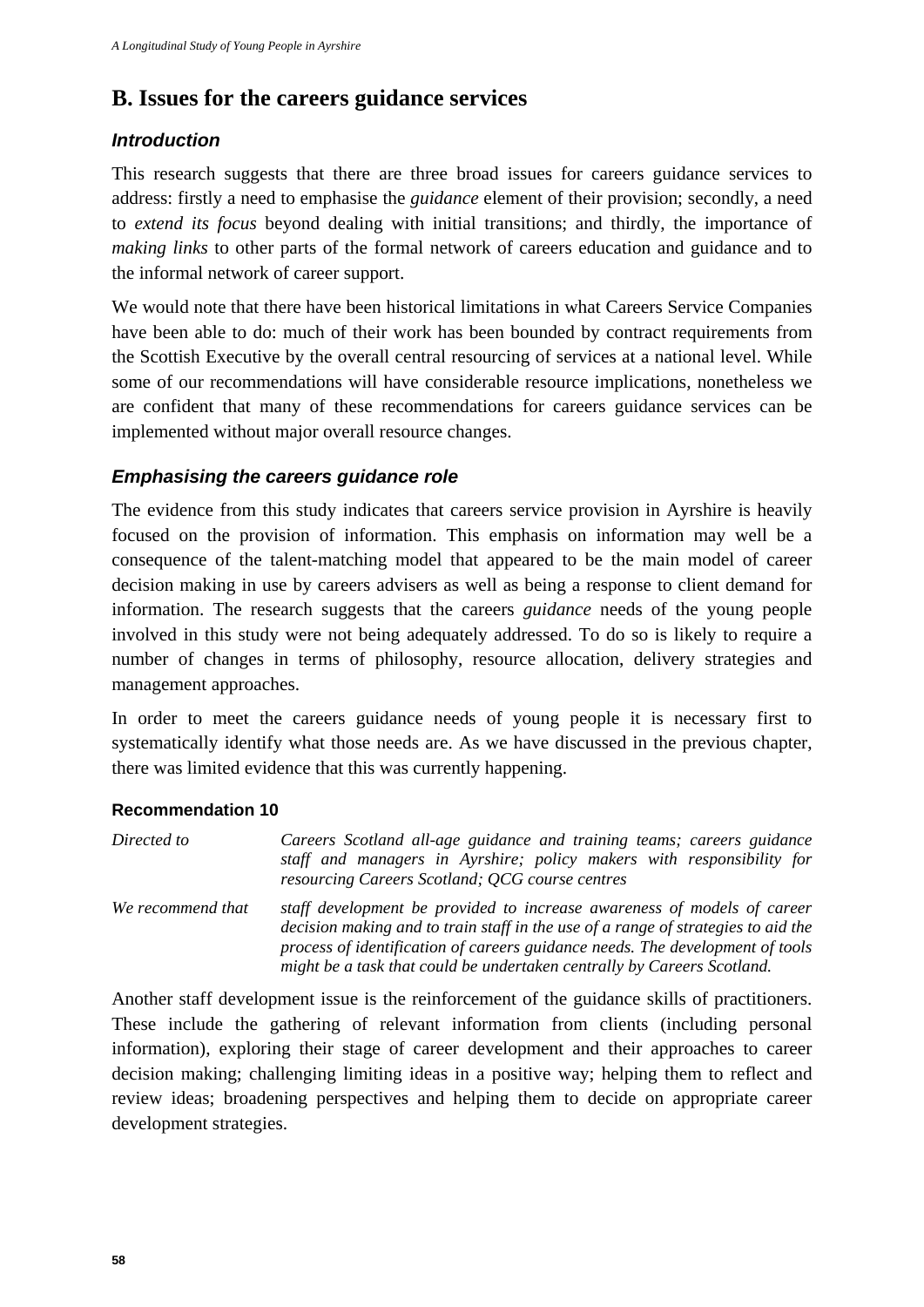## B. Issues for the careers guidance services

### *Introduction*

This research suggests that there are three broad issues for careers guidance services to address: firstly a need to emphasise the *guidance* element of their provision; secondly, a need to *extend its focus* beyond dealing with initial transitions; and thirdly, the importance of *making links* to other parts of the formal network of careers education and guidance and to the informal network of career support.

We would note that there have been historical limitations in what Careers Service Companies have been able to do: much of their work has been bounded by contract requirements from the Scottish Executive by the overall central resourcing of services at a national level. While some of our recommendations will have considerable resource implications, nonetheless we are confident that many of these recommendations for careers guidance services can be implemented without major overall resource changes.

### *Emphasising the careers guidance role*

The evidence from this study indicates that careers service provision in Ayrshire is heavily focused on the provision of information. This emphasis on information may well be a consequence of the talent-matching model that appeared to be the main model of career decision making in use by careers advisers as well as being a response to client demand for information. The research suggests that the careers *guidance* needs of the young people involved in this study were not being adequately addressed. To do so is likely to require a number of changes in terms of philosophy, resource allocation, delivery strategies and management approaches.

In order to meet the careers guidance needs of young people it is necessary first to systematically identify what those needs are. As we have discussed in the previous chapter, there was limited evidence that this was currently happening.

#### Recommendation 10

| | |
|---|---|
| *Directed to* | *Careers Scotland all-age guidance and training teams; careers guidance staff and managers in Ayrshire; policy makers with responsibility for resourcing Careers Scotland; QCG course centres* |
| *We recommend that* | *staff development be provided to increase awareness of models of career decision making and to train staff in the use of a range of strategies to aid the process of identification of careers guidance needs. The development of tools might be a task that could be undertaken centrally by Careers Scotland.* |

Another staff development issue is the reinforcement of the guidance skills of practitioners. These include the gathering of relevant information from clients (including personal information), exploring their stage of career development and their approaches to career decision making; challenging limiting ideas in a positive way; helping them to reflect and review ideas; broadening perspectives and helping them to decide on appropriate career development strategies.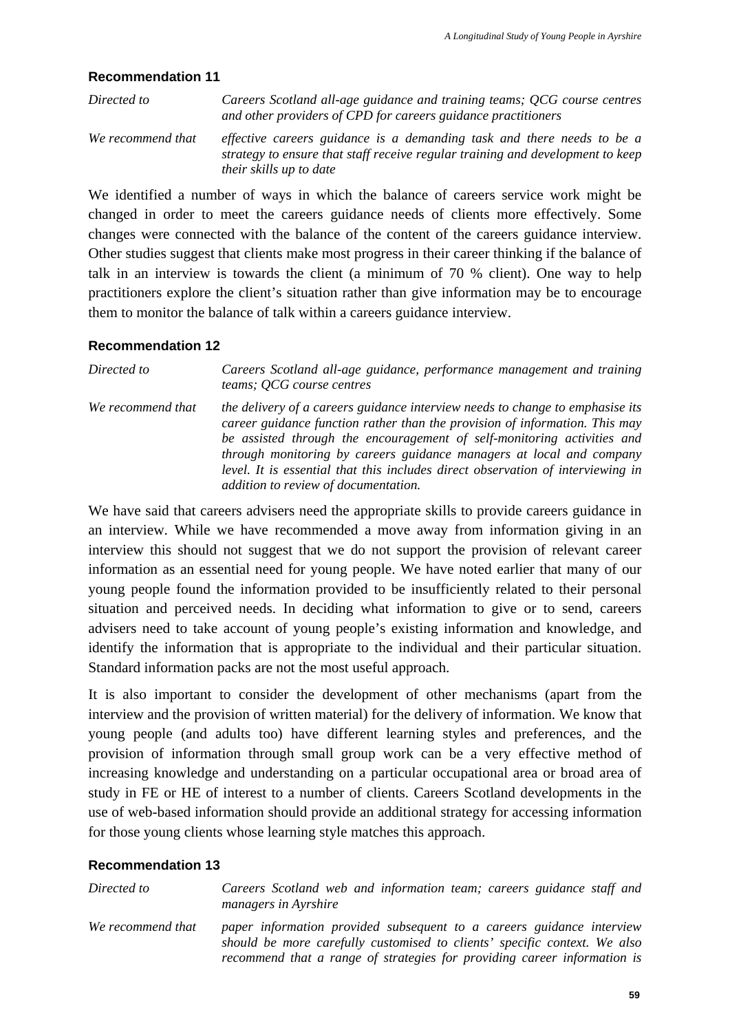### Recommendation 11

| | |
|---|---|
| *Directed to* | *Careers Scotland all-age guidance and training teams; QCG course centres and other providers of CPD for careers guidance practitioners* |
| *We recommend that* | *effective careers guidance is a demanding task and there needs to be a strategy to ensure that staff receive regular training and development to keep their skills up to date* |

We identified a number of ways in which the balance of careers service work might be changed in order to meet the careers guidance needs of clients more effectively. Some changes were connected with the balance of the content of the careers guidance interview. Other studies suggest that clients make most progress in their career thinking if the balance of talk in an interview is towards the client (a minimum of 70 % client). One way to help practitioners explore the client's situation rather than give information may be to encourage them to monitor the balance of talk within a careers guidance interview.

### Recommendation 12

| | |
|---|---|
| *Directed to* | *Careers Scotland all-age guidance, performance management and training teams; QCG course centres* |
| *We recommend that* | *the delivery of a careers guidance interview needs to change to emphasise its career guidance function rather than the provision of information. This may be assisted through the encouragement of self-monitoring activities and through monitoring by careers guidance managers at local and company level. It is essential that this includes direct observation of interviewing in addition to review of documentation.* |

We have said that careers advisers need the appropriate skills to provide careers guidance in an interview. While we have recommended a move away from information giving in an interview this should not suggest that we do not support the provision of relevant career information as an essential need for young people. We have noted earlier that many of our young people found the information provided to be insufficiently related to their personal situation and perceived needs. In deciding what information to give or to send, careers advisers need to take account of young people's existing information and knowledge, and identify the information that is appropriate to the individual and their particular situation. Standard information packs are not the most useful approach.

It is also important to consider the development of other mechanisms (apart from the interview and the provision of written material) for the delivery of information. We know that young people (and adults too) have different learning styles and preferences, and the provision of information through small group work can be a very effective method of increasing knowledge and understanding on a particular occupational area or broad area of study in FE or HE of interest to a number of clients. Careers Scotland developments in the use of web-based information should provide an additional strategy for accessing information for those young clients whose learning style matches this approach.

### Recommendation 13

| | |
|---|---|
| *Directed to* | *Careers Scotland web and information team; careers guidance staff and managers in Ayrshire* |
| *We recommend that* | *paper information provided subsequent to a careers guidance interview should be more carefully customised to clients' specific context. We also recommend that a range of strategies for providing career information is* |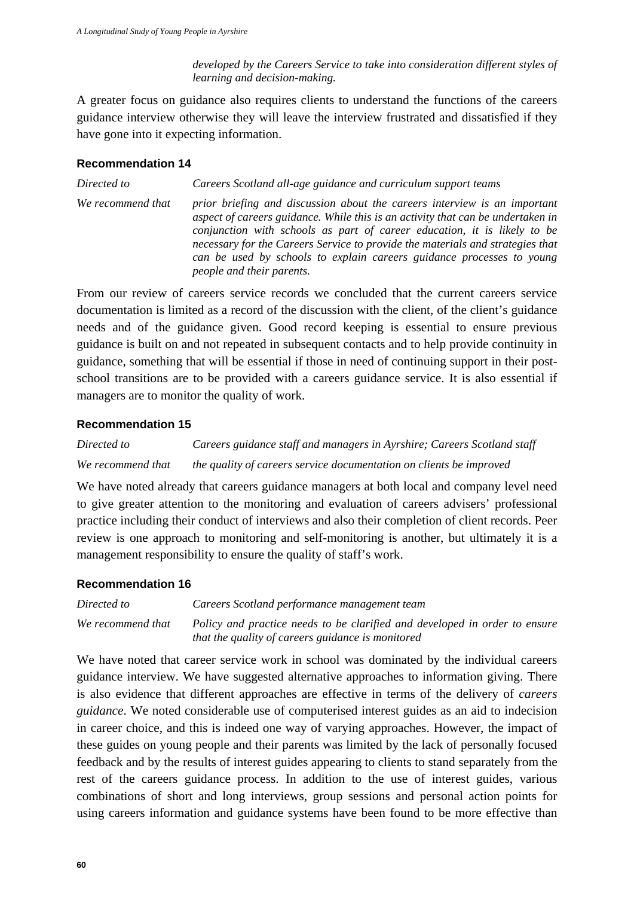*developed by the Careers Service to take into consideration different styles of learning and decision-making.*

A greater focus on guidance also requires clients to understand the functions of the careers guidance interview otherwise they will leave the interview frustrated and dissatisfied if they have gone into it expecting information.

#### Recommendation 14

| | |
|---|---|
| *Directed to* | *Careers Scotland all-age guidance and curriculum support teams* |
| *We recommend that* | *prior briefing and discussion about the careers interview is an important aspect of careers guidance. While this is an activity that can be undertaken in conjunction with schools as part of career education, it is likely to be necessary for the Careers Service to provide the materials and strategies that can be used by schools to explain careers guidance processes to young people and their parents.* |

From our review of careers service records we concluded that the current careers service documentation is limited as a record of the discussion with the client, of the client's guidance needs and of the guidance given. Good record keeping is essential to ensure previous guidance is built on and not repeated in subsequent contacts and to help provide continuity in guidance, something that will be essential if those in need of continuing support in their post-school transitions are to be provided with a careers guidance service. It is also essential if managers are to monitor the quality of work.

#### Recommendation 15

| | |
|---|---|
| *Directed to* | *Careers guidance staff and managers in Ayrshire; Careers Scotland staff* |
| *We recommend that* | *the quality of careers service documentation on clients be improved* |

We have noted already that careers guidance managers at both local and company level need to give greater attention to the monitoring and evaluation of careers advisers' professional practice including their conduct of interviews and also their completion of client records. Peer review is one approach to monitoring and self-monitoring is another, but ultimately it is a management responsibility to ensure the quality of staff's work.

#### Recommendation 16

| | |
|---|---|
| *Directed to* | *Careers Scotland performance management team* |
| *We recommend that* | *Policy and practice needs to be clarified and developed in order to ensure that the quality of careers guidance is monitored* |

We have noted that career service work in school was dominated by the individual careers guidance interview. We have suggested alternative approaches to information giving. There is also evidence that different approaches are effective in terms of the delivery of *careers guidance*. We noted considerable use of computerised interest guides as an aid to indecision in career choice, and this is indeed one way of varying approaches. However, the impact of these guides on young people and their parents was limited by the lack of personally focused feedback and by the results of interest guides appearing to clients to stand separately from the rest of the careers guidance process. In addition to the use of interest guides, various combinations of short and long interviews, group sessions and personal action points for using careers information and guidance systems have been found to be more effective than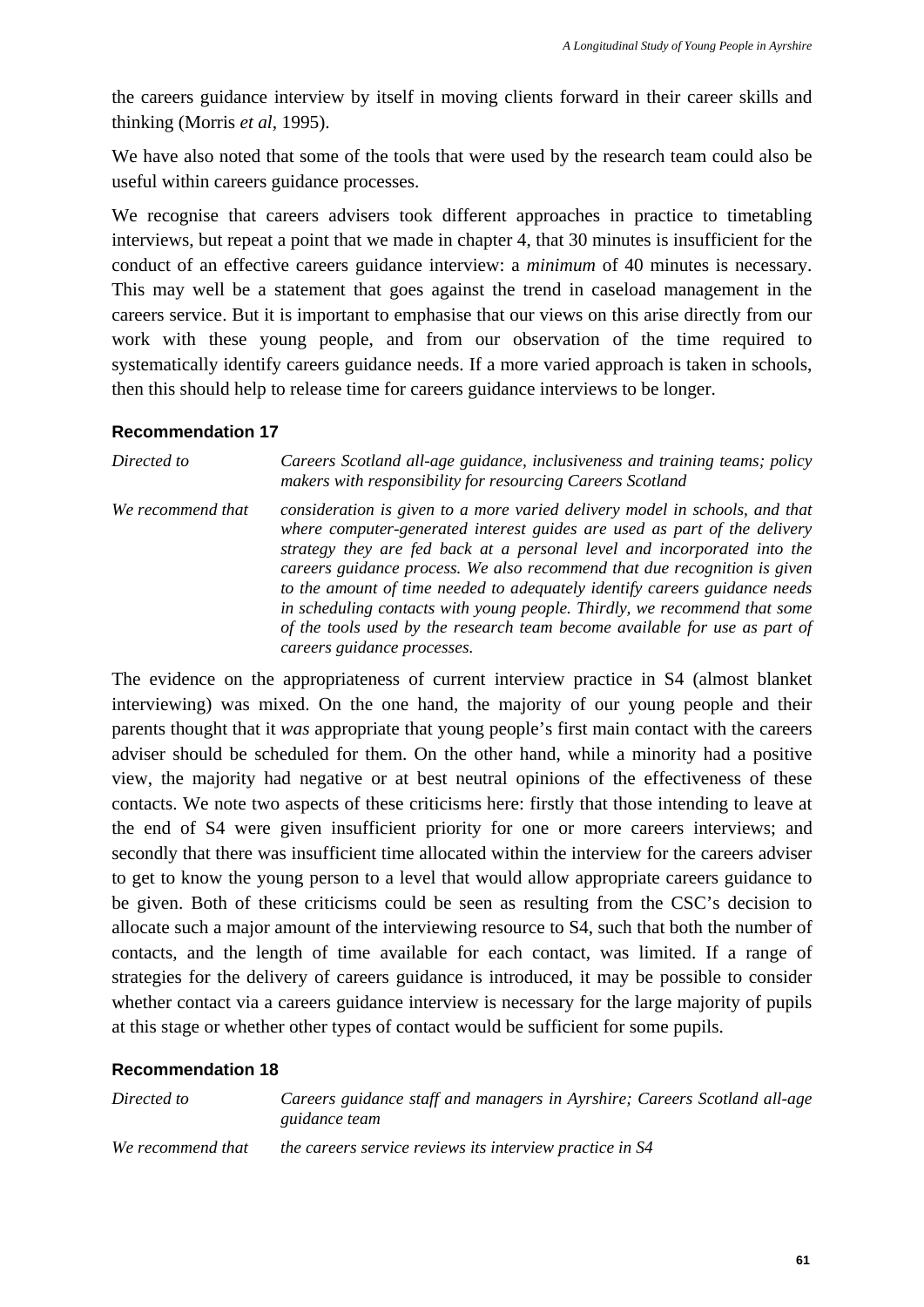the careers guidance interview by itself in moving clients forward in their career skills and thinking (Morris *et al*, 1995).

We have also noted that some of the tools that were used by the research team could also be useful within careers guidance processes.

We recognise that careers advisers took different approaches in practice to timetabling interviews, but repeat a point that we made in chapter 4, that 30 minutes is insufficient for the conduct of an effective careers guidance interview: a *minimum* of 40 minutes is necessary. This may well be a statement that goes against the trend in caseload management in the careers service. But it is important to emphasise that our views on this arise directly from our work with these young people, and from our observation of the time required to systematically identify careers guidance needs. If a more varied approach is taken in schools, then this should help to release time for careers guidance interviews to be longer.

**Recommendation 17**

| | |
|---|---|
| *Directed to* | *Careers Scotland all-age guidance, inclusiveness and training teams; policy makers with responsibility for resourcing Careers Scotland* |
| *We recommend that* | *consideration is given to a more varied delivery model in schools, and that where computer-generated interest guides are used as part of the delivery strategy they are fed back at a personal level and incorporated into the careers guidance process. We also recommend that due recognition is given to the amount of time needed to adequately identify careers guidance needs in scheduling contacts with young people. Thirdly, we recommend that some of the tools used by the research team become available for use as part of careers guidance processes.* |

The evidence on the appropriateness of current interview practice in S4 (almost blanket interviewing) was mixed. On the one hand, the majority of our young people and their parents thought that it *was* appropriate that young people's first main contact with the careers adviser should be scheduled for them. On the other hand, while a minority had a positive view, the majority had negative or at best neutral opinions of the effectiveness of these contacts. We note two aspects of these criticisms here: firstly that those intending to leave at the end of S4 were given insufficient priority for one or more careers interviews; and secondly that there was insufficient time allocated within the interview for the careers adviser to get to know the young person to a level that would allow appropriate careers guidance to be given. Both of these criticisms could be seen as resulting from the CSC's decision to allocate such a major amount of the interviewing resource to S4, such that both the number of contacts, and the length of time available for each contact, was limited. If a range of strategies for the delivery of careers guidance is introduced, it may be possible to consider whether contact via a careers guidance interview is necessary for the large majority of pupils at this stage or whether other types of contact would be sufficient for some pupils.

**Recommendation 18**

| | |
|---|---|
| *Directed to* | *Careers guidance staff and managers in Ayrshire; Careers Scotland all-age guidance team* |
| *We recommend that* | *the careers service reviews its interview practice in S4* |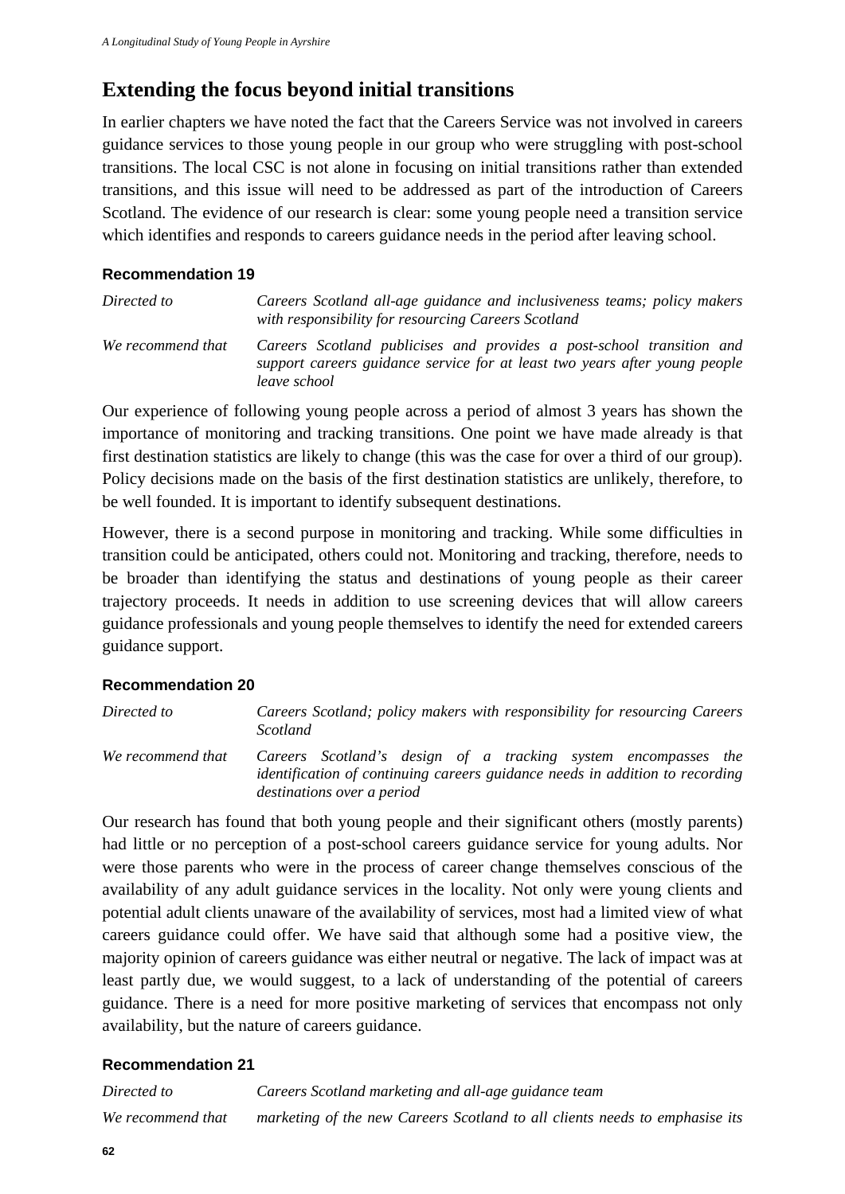## Extending the focus beyond initial transitions

In earlier chapters we have noted the fact that the Careers Service was not involved in careers guidance services to those young people in our group who were struggling with post-school transitions. The local CSC is not alone in focusing on initial transitions rather than extended transitions, and this issue will need to be addressed as part of the introduction of Careers Scotland. The evidence of our research is clear: some young people need a transition service which identifies and responds to careers guidance needs in the period after leaving school.

#### Recommendation 19

| | |
|---|---|
| *Directed to* | *Careers Scotland all-age guidance and inclusiveness teams; policy makers with responsibility for resourcing Careers Scotland* |
| *We recommend that* | *Careers Scotland publicises and provides a post-school transition and support careers guidance service for at least two years after young people leave school* |

Our experience of following young people across a period of almost 3 years has shown the importance of monitoring and tracking transitions. One point we have made already is that first destination statistics are likely to change (this was the case for over a third of our group). Policy decisions made on the basis of the first destination statistics are unlikely, therefore, to be well founded. It is important to identify subsequent destinations.

However, there is a second purpose in monitoring and tracking. While some difficulties in transition could be anticipated, others could not. Monitoring and tracking, therefore, needs to be broader than identifying the status and destinations of young people as their career trajectory proceeds. It needs in addition to use screening devices that will allow careers guidance professionals and young people themselves to identify the need for extended careers guidance support.

#### Recommendation 20

| | |
|---|---|
| *Directed to* | *Careers Scotland; policy makers with responsibility for resourcing Careers Scotland* |
| *We recommend that* | *Careers Scotland's design of a tracking system encompasses the identification of continuing careers guidance needs in addition to recording destinations over a period* |

Our research has found that both young people and their significant others (mostly parents) had little or no perception of a post-school careers guidance service for young adults. Nor were those parents who were in the process of career change themselves conscious of the availability of any adult guidance services in the locality. Not only were young clients and potential adult clients unaware of the availability of services, most had a limited view of what careers guidance could offer. We have said that although some had a positive view, the majority opinion of careers guidance was either neutral or negative. The lack of impact was at least partly due, we would suggest, to a lack of understanding of the potential of careers guidance. There is a need for more positive marketing of services that encompass not only availability, but the nature of careers guidance.

#### Recommendation 21

| | |
|---|---|
| *Directed to* | *Careers Scotland marketing and all-age guidance team* |
| *We recommend that* | *marketing of the new Careers Scotland to all clients needs to emphasise its* |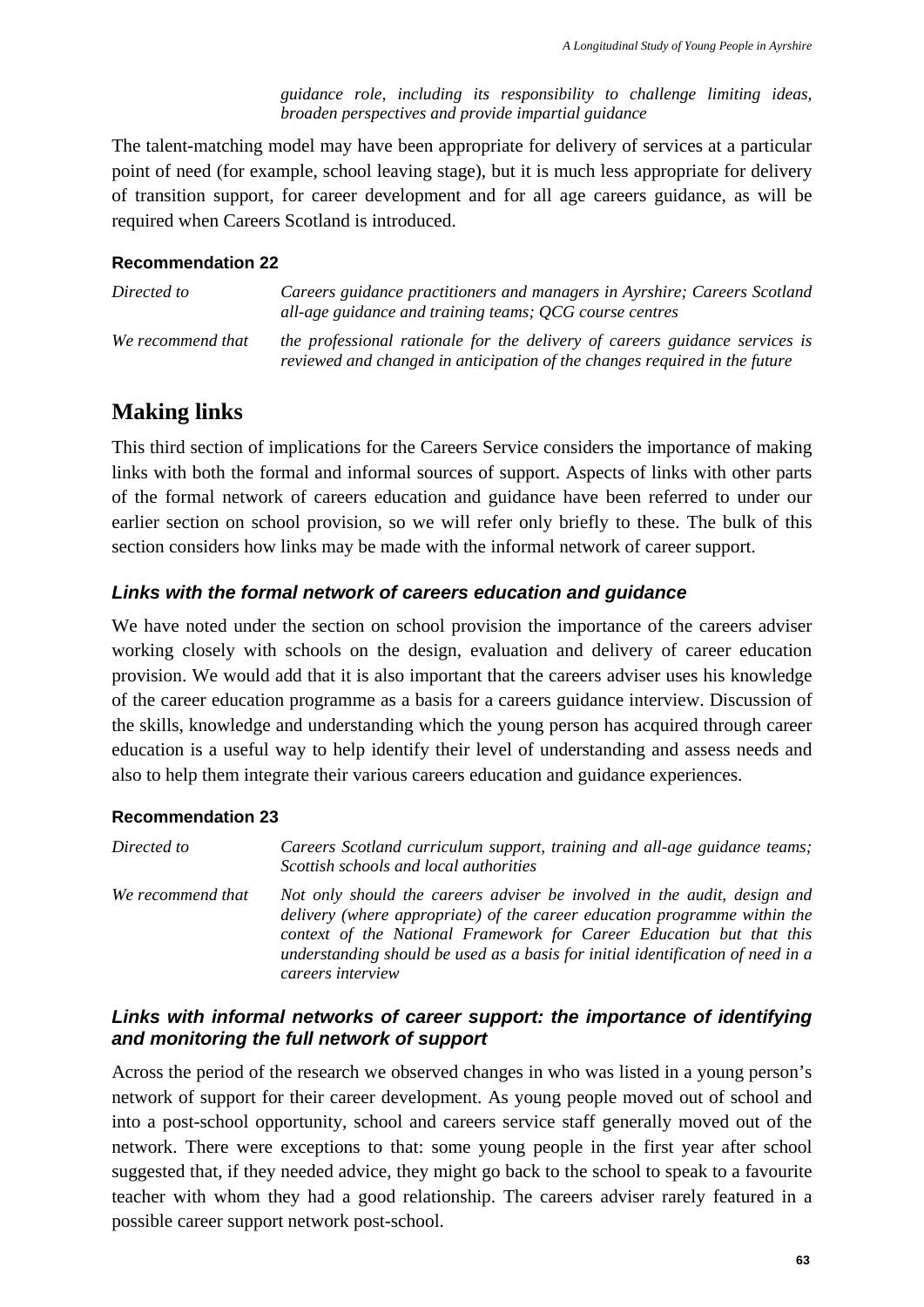*guidance role, including its responsibility to challenge limiting ideas, broaden perspectives and provide impartial guidance*

The talent-matching model may have been appropriate for delivery of services at a particular point of need (for example, school leaving stage), but it is much less appropriate for delivery of transition support, for career development and for all age careers guidance, as will be required when Careers Scotland is introduced.

#### Recommendation 22

| | |
|---|---|
| *Directed to* | *Careers guidance practitioners and managers in Ayrshire; Careers Scotland all-age guidance and training teams; QCG course centres* |
| *We recommend that* | *the professional rationale for the delivery of careers guidance services is reviewed and changed in anticipation of the changes required in the future* |

## Making links

This third section of implications for the Careers Service considers the importance of making links with both the formal and informal sources of support. Aspects of links with other parts of the formal network of careers education and guidance have been referred to under our earlier section on school provision, so we will refer only briefly to these. The bulk of this section considers how links may be made with the informal network of career support.

### *Links with the formal network of careers education and guidance*

We have noted under the section on school provision the importance of the careers adviser working closely with schools on the design, evaluation and delivery of career education provision. We would add that it is also important that the careers adviser uses his knowledge of the career education programme as a basis for a careers guidance interview. Discussion of the skills, knowledge and understanding which the young person has acquired through career education is a useful way to help identify their level of understanding and assess needs and also to help them integrate their various careers education and guidance experiences.

#### Recommendation 23

| | |
|---|---|
| *Directed to* | *Careers Scotland curriculum support, training and all-age guidance teams; Scottish schools and local authorities* |
| *We recommend that* | *Not only should the careers adviser be involved in the audit, design and delivery (where appropriate) of the career education programme within the context of the National Framework for Career Education but that this understanding should be used as a basis for initial identification of need in a careers interview* |

### *Links with informal networks of career support: the importance of identifying and monitoring the full network of support*

Across the period of the research we observed changes in who was listed in a young person's network of support for their career development. As young people moved out of school and into a post-school opportunity, school and careers service staff generally moved out of the network. There were exceptions to that: some young people in the first year after school suggested that, if they needed advice, they might go back to the school to speak to a favourite teacher with whom they had a good relationship. The careers adviser rarely featured in a possible career support network post-school.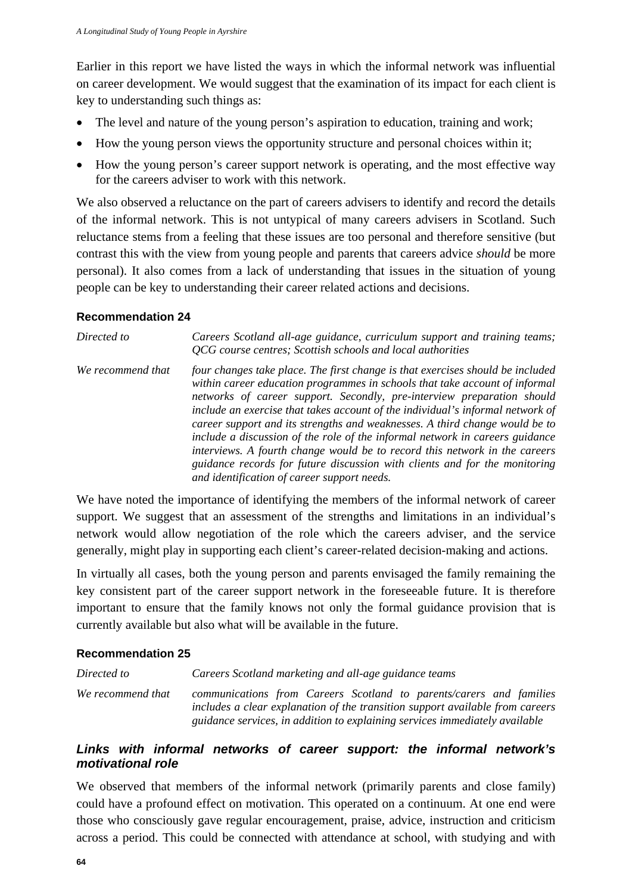Earlier in this report we have listed the ways in which the informal network was influential on career development. We would suggest that the examination of its impact for each client is key to understanding such things as:

- The level and nature of the young person's aspiration to education, training and work;
- How the young person views the opportunity structure and personal choices within it;
- How the young person's career support network is operating, and the most effective way for the careers adviser to work with this network.

We also observed a reluctance on the part of careers advisers to identify and record the details of the informal network. This is not untypical of many careers advisers in Scotland. Such reluctance stems from a feeling that these issues are too personal and therefore sensitive (but contrast this with the view from young people and parents that careers advice *should* be more personal). It also comes from a lack of understanding that issues in the situation of young people can be key to understanding their career related actions and decisions.

#### Recommendation 24

*Directed to* — *Careers Scotland all-age guidance, curriculum support and training teams; QCG course centres; Scottish schools and local authorities*

*We recommend that* — *four changes take place. The first change is that exercises should be included within career education programmes in schools that take account of informal networks of career support. Secondly, pre-interview preparation should include an exercise that takes account of the individual's informal network of career support and its strengths and weaknesses. A third change would be to include a discussion of the role of the informal network in careers guidance interviews. A fourth change would be to record this network in the careers guidance records for future discussion with clients and for the monitoring and identification of career support needs.*

We have noted the importance of identifying the members of the informal network of career support. We suggest that an assessment of the strengths and limitations in an individual's network would allow negotiation of the role which the careers adviser, and the service generally, might play in supporting each client's career-related decision-making and actions.

In virtually all cases, both the young person and parents envisaged the family remaining the key consistent part of the career support network in the foreseeable future. It is therefore important to ensure that the family knows not only the formal guidance provision that is currently available but also what will be available in the future.

#### Recommendation 25

*Directed to* — *Careers Scotland marketing and all-age guidance teams*

*We recommend that* — *communications from Careers Scotland to parents/carers and families includes a clear explanation of the transition support available from careers guidance services, in addition to explaining services immediately available*

### *Links with informal networks of career support: the informal network's motivational role*

We observed that members of the informal network (primarily parents and close family) could have a profound effect on motivation. This operated on a continuum. At one end were those who consciously gave regular encouragement, praise, advice, instruction and criticism across a period. This could be connected with attendance at school, with studying and with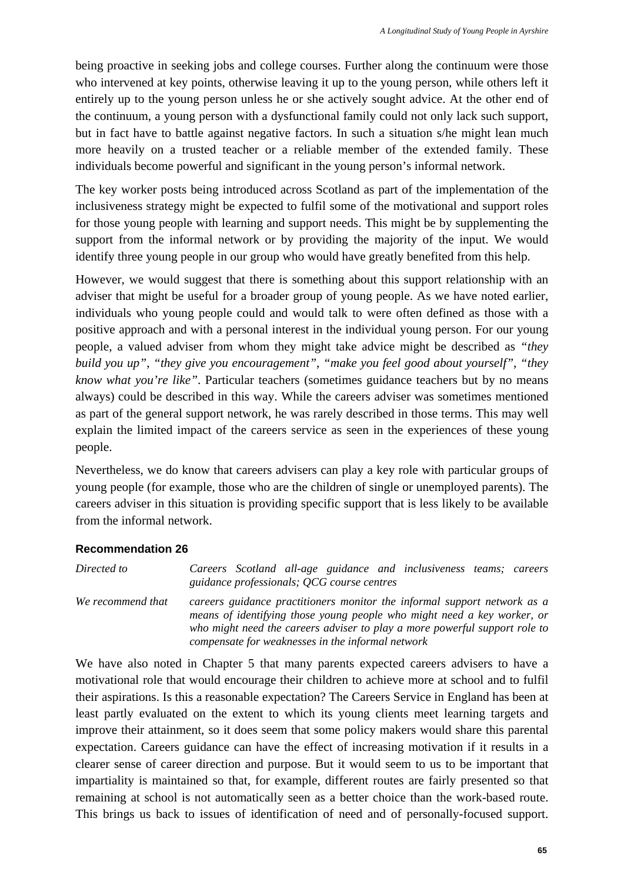being proactive in seeking jobs and college courses. Further along the continuum were those who intervened at key points, otherwise leaving it up to the young person, while others left it entirely up to the young person unless he or she actively sought advice. At the other end of the continuum, a young person with a dysfunctional family could not only lack such support, but in fact have to battle against negative factors. In such a situation s/he might lean much more heavily on a trusted teacher or a reliable member of the extended family. These individuals become powerful and significant in the young person's informal network.

The key worker posts being introduced across Scotland as part of the implementation of the inclusiveness strategy might be expected to fulfil some of the motivational and support roles for those young people with learning and support needs. This might be by supplementing the support from the informal network or by providing the majority of the input. We would identify three young people in our group who would have greatly benefited from this help.

However, we would suggest that there is something about this support relationship with an adviser that might be useful for a broader group of young people. As we have noted earlier, individuals who young people could and would talk to were often defined as those with a positive approach and with a personal interest in the individual young person. For our young people, a valued adviser from whom they might take advice might be described as *"they build you up"*, *"they give you encouragement"*, *"make you feel good about yourself"*, *"they know what you're like"*. Particular teachers (sometimes guidance teachers but by no means always) could be described in this way. While the careers adviser was sometimes mentioned as part of the general support network, he was rarely described in those terms. This may well explain the limited impact of the careers service as seen in the experiences of these young people.

Nevertheless, we do know that careers advisers can play a key role with particular groups of young people (for example, those who are the children of single or unemployed parents). The careers adviser in this situation is providing specific support that is less likely to be available from the informal network.

#### Recommendation 26

| | |
|---|---|
| *Directed to* | *Careers Scotland all-age guidance and inclusiveness teams; careers guidance professionals; QCG course centres* |
| *We recommend that* | *careers guidance practitioners monitor the informal support network as a means of identifying those young people who might need a key worker, or who might need the careers adviser to play a more powerful support role to compensate for weaknesses in the informal network* |

We have also noted in Chapter 5 that many parents expected careers advisers to have a motivational role that would encourage their children to achieve more at school and to fulfil their aspirations. Is this a reasonable expectation? The Careers Service in England has been at least partly evaluated on the extent to which its young clients meet learning targets and improve their attainment, so it does seem that some policy makers would share this parental expectation. Careers guidance can have the effect of increasing motivation if it results in a clearer sense of career direction and purpose. But it would seem to us to be important that impartiality is maintained so that, for example, different routes are fairly presented so that remaining at school is not automatically seen as a better choice than the work-based route. This brings us back to issues of identification of need and of personally-focused support.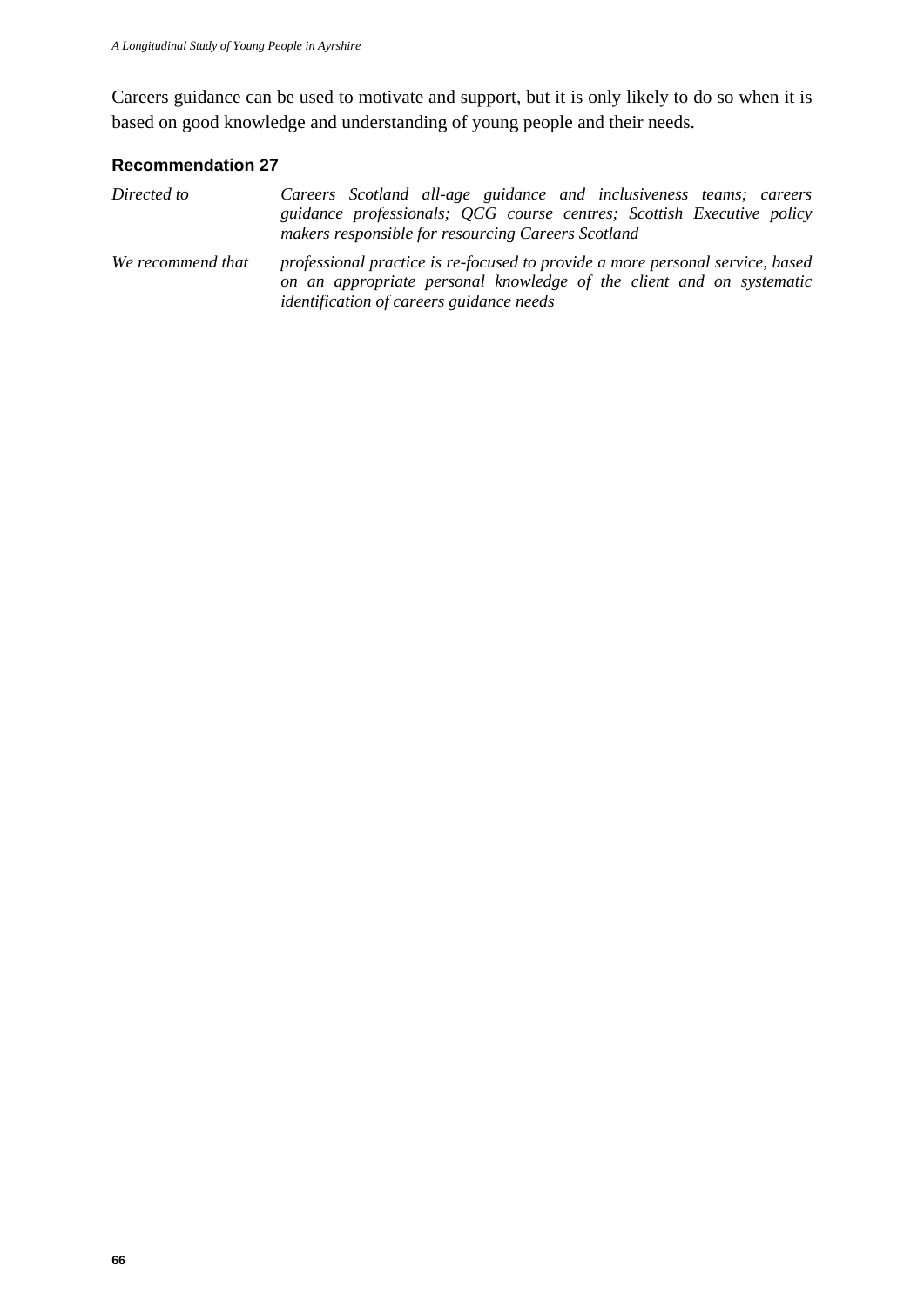Careers guidance can be used to motivate and support, but it is only likely to do so when it is based on good knowledge and understanding of young people and their needs.

**Recommendation 27**

| | |
|---|---|
| *Directed to* | *Careers Scotland all-age guidance and inclusiveness teams; careers guidance professionals; QCG course centres; Scottish Executive policy makers responsible for resourcing Careers Scotland* |
| *We recommend that* | *professional practice is re-focused to provide a more personal service, based on an appropriate personal knowledge of the client and on systematic identification of careers guidance needs* |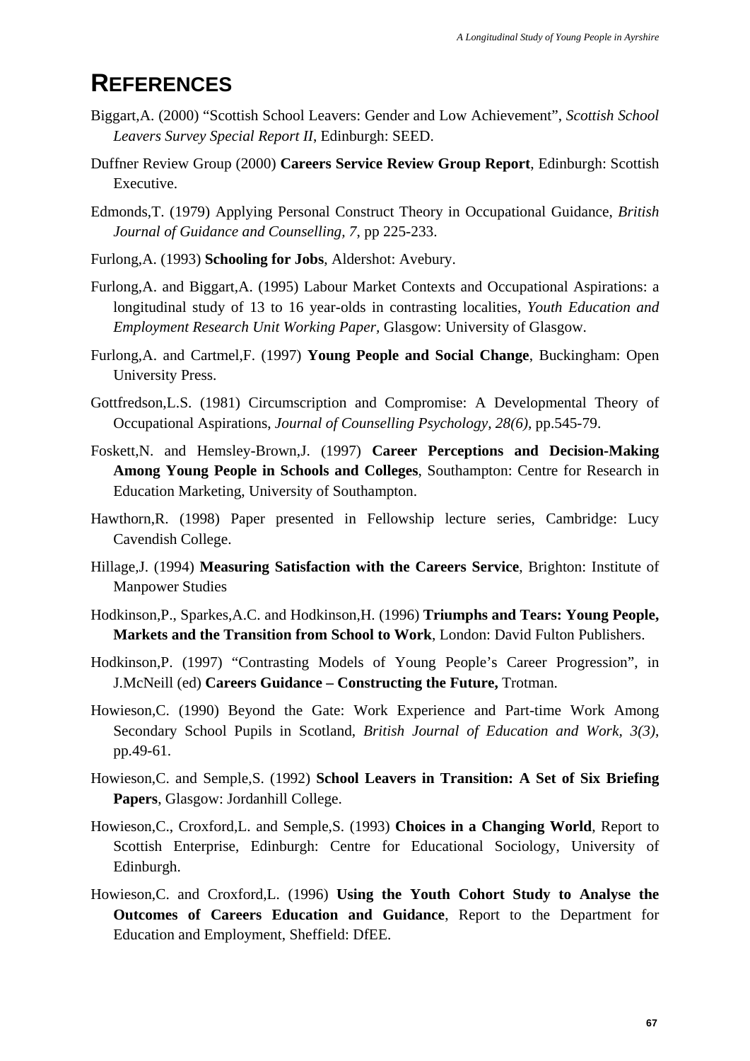# REFERENCES

Biggart,A. (2000) "Scottish School Leavers: Gender and Low Achievement", *Scottish School Leavers Survey Special Report II*, Edinburgh: SEED.

Duffner Review Group (2000) **Careers Service Review Group Report**, Edinburgh: Scottish Executive.

Edmonds,T. (1979) Applying Personal Construct Theory in Occupational Guidance, *British Journal of Guidance and Counselling, 7*, pp 225-233.

Furlong,A. (1993) **Schooling for Jobs**, Aldershot: Avebury.

Furlong,A. and Biggart,A. (1995) Labour Market Contexts and Occupational Aspirations: a longitudinal study of 13 to 16 year-olds in contrasting localities, *Youth Education and Employment Research Unit Working Paper*, Glasgow: University of Glasgow.

Furlong,A. and Cartmel,F. (1997) **Young People and Social Change**, Buckingham: Open University Press.

Gottfredson,L.S. (1981) Circumscription and Compromise: A Developmental Theory of Occupational Aspirations, *Journal of Counselling Psychology, 28(6)*, pp.545-79.

Foskett,N. and Hemsley-Brown,J. (1997) **Career Perceptions and Decision-Making Among Young People in Schools and Colleges**, Southampton: Centre for Research in Education Marketing, University of Southampton.

Hawthorn,R. (1998) Paper presented in Fellowship lecture series, Cambridge: Lucy Cavendish College.

Hillage,J. (1994) **Measuring Satisfaction with the Careers Service**, Brighton: Institute of Manpower Studies

Hodkinson,P., Sparkes,A.C. and Hodkinson,H. (1996) **Triumphs and Tears: Young People, Markets and the Transition from School to Work**, London: David Fulton Publishers.

Hodkinson,P. (1997) "Contrasting Models of Young People's Career Progression", in J.McNeill (ed) **Careers Guidance – Constructing the Future,** Trotman.

Howieson,C. (1990) Beyond the Gate: Work Experience and Part-time Work Among Secondary School Pupils in Scotland, *British Journal of Education and Work, 3(3)*, pp.49-61.

Howieson,C. and Semple,S. (1992) **School Leavers in Transition: A Set of Six Briefing Papers**, Glasgow: Jordanhill College.

Howieson,C., Croxford,L. and Semple,S. (1993) **Choices in a Changing World**, Report to Scottish Enterprise, Edinburgh: Centre for Educational Sociology, University of Edinburgh.

Howieson,C. and Croxford,L. (1996) **Using the Youth Cohort Study to Analyse the Outcomes of Careers Education and Guidance**, Report to the Department for Education and Employment, Sheffield: DfEE.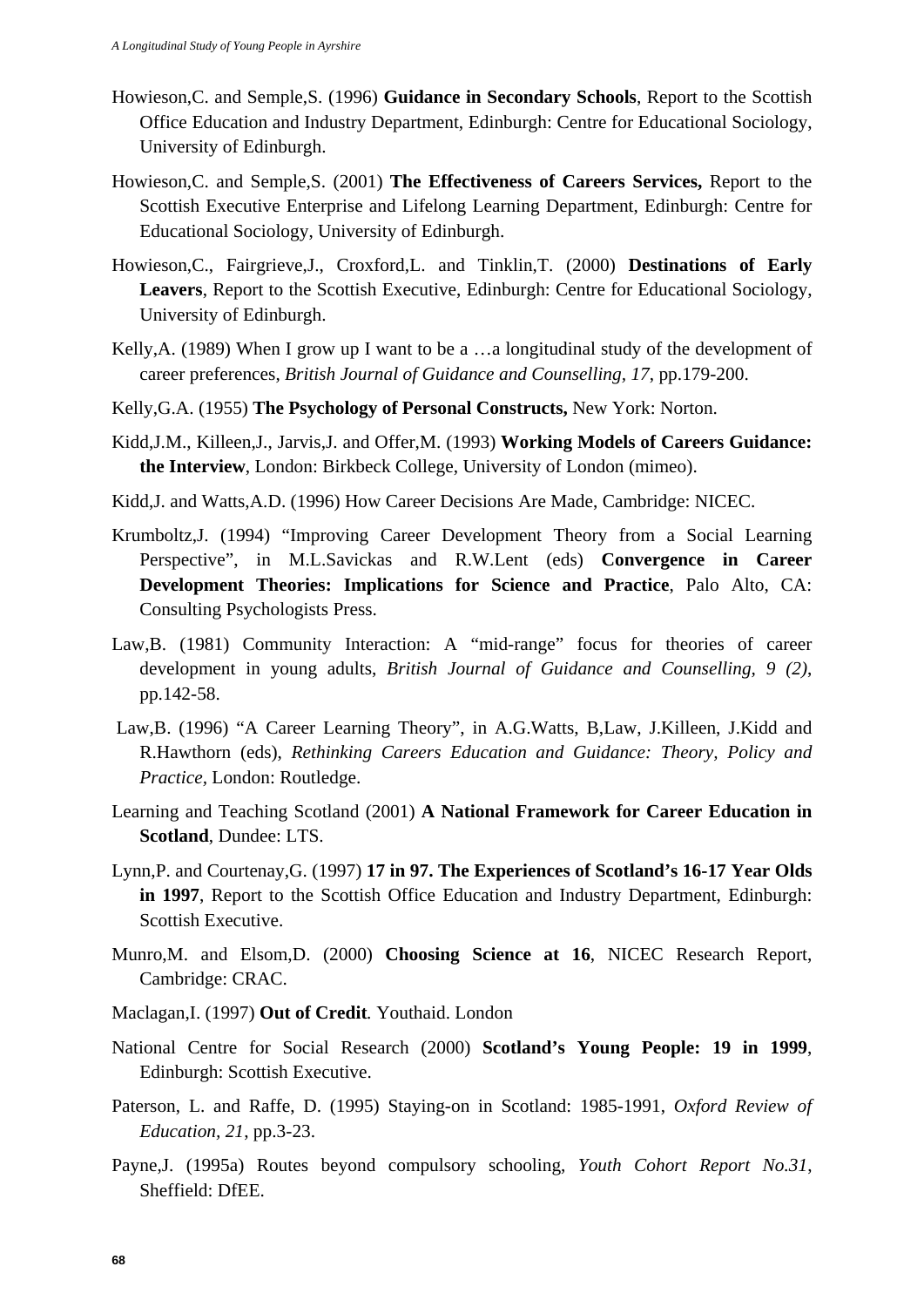Howieson,C. and Semple,S. (1996) **Guidance in Secondary Schools**, Report to the Scottish Office Education and Industry Department, Edinburgh: Centre for Educational Sociology, University of Edinburgh.

Howieson,C. and Semple,S. (2001) **The Effectiveness of Careers Services,** Report to the Scottish Executive Enterprise and Lifelong Learning Department, Edinburgh: Centre for Educational Sociology, University of Edinburgh.

Howieson,C., Fairgrieve,J., Croxford,L. and Tinklin,T. (2000) **Destinations of Early Leavers**, Report to the Scottish Executive, Edinburgh: Centre for Educational Sociology, University of Edinburgh.

Kelly,A. (1989) When I grow up I want to be a …a longitudinal study of the development of career preferences, *British Journal of Guidance and Counselling, 17*, pp.179-200.

Kelly,G.A. (1955) **The Psychology of Personal Constructs,** New York: Norton.

Kidd,J.M., Killeen,J., Jarvis,J. and Offer,M. (1993) **Working Models of Careers Guidance: the Interview**, London: Birkbeck College, University of London (mimeo).

Kidd,J. and Watts,A.D. (1996) How Career Decisions Are Made, Cambridge: NICEC.

Krumboltz,J. (1994) "Improving Career Development Theory from a Social Learning Perspective", in M.L.Savickas and R.W.Lent (eds) **Convergence in Career Development Theories: Implications for Science and Practice**, Palo Alto, CA: Consulting Psychologists Press.

Law,B. (1981) Community Interaction: A "mid-range" focus for theories of career development in young adults, *British Journal of Guidance and Counselling, 9 (2)*, pp.142-58.

Law,B. (1996) "A Career Learning Theory", in A.G.Watts, B,Law, J.Killeen, J.Kidd and R.Hawthorn (eds), *Rethinking Careers Education and Guidance: Theory, Policy and Practice*, London: Routledge.

Learning and Teaching Scotland (2001) **A National Framework for Career Education in Scotland**, Dundee: LTS.

Lynn,P. and Courtenay,G. (1997) **17 in 97. The Experiences of Scotland's 16-17 Year Olds in 1997**, Report to the Scottish Office Education and Industry Department, Edinburgh: Scottish Executive.

Munro,M. and Elsom,D. (2000) **Choosing Science at 16**, NICEC Research Report, Cambridge: CRAC.

Maclagan,I. (1997) **Out of Credit***.* Youthaid. London

National Centre for Social Research (2000) **Scotland's Young People: 19 in 1999**, Edinburgh: Scottish Executive.

Paterson, L. and Raffe, D. (1995) Staying-on in Scotland: 1985-1991, *Oxford Review of Education, 21*, pp.3-23.

Payne,J. (1995a) Routes beyond compulsory schooling, *Youth Cohort Report No.31*, Sheffield: DfEE.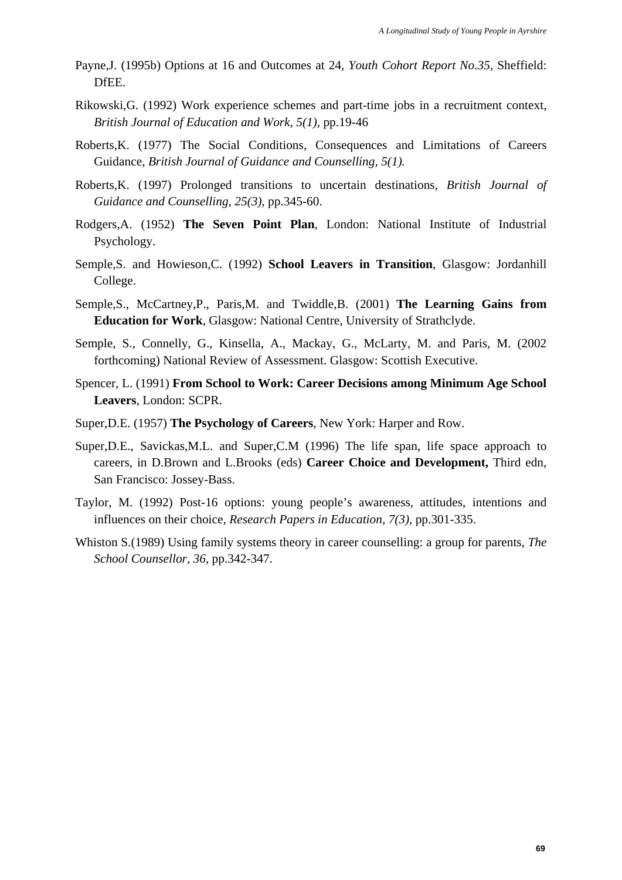Payne,J. (1995b) Options at 16 and Outcomes at 24, *Youth Cohort Report No.35,* Sheffield: DfEE.

Rikowski,G. (1992) Work experience schemes and part-time jobs in a recruitment context, *British Journal of Education and Work, 5(1),* pp.19-46

Roberts,K. (1977) The Social Conditions, Consequences and Limitations of Careers Guidance, *British Journal of Guidance and Counselling, 5(1).*

Roberts,K. (1997) Prolonged transitions to uncertain destinations, *British Journal of Guidance and Counselling, 25(3),* pp.345-60.

Rodgers,A. (1952) **The Seven Point Plan**, London: National Institute of Industrial Psychology.

Semple,S. and Howieson,C. (1992) **School Leavers in Transition**, Glasgow: Jordanhill College.

Semple,S., McCartney,P., Paris,M. and Twiddle,B. (2001) **The Learning Gains from Education for Work**, Glasgow: National Centre, University of Strathclyde.

Semple, S., Connelly, G., Kinsella, A., Mackay, G., McLarty, M. and Paris, M. (2002 forthcoming) National Review of Assessment. Glasgow: Scottish Executive.

Spencer, L. (1991) **From School to Work: Career Decisions among Minimum Age School Leavers**, London: SCPR.

Super,D.E. (1957) **The Psychology of Careers**, New York: Harper and Row.

Super,D.E., Savickas,M.L. and Super,C.M (1996) The life span, life space approach to careers, in D.Brown and L.Brooks (eds) **Career Choice and Development,** Third edn, San Francisco: Jossey-Bass.

Taylor, M. (1992) Post-16 options: young people's awareness, attitudes, intentions and influences on their choice, *Research Papers in Education, 7(3),* pp.301-335.

Whiston S.(1989) Using family systems theory in career counselling: a group for parents, *The School Counsellor, 36*, pp.342-347.